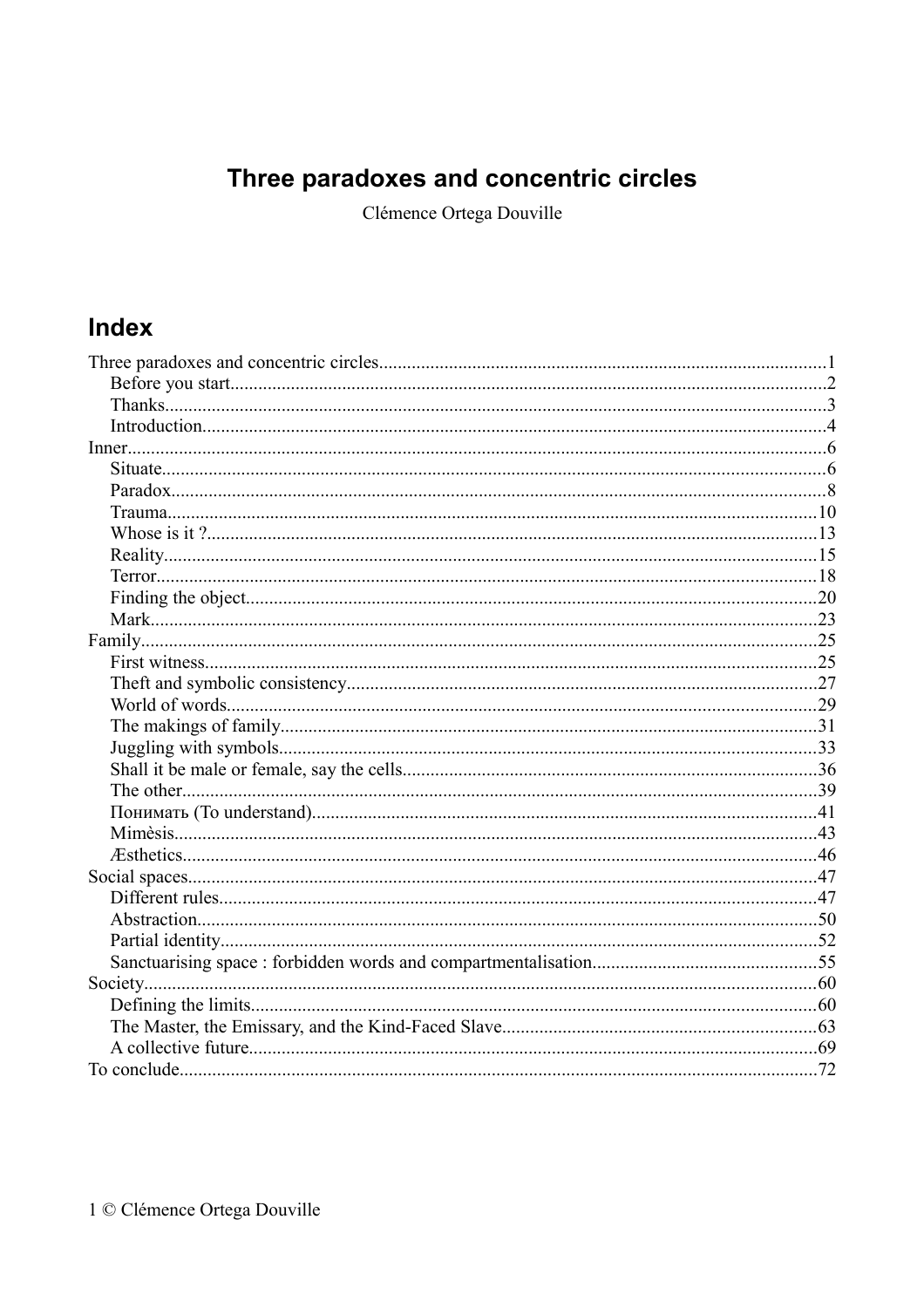# Three paradoxes and concentric circles

Clémence Ortega Douville

## Index

Three paradoxes and concentric circles....................1
- Before you start....................2
- Thanks....................3
- Introduction....................4

Inner....................6
- Situate....................6
- Paradox....................8
- Trauma....................10
- Whose is it ?....................13
- Reality....................15
- Terror....................18
- Finding the object....................20
- Mark....................23

Family....................25
- First witness....................25
- Theft and symbolic consistency....................27
- World of words....................29
- The makings of family....................31
- Juggling with symbols....................33
- Shall it be male or female, say the cells....................36
- The other....................39
- Понимать (To understand)....................41
- Mimèsis....................43
- Æsthetics....................46

Social spaces....................47
- Different rules....................47
- Abstraction....................50
- Partial identity....................52
- Sanctuarising space : forbidden words and compartmentalisation....................55

Society....................60
- Defining the limits....................60
- The Master, the Emissary, and the Kind-Faced Slave....................63
- A collective future....................69

To conclude....................72

© Clémence Ortega Douville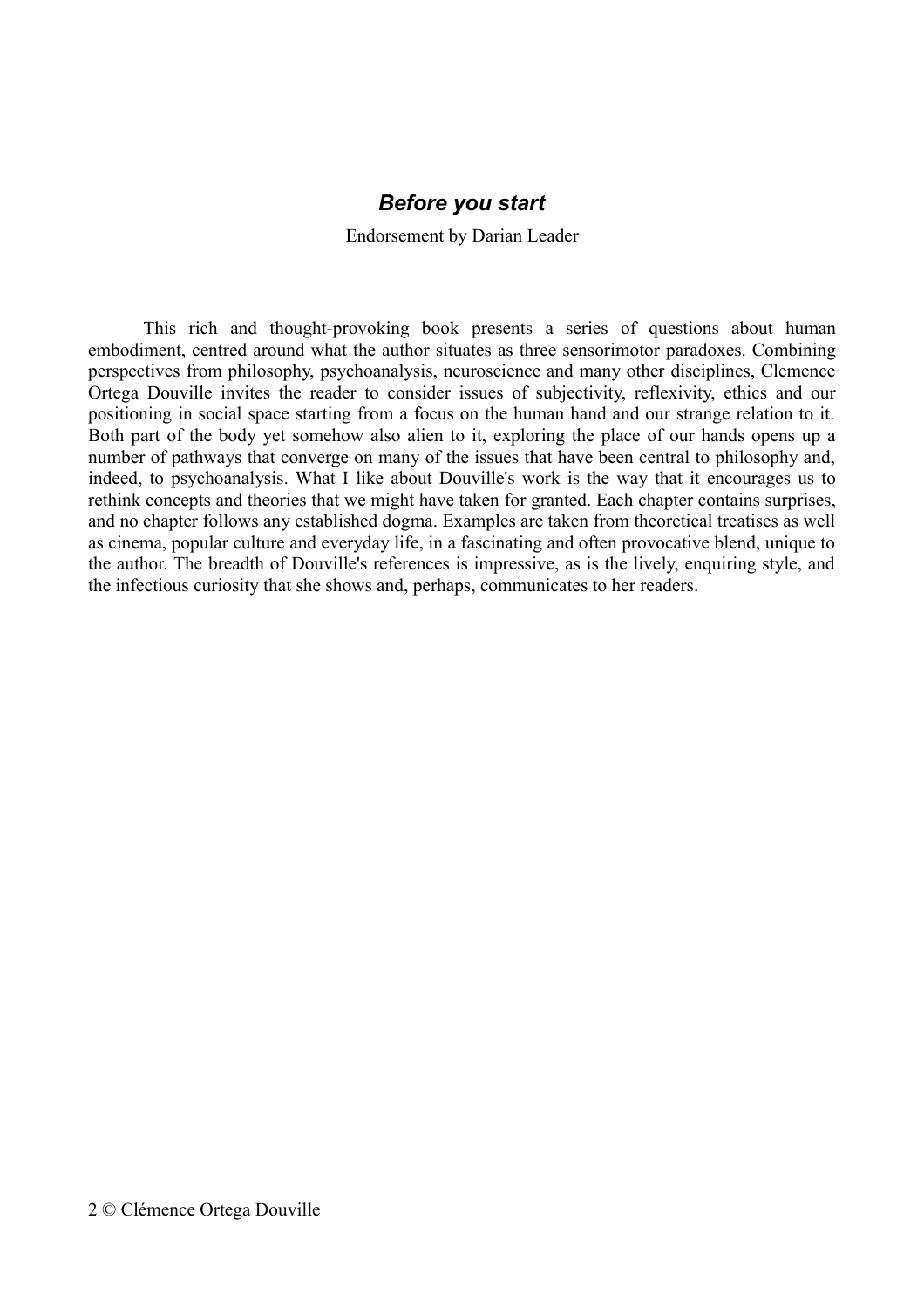## *Before you start*

Endorsement by Darian Leader

This rich and thought-provoking book presents a series of questions about human embodiment, centred around what the author situates as three sensorimotor paradoxes. Combining perspectives from philosophy, psychoanalysis, neuroscience and many other disciplines, Clemence Ortega Douville invites the reader to consider issues of subjectivity, reflexivity, ethics and our positioning in social space starting from a focus on the human hand and our strange relation to it. Both part of the body yet somehow also alien to it, exploring the place of our hands opens up a number of pathways that converge on many of the issues that have been central to philosophy and, indeed, to psychoanalysis. What I like about Douville's work is the way that it encourages us to rethink concepts and theories that we might have taken for granted. Each chapter contains surprises, and no chapter follows any established dogma. Examples are taken from theoretical treatises as well as cinema, popular culture and everyday life, in a fascinating and often provocative blend, unique to the author. The breadth of Douville's references is impressive, as is the lively, enquiring style, and the infectious curiosity that she shows and, perhaps, communicates to her readers.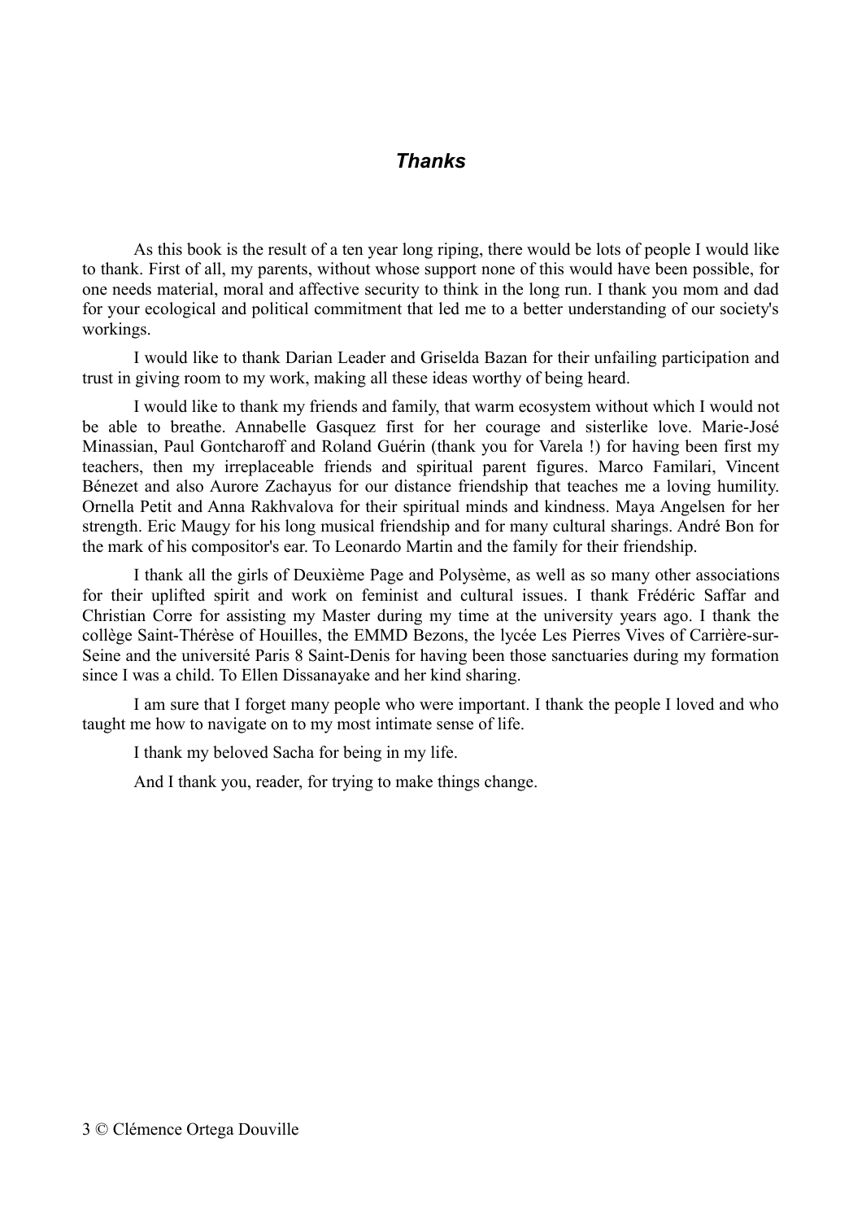## *Thanks*

As this book is the result of a ten year long riping, there would be lots of people I would like to thank. First of all, my parents, without whose support none of this would have been possible, for one needs material, moral and affective security to think in the long run. I thank you mom and dad for your ecological and political commitment that led me to a better understanding of our society's workings.

I would like to thank Darian Leader and Griselda Bazan for their unfailing participation and trust in giving room to my work, making all these ideas worthy of being heard.

I would like to thank my friends and family, that warm ecosystem without which I would not be able to breathe. Annabelle Gasquez first for her courage and sisterlike love. Marie-José Minassian, Paul Gontcharoff and Roland Guérin (thank you for Varela !) for having been first my teachers, then my irreplaceable friends and spiritual parent figures. Marco Familari, Vincent Bénezet and also Aurore Zachayus for our distance friendship that teaches me a loving humility. Ornella Petit and Anna Rakhvalova for their spiritual minds and kindness. Maya Angelsen for her strength. Eric Maugy for his long musical friendship and for many cultural sharings. André Bon for the mark of his compositor's ear. To Leonardo Martin and the family for their friendship.

I thank all the girls of Deuxième Page and Polysème, as well as so many other associations for their uplifted spirit and work on feminist and cultural issues. I thank Frédéric Saffar and Christian Corre for assisting my Master during my time at the university years ago. I thank the collège Saint-Thérèse of Houilles, the EMMD Bezons, the lycée Les Pierres Vives of Carrière-sur-Seine and the université Paris 8 Saint-Denis for having been those sanctuaries during my formation since I was a child. To Ellen Dissanayake and her kind sharing.

I am sure that I forget many people who were important. I thank the people I loved and who taught me how to navigate on to my most intimate sense of life.

I thank my beloved Sacha for being in my life.

And I thank you, reader, for trying to make things change.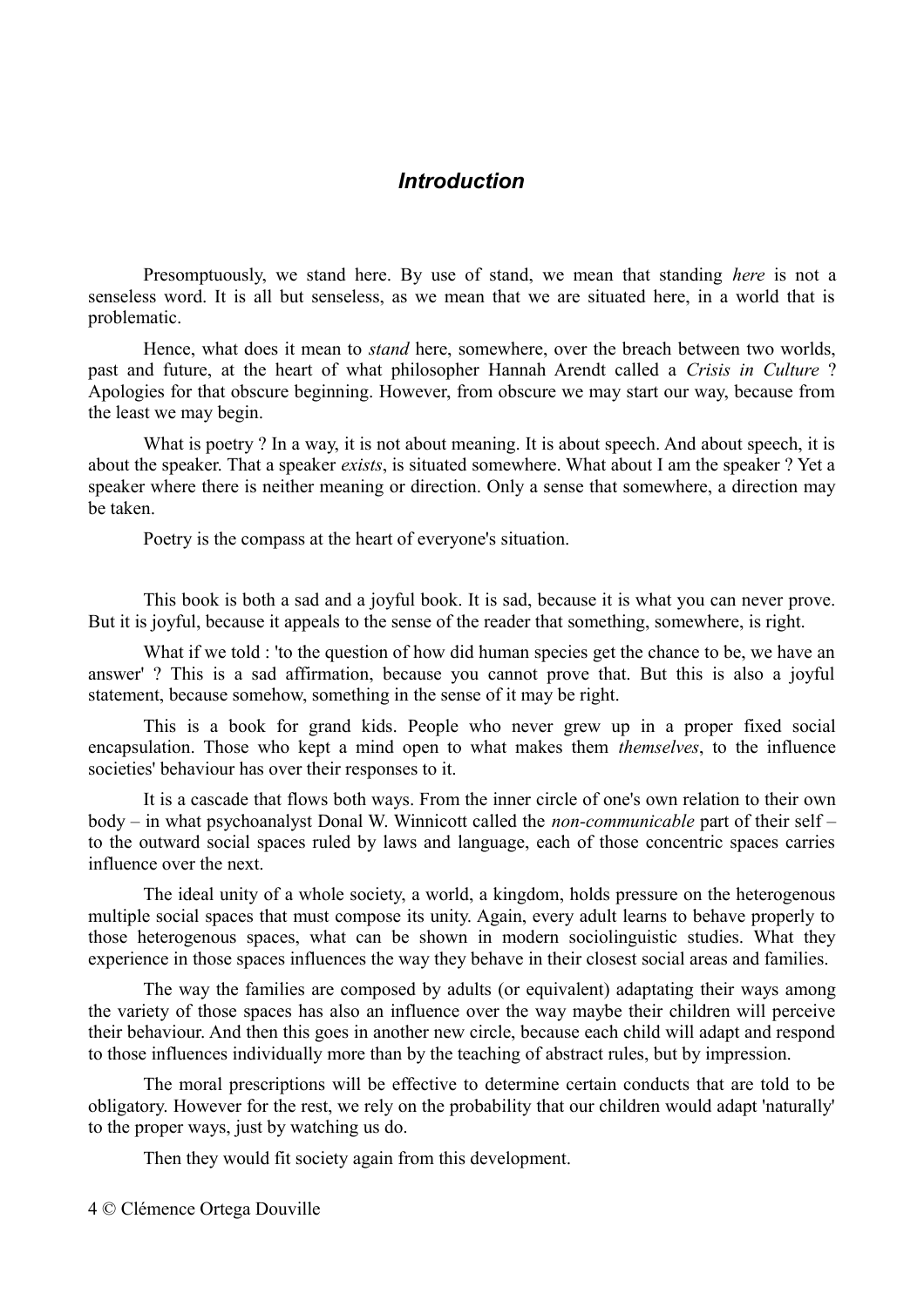## *Introduction*

Presomptuously, we stand here. By use of stand, we mean that standing *here* is not a senseless word. It is all but senseless, as we mean that we are situated here, in a world that is problematic.

Hence, what does it mean to *stand* here, somewhere, over the breach between two worlds, past and future, at the heart of what philosopher Hannah Arendt called a *Crisis in Culture* ? Apologies for that obscure beginning. However, from obscure we may start our way, because from the least we may begin.

What is poetry ? In a way, it is not about meaning. It is about speech. And about speech, it is about the speaker. That a speaker *exists*, is situated somewhere. What about I am the speaker ? Yet a speaker where there is neither meaning or direction. Only a sense that somewhere, a direction may be taken.

Poetry is the compass at the heart of everyone's situation.

This book is both a sad and a joyful book. It is sad, because it is what you can never prove. But it is joyful, because it appeals to the sense of the reader that something, somewhere, is right.

What if we told : 'to the question of how did human species get the chance to be, we have an answer' ? This is a sad affirmation, because you cannot prove that. But this is also a joyful statement, because somehow, something in the sense of it may be right.

This is a book for grand kids. People who never grew up in a proper fixed social encapsulation. Those who kept a mind open to what makes them *themselves*, to the influence societies' behaviour has over their responses to it.

It is a cascade that flows both ways. From the inner circle of one's own relation to their own body – in what psychoanalyst Donal W. Winnicott called the *non-communicable* part of their self – to the outward social spaces ruled by laws and language, each of those concentric spaces carries influence over the next.

The ideal unity of a whole society, a world, a kingdom, holds pressure on the heterogenous multiple social spaces that must compose its unity. Again, every adult learns to behave properly to those heterogenous spaces, what can be shown in modern sociolinguistic studies. What they experience in those spaces influences the way they behave in their closest social areas and families.

The way the families are composed by adults (or equivalent) adaptating their ways among the variety of those spaces has also an influence over the way maybe their children will perceive their behaviour. And then this goes in another new circle, because each child will adapt and respond to those influences individually more than by the teaching of abstract rules, but by impression.

The moral prescriptions will be effective to determine certain conducts that are told to be obligatory. However for the rest, we rely on the probability that our children would adapt 'naturally' to the proper ways, just by watching us do.

Then they would fit society again from this development.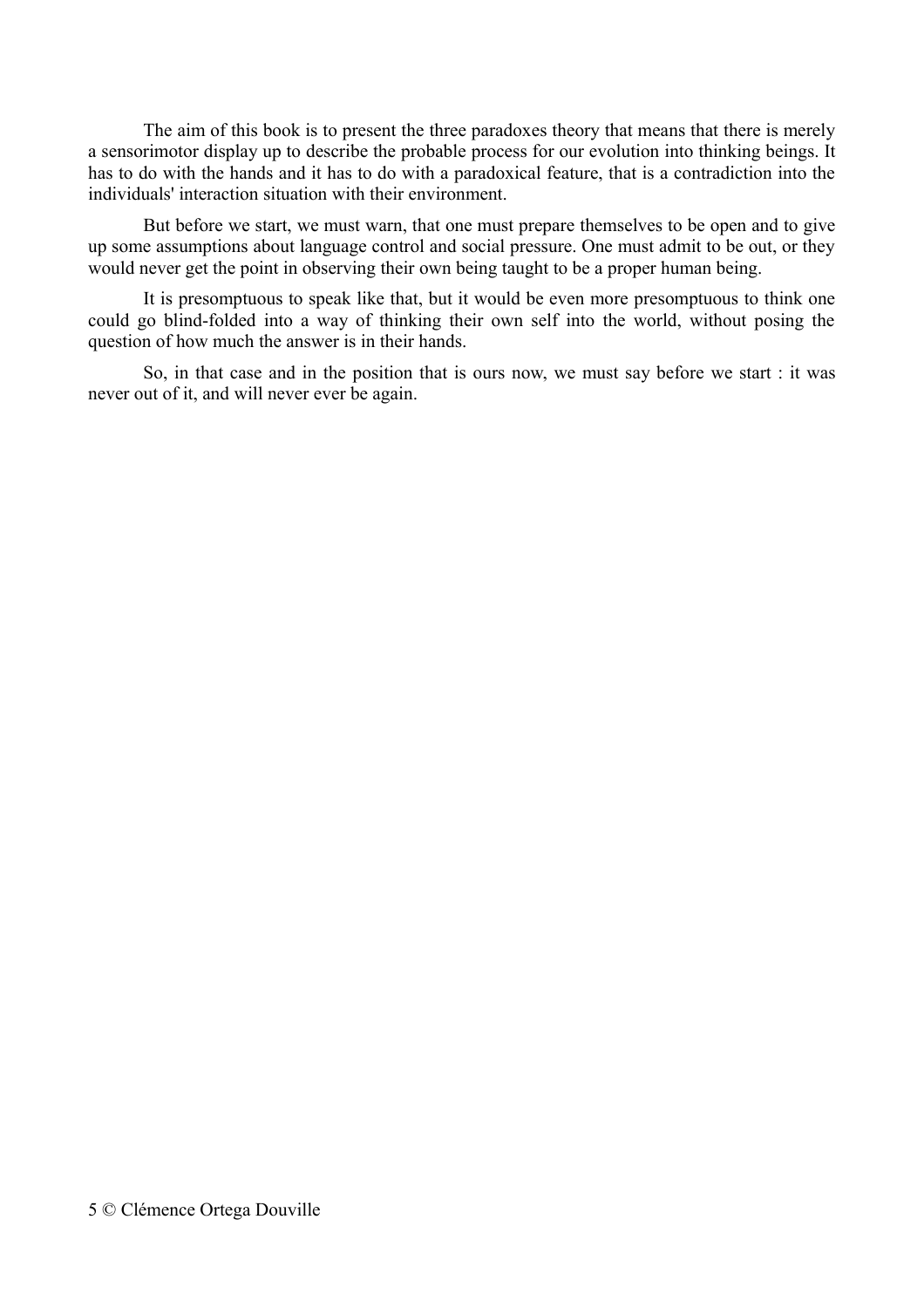The aim of this book is to present the three paradoxes theory that means that there is merely a sensorimotor display up to describe the probable process for our evolution into thinking beings. It has to do with the hands and it has to do with a paradoxical feature, that is a contradiction into the individuals' interaction situation with their environment.

But before we start, we must warn, that one must prepare themselves to be open and to give up some assumptions about language control and social pressure. One must admit to be out, or they would never get the point in observing their own being taught to be a proper human being.

It is presomptuous to speak like that, but it would be even more presomptuous to think one could go blind-folded into a way of thinking their own self into the world, without posing the question of how much the answer is in their hands.

So, in that case and in the position that is ours now, we must say before we start : it was never out of it, and will never ever be again.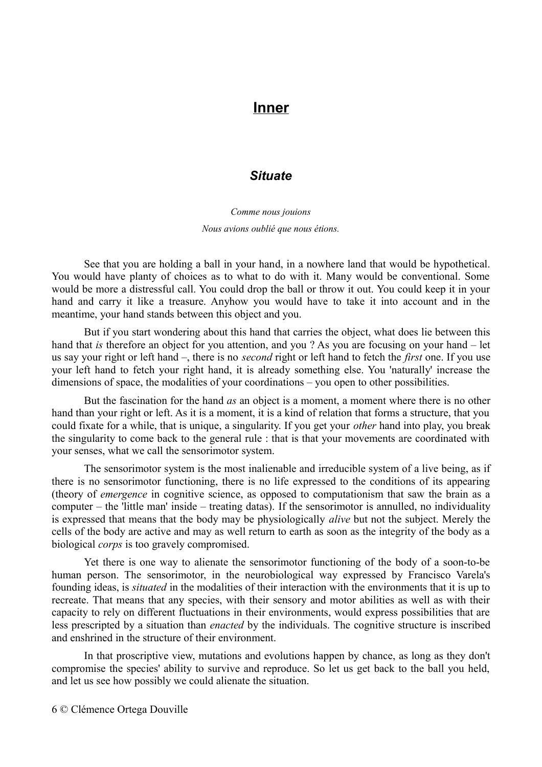# Inner

## *Situate*

*Comme nous jouions*

*Nous avions oublié que nous étions.*

See that you are holding a ball in your hand, in a nowhere land that would be hypothetical. You would have planty of choices as to what to do with it. Many would be conventional. Some would be more a distressful call. You could drop the ball or throw it out. You could keep it in your hand and carry it like a treasure. Anyhow you would have to take it into account and in the meantime, your hand stands between this object and you.

But if you start wondering about this hand that carries the object, what does lie between this hand that *is* therefore an object for you attention, and you ? As you are focusing on your hand – let us say your right or left hand –, there is no *second* right or left hand to fetch the *first* one. If you use your left hand to fetch your right hand, it is already something else. You 'naturally' increase the dimensions of space, the modalities of your coordinations – you open to other possibilities.

But the fascination for the hand *as* an object is a moment, a moment where there is no other hand than your right or left. As it is a moment, it is a kind of relation that forms a structure, that you could fixate for a while, that is unique, a singularity. If you get your *other* hand into play, you break the singularity to come back to the general rule : that is that your movements are coordinated with your senses, what we call the sensorimotor system.

The sensorimotor system is the most inalienable and irreducible system of a live being, as if there is no sensorimotor functioning, there is no life expressed to the conditions of its appearing (theory of *emergence* in cognitive science, as opposed to computationism that saw the brain as a computer – the 'little man' inside – treating datas). If the sensorimotor is annulled, no individuality is expressed that means that the body may be physiologically *alive* but not the subject. Merely the cells of the body are active and may as well return to earth as soon as the integrity of the body as a biological *corps* is too gravely compromised.

Yet there is one way to alienate the sensorimotor functioning of the body of a soon-to-be human person. The sensorimotor, in the neurobiological way expressed by Francisco Varela's founding ideas, is *situated* in the modalities of their interaction with the environments that it is up to recreate. That means that any species, with their sensory and motor abilities as well as with their capacity to rely on different fluctuations in their environments, would express possibilities that are less prescripted by a situation than *enacted* by the individuals. The cognitive structure is inscribed and enshrined in the structure of their environment.

In that proscriptive view, mutations and evolutions happen by chance, as long as they don't compromise the species' ability to survive and reproduce. So let us get back to the ball you held, and let us see how possibly we could alienate the situation.

© Clémence Ortega Douville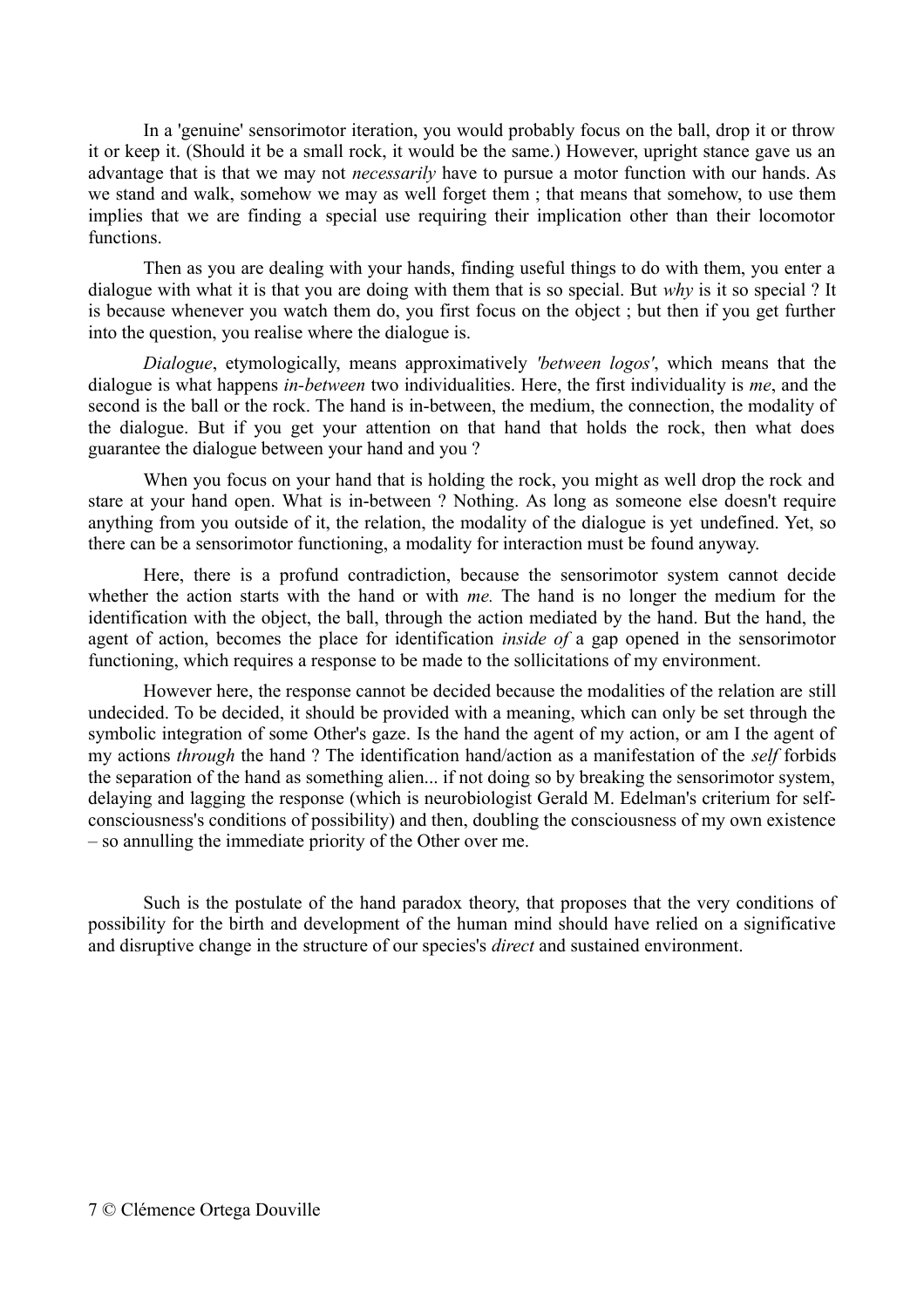In a 'genuine' sensorimotor iteration, you would probably focus on the ball, drop it or throw it or keep it. (Should it be a small rock, it would be the same.) However, upright stance gave us an advantage that is that we may not *necessarily* have to pursue a motor function with our hands. As we stand and walk, somehow we may as well forget them ; that means that somehow, to use them implies that we are finding a special use requiring their implication other than their locomotor functions.

Then as you are dealing with your hands, finding useful things to do with them, you enter a dialogue with what it is that you are doing with them that is so special. But *why* is it so special ? It is because whenever you watch them do, you first focus on the object ; but then if you get further into the question, you realise where the dialogue is.

*Dialogue*, etymologically, means approximatively *'between logos'*, which means that the dialogue is what happens *in-between* two individualities. Here, the first individuality is *me*, and the second is the ball or the rock. The hand is in-between, the medium, the connection, the modality of the dialogue. But if you get your attention on that hand that holds the rock, then what does guarantee the dialogue between your hand and you ?

When you focus on your hand that is holding the rock, you might as well drop the rock and stare at your hand open. What is in-between ? Nothing. As long as someone else doesn't require anything from you outside of it, the relation, the modality of the dialogue is yet undefined. Yet, so there can be a sensorimotor functioning, a modality for interaction must be found anyway.

Here, there is a profund contradiction, because the sensorimotor system cannot decide whether the action starts with the hand or with *me.* The hand is no longer the medium for the identification with the object, the ball, through the action mediated by the hand. But the hand, the agent of action, becomes the place for identification *inside of* a gap opened in the sensorimotor functioning, which requires a response to be made to the sollicitations of my environment.

However here, the response cannot be decided because the modalities of the relation are still undecided. To be decided, it should be provided with a meaning, which can only be set through the symbolic integration of some Other's gaze. Is the hand the agent of my action, or am I the agent of my actions *through* the hand ? The identification hand/action as a manifestation of the *self* forbids the separation of the hand as something alien... if not doing so by breaking the sensorimotor system, delaying and lagging the response (which is neurobiologist Gerald M. Edelman's criterium for self-consciousness's conditions of possibility) and then, doubling the consciousness of my own existence – so annulling the immediate priority of the Other over me.

Such is the postulate of the hand paradox theory, that proposes that the very conditions of possibility for the birth and development of the human mind should have relied on a significative and disruptive change in the structure of our species's *direct* and sustained environment.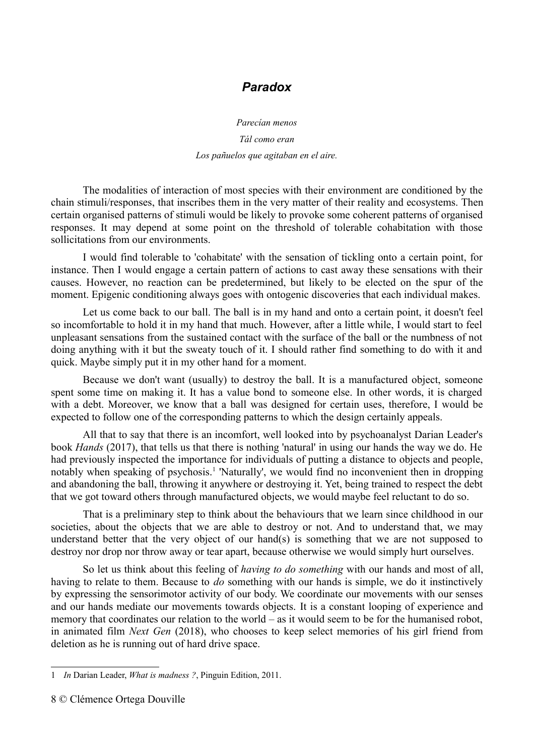## ***Paradox***

*Parecían menos*

*Tál como eran*

*Los pañuelos que agitaban en el aire.*

The modalities of interaction of most species with their environment are conditioned by the chain stimuli/responses, that inscribes them in the very matter of their reality and ecosystems. Then certain organised patterns of stimuli would be likely to provoke some coherent patterns of organised responses. It may depend at some point on the threshold of tolerable cohabitation with those sollicitations from our environments.

I would find tolerable to 'cohabitate' with the sensation of tickling onto a certain point, for instance. Then I would engage a certain pattern of actions to cast away these sensations with their causes. However, no reaction can be predetermined, but likely to be elected on the spur of the moment. Epigenic conditioning always goes with ontogenic discoveries that each individual makes.

Let us come back to our ball. The ball is in my hand and onto a certain point, it doesn't feel so incomfortable to hold it in my hand that much. However, after a little while, I would start to feel unpleasant sensations from the sustained contact with the surface of the ball or the numbness of not doing anything with it but the sweaty touch of it. I should rather find something to do with it and quick. Maybe simply put it in my other hand for a moment.

Because we don't want (usually) to destroy the ball. It is a manufactured object, someone spent some time on making it. It has a value bond to someone else. In other words, it is charged with a debt. Moreover, we know that a ball was designed for certain uses, therefore, I would be expected to follow one of the corresponding patterns to which the design certainly appeals.

All that to say that there is an incomfort, well looked into by psychoanalyst Darian Leader's book *Hands* (2017), that tells us that there is nothing 'natural' in using our hands the way we do. He had previously inspected the importance for individuals of putting a distance to objects and people, notably when speaking of psychosis.[1] 'Naturally', we would find no inconvenient then in dropping and abandoning the ball, throwing it anywhere or destroying it. Yet, being trained to respect the debt that we got toward others through manufactured objects, we would maybe feel reluctant to do so.

That is a preliminary step to think about the behaviours that we learn since childhood in our societies, about the objects that we are able to destroy or not. And to understand that, we may understand better that the very object of our hand(s) is something that we are not supposed to destroy nor drop nor throw away or tear apart, because otherwise we would simply hurt ourselves.

So let us think about this feeling of *having to do something* with our hands and most of all, having to relate to them. Because to *do* something with our hands is simple, we do it instinctively by expressing the sensorimotor activity of our body. We coordinate our movements with our senses and our hands mediate our movements towards objects. It is a constant looping of experience and memory that coordinates our relation to the world – as it would seem to be for the humanised robot, in animated film *Next Gen* (2018), who chooses to keep select memories of his girl friend from deletion as he is running out of hard drive space.

---

1 *In* Darian Leader, *What is madness ?*, Pinguin Edition, 2011.

8 © Clémence Ortega Douville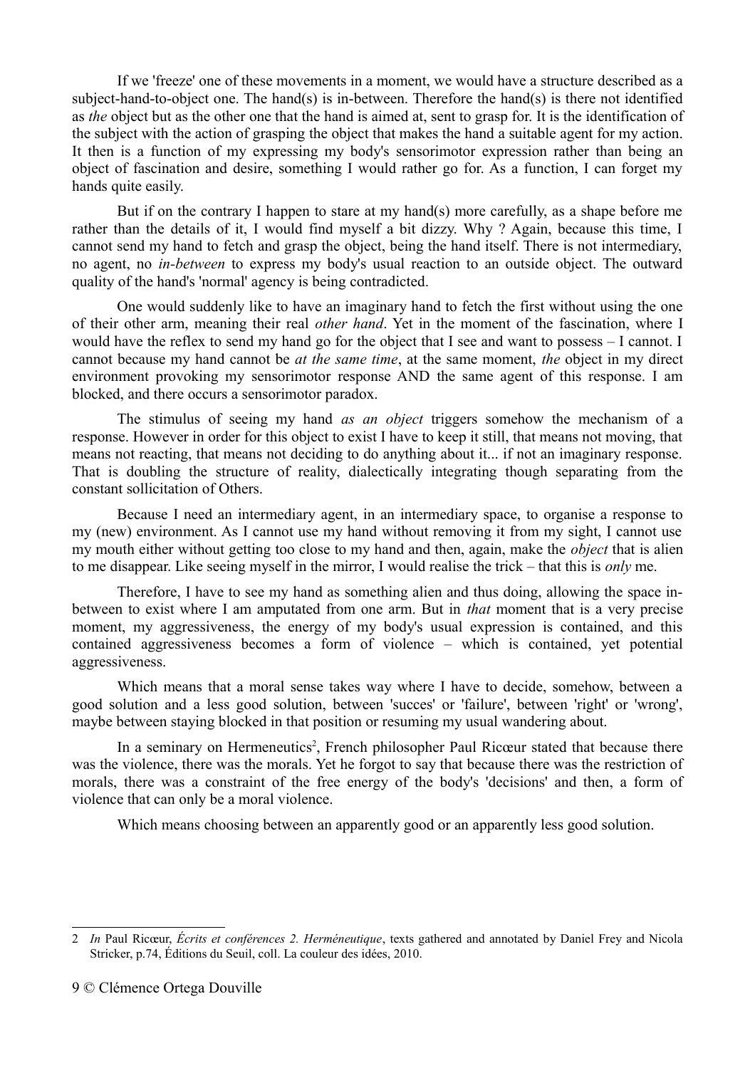If we 'freeze' one of these movements in a moment, we would have a structure described as a subject-hand-to-object one. The hand(s) is in-between. Therefore the hand(s) is there not identified as *the* object but as the other one that the hand is aimed at, sent to grasp for. It is the identification of the subject with the action of grasping the object that makes the hand a suitable agent for my action. It then is a function of my expressing my body's sensorimotor expression rather than being an object of fascination and desire, something I would rather go for. As a function, I can forget my hands quite easily.

But if on the contrary I happen to stare at my hand(s) more carefully, as a shape before me rather than the details of it, I would find myself a bit dizzy. Why ? Again, because this time, I cannot send my hand to fetch and grasp the object, being the hand itself. There is not intermediary, no agent, no *in-between* to express my body's usual reaction to an outside object. The outward quality of the hand's 'normal' agency is being contradicted.

One would suddenly like to have an imaginary hand to fetch the first without using the one of their other arm, meaning their real *other hand*. Yet in the moment of the fascination, where I would have the reflex to send my hand go for the object that I see and want to possess – I cannot. I cannot because my hand cannot be *at the same time*, at the same moment, *the* object in my direct environment provoking my sensorimotor response AND the same agent of this response. I am blocked, and there occurs a sensorimotor paradox.

The stimulus of seeing my hand *as an object* triggers somehow the mechanism of a response. However in order for this object to exist I have to keep it still, that means not moving, that means not reacting, that means not deciding to do anything about it... if not an imaginary response. That is doubling the structure of reality, dialectically integrating though separating from the constant sollicitation of Others.

Because I need an intermediary agent, in an intermediary space, to organise a response to my (new) environment. As I cannot use my hand without removing it from my sight, I cannot use my mouth either without getting too close to my hand and then, again, make the *object* that is alien to me disappear. Like seeing myself in the mirror, I would realise the trick – that this is *only* me.

Therefore, I have to see my hand as something alien and thus doing, allowing the space in-between to exist where I am amputated from one arm. But in *that* moment that is a very precise moment, my aggressiveness, the energy of my body's usual expression is contained, and this contained aggressiveness becomes a form of violence – which is contained, yet potential aggressiveness.

Which means that a moral sense takes way where I have to decide, somehow, between a good solution and a less good solution, between 'succes' or 'failure', between 'right' or 'wrong', maybe between staying blocked in that position or resuming my usual wandering about.

In a seminary on Hermeneutics[2], French philosopher Paul Ricœur stated that because there was the violence, there was the morals. Yet he forgot to say that because there was the restriction of morals, there was a constraint of the free energy of the body's 'decisions' and then, a form of violence that can only be a moral violence.

Which means choosing between an apparently good or an apparently less good solution.

---

2 *In* Paul Ricœur, *Écrits et conférences 2. Herméneutique*, texts gathered and annotated by Daniel Frey and Nicola Stricker, p.74, Éditions du Seuil, coll. La couleur des idées, 2010.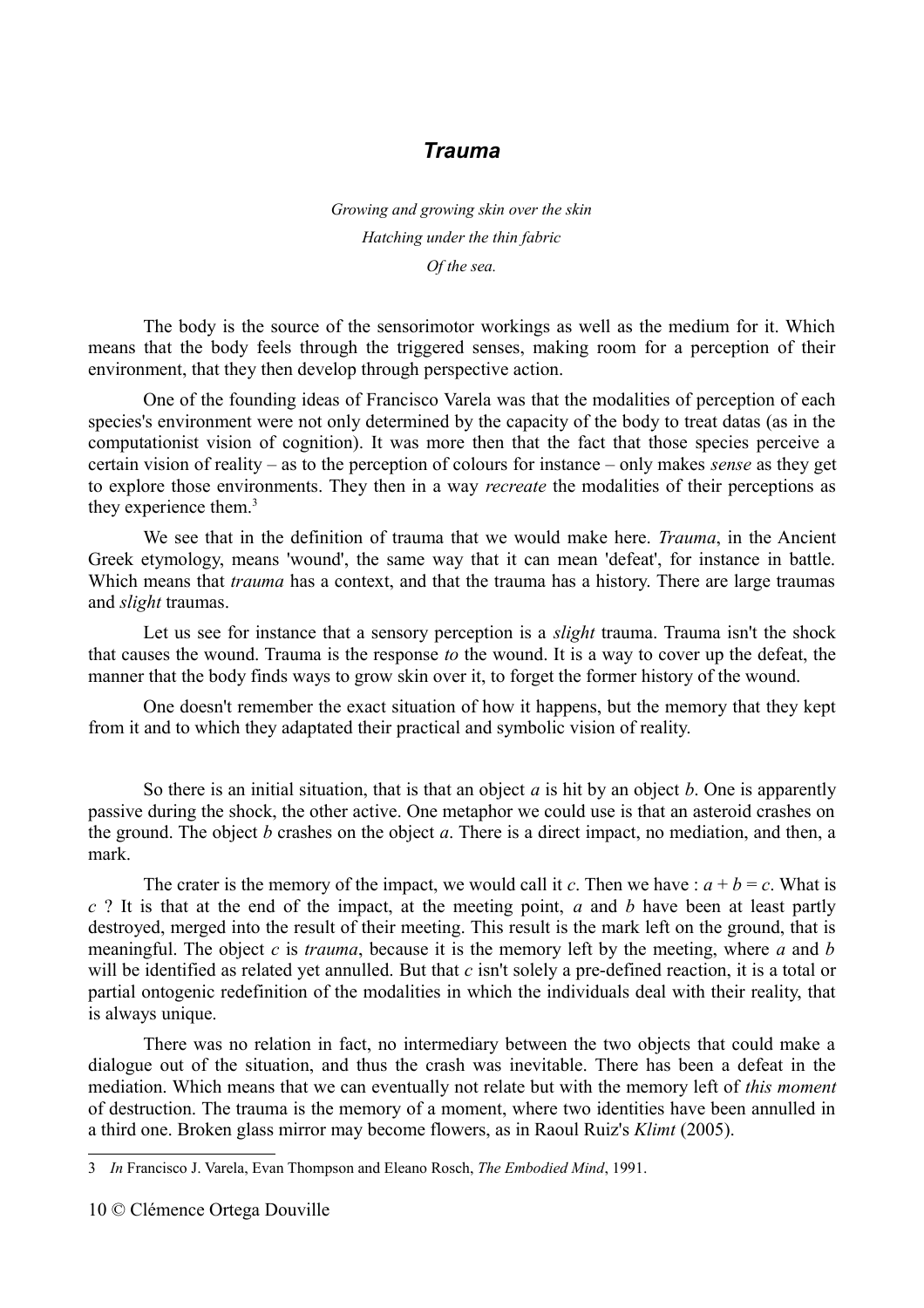## *Trauma*

*Growing and growing skin over the skin*
*Hatching under the thin fabric*
*Of the sea.*

The body is the source of the sensorimotor workings as well as the medium for it. Which means that the body feels through the triggered senses, making room for a perception of their environment, that they then develop through perspective action.

One of the founding ideas of Francisco Varela was that the modalities of perception of each species's environment were not only determined by the capacity of the body to treat datas (as in the computationist vision of cognition). It was more then that the fact that those species perceive a certain vision of reality – as to the perception of colours for instance – only makes *sense* as they get to explore those environments. They then in a way *recreate* the modalities of their perceptions as they experience them.[3]

We see that in the definition of trauma that we would make here. *Trauma*, in the Ancient Greek etymology, means 'wound', the same way that it can mean 'defeat', for instance in battle. Which means that *trauma* has a context, and that the trauma has a history. There are large traumas and *slight* traumas.

Let us see for instance that a sensory perception is a *slight* trauma. Trauma isn't the shock that causes the wound. Trauma is the response *to* the wound. It is a way to cover up the defeat, the manner that the body finds ways to grow skin over it, to forget the former history of the wound.

One doesn't remember the exact situation of how it happens, but the memory that they kept from it and to which they adaptated their practical and symbolic vision of reality.

So there is an initial situation, that is that an object $a$ is hit by an object $b$. One is apparently passive during the shock, the other active. One metaphor we could use is that an asteroid crashes on the ground. The object $b$ crashes on the object $a$. There is a direct impact, no mediation, and then, a mark.

The crater is the memory of the impact, we would call it $c$. Then we have : $a + b = c$. What is $c$ ? It is that at the end of the impact, at the meeting point, $a$ and $b$ have been at least partly destroyed, merged into the result of their meeting. This result is the mark left on the ground, that is meaningful. The object $c$ is *trauma*, because it is the memory left by the meeting, where $a$ and $b$ will be identified as related yet annulled. But that $c$ isn't solely a pre-defined reaction, it is a total or partial ontogenic redefinition of the modalities in which the individuals deal with their reality, that is always unique.

There was no relation in fact, no intermediary between the two objects that could make a dialogue out of the situation, and thus the crash was inevitable. There has been a defeat in the mediation. Which means that we can eventually not relate but with the memory left of *this moment* of destruction. The trauma is the memory of a moment, where two identities have been annulled in a third one. Broken glass mirror may become flowers, as in Raoul Ruiz's *Klimt* (2005).

---

3 *In* Francisco J. Varela, Evan Thompson and Eleano Rosch, *The Embodied Mind*, 1991.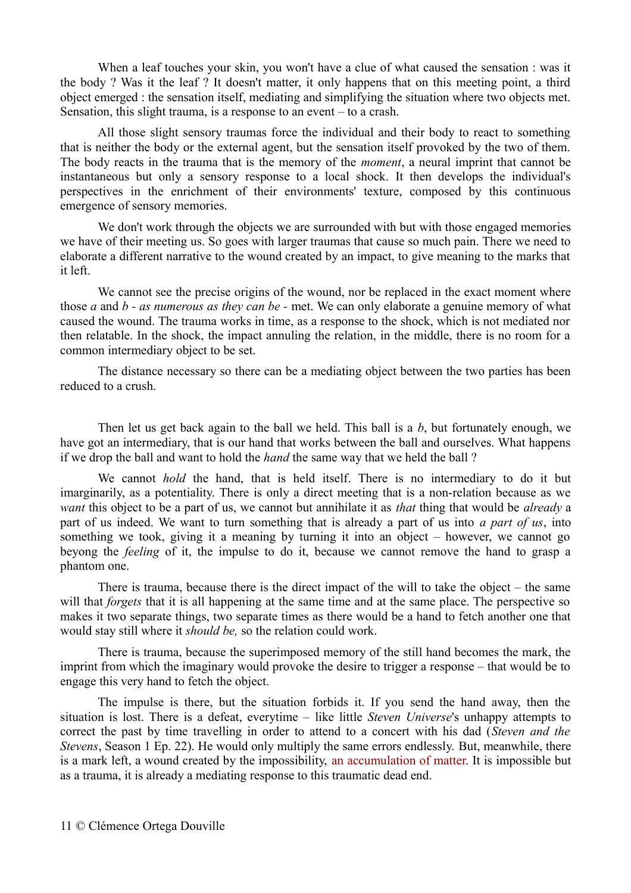When a leaf touches your skin, you won't have a clue of what caused the sensation : was it the body ? Was it the leaf ? It doesn't matter, it only happens that on this meeting point, a third object emerged : the sensation itself, mediating and simplifying the situation where two objects met. Sensation, this slight trauma, is a response to an event – to a crash.

All those slight sensory traumas force the individual and their body to react to something that is neither the body or the external agent, but the sensation itself provoked by the two of them. The body reacts in the trauma that is the memory of the *moment*, a neural imprint that cannot be instantaneous but only a sensory response to a local shock. It then develops the individual's perspectives in the enrichment of their environments' texture, composed by this continuous emergence of sensory memories.

We don't work through the objects we are surrounded with but with those engaged memories we have of their meeting us. So goes with larger traumas that cause so much pain. There we need to elaborate a different narrative to the wound created by an impact, to give meaning to the marks that it left.

We cannot see the precise origins of the wound, nor be replaced in the exact moment where those *a* and *b* - *as numerous as they can be* - met. We can only elaborate a genuine memory of what caused the wound. The trauma works in time, as a response to the shock, which is not mediated nor then relatable. In the shock, the impact annuling the relation, in the middle, there is no room for a common intermediary object to be set.

The distance necessary so there can be a mediating object between the two parties has been reduced to a crush.

Then let us get back again to the ball we held. This ball is a *b*, but fortunately enough, we have got an intermediary, that is our hand that works between the ball and ourselves. What happens if we drop the ball and want to hold the *hand* the same way that we held the ball ?

We cannot *hold* the hand, that is held itself. There is no intermediary to do it but imarginarily, as a potentiality. There is only a direct meeting that is a non-relation because as we *want* this object to be a part of us, we cannot but annihilate it as *that* thing that would be *already* a part of us indeed. We want to turn something that is already a part of us into *a part of us*, into something we took, giving it a meaning by turning it into an object – however, we cannot go beyong the *feeling* of it, the impulse to do it, because we cannot remove the hand to grasp a phantom one.

There is trauma, because there is the direct impact of the will to take the object – the same will that *forgets* that it is all happening at the same time and at the same place. The perspective so makes it two separate things, two separate times as there would be a hand to fetch another one that would stay still where it *should be,* so the relation could work.

There is trauma, because the superimposed memory of the still hand becomes the mark, the imprint from which the imaginary would provoke the desire to trigger a response – that would be to engage this very hand to fetch the object.

The impulse is there, but the situation forbids it. If you send the hand away, then the situation is lost. There is a defeat, everytime – like little *Steven Universe*'s unhappy attempts to correct the past by time travelling in order to attend to a concert with his dad (*Steven and the Stevens*, Season 1 Ep. 22). He would only multiply the same errors endlessly. But, meanwhile, there is a mark left, a wound created by the impossibility, an accumulation of matter. It is impossible but as a trauma, it is already a mediating response to this traumatic dead end.

© Clémence Ortega Douville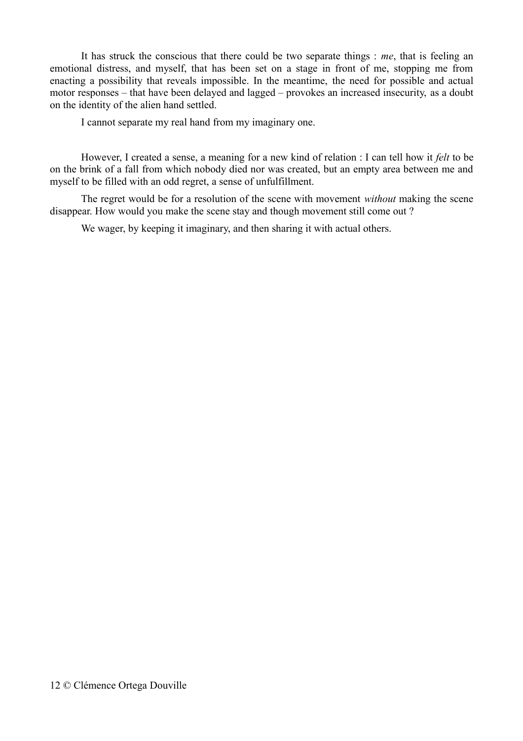It has struck the conscious that there could be two separate things : *me*, that is feeling an emotional distress, and myself, that has been set on a stage in front of me, stopping me from enacting a possibility that reveals impossible. In the meantime, the need for possible and actual motor responses – that have been delayed and lagged – provokes an increased insecurity, as a doubt on the identity of the alien hand settled.

I cannot separate my real hand from my imaginary one.

However, I created a sense, a meaning for a new kind of relation : I can tell how it *felt* to be on the brink of a fall from which nobody died nor was created, but an empty area between me and myself to be filled with an odd regret, a sense of unfulfillment.

The regret would be for a resolution of the scene with movement *without* making the scene disappear. How would you make the scene stay and though movement still come out ?

We wager, by keeping it imaginary, and then sharing it with actual others.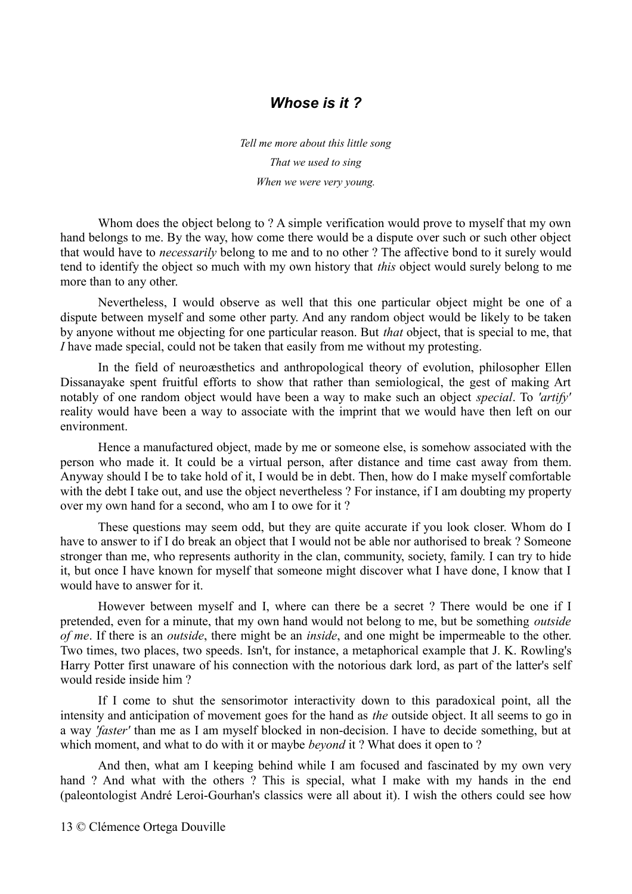### *Whose is it ?*

*Tell me more about this little song*
*That we used to sing*
*When we were very young.*

Whom does the object belong to ? A simple verification would prove to myself that my own hand belongs to me. By the way, how come there would be a dispute over such or such other object that would have to *necessarily* belong to me and to no other ? The affective bond to it surely would tend to identify the object so much with my own history that *this* object would surely belong to me more than to any other.

Nevertheless, I would observe as well that this one particular object might be one of a dispute between myself and some other party. And any random object would be likely to be taken by anyone without me objecting for one particular reason. But *that* object, that is special to me, that *I* have made special, could not be taken that easily from me without my protesting.

In the field of neuroæsthetics and anthropological theory of evolution, philosopher Ellen Dissanayake spent fruitful efforts to show that rather than semiological, the gest of making Art notably of one random object would have been a way to make such an object *special*. To *'artify'* reality would have been a way to associate with the imprint that we would have then left on our environment.

Hence a manufactured object, made by me or someone else, is somehow associated with the person who made it. It could be a virtual person, after distance and time cast away from them. Anyway should I be to take hold of it, I would be in debt. Then, how do I make myself comfortable with the debt I take out, and use the object nevertheless ? For instance, if I am doubting my property over my own hand for a second, who am I to owe for it ?

These questions may seem odd, but they are quite accurate if you look closer. Whom do I have to answer to if I do break an object that I would not be able nor authorised to break ? Someone stronger than me, who represents authority in the clan, community, society, family. I can try to hide it, but once I have known for myself that someone might discover what I have done, I know that I would have to answer for it.

However between myself and I, where can there be a secret ? There would be one if I pretended, even for a minute, that my own hand would not belong to me, but be something *outside of me*. If there is an *outside*, there might be an *inside*, and one might be impermeable to the other. Two times, two places, two speeds. Isn't, for instance, a metaphorical example that J. K. Rowling's Harry Potter first unaware of his connection with the notorious dark lord, as part of the latter's self would reside inside him ?

If I come to shut the sensorimotor interactivity down to this paradoxical point, all the intensity and anticipation of movement goes for the hand as *the* outside object. It all seems to go in a way *'faster'* than me as I am myself blocked in non-decision. I have to decide something, but at which moment, and what to do with it or maybe *beyond* it ? What does it open to ?

And then, what am I keeping behind while I am focused and fascinated by my own very hand ? And what with the others ? This is special, what I make with my hands in the end (paleontologist André Leroi-Gourhan's classics were all about it). I wish the others could see how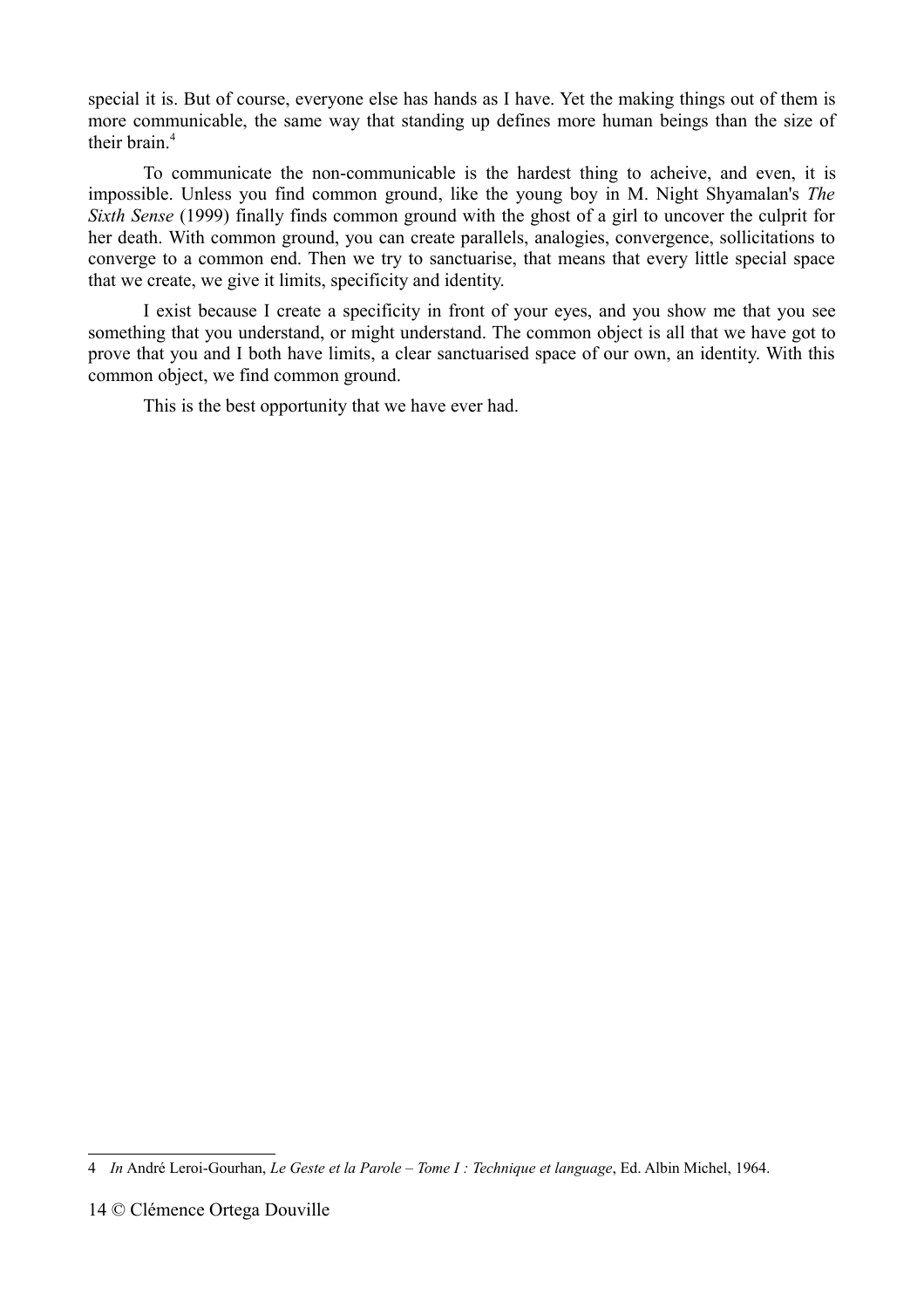special it is. But of course, everyone else has hands as I have. Yet the making things out of them is more communicable, the same way that standing up defines more human beings than the size of their brain.[4]

To communicate the non-communicable is the hardest thing to acheive, and even, it is impossible. Unless you find common ground, like the young boy in M. Night Shyamalan's *The Sixth Sense* (1999) finally finds common ground with the ghost of a girl to uncover the culprit for her death. With common ground, you can create parallels, analogies, convergence, sollicitations to converge to a common end. Then we try to sanctuarise, that means that every little special space that we create, we give it limits, specificity and identity.

I exist because I create a specificity in front of your eyes, and you show me that you see something that you understand, or might understand. The common object is all that we have got to prove that you and I both have limits, a clear sanctuarised space of our own, an identity. With this common object, we find common ground.

This is the best opportunity that we have ever had.

---

4 *In* André Leroi-Gourhan, *Le Geste et la Parole – Tome I : Technique et language*, Ed. Albin Michel, 1964.

© Clémence Ortega Douville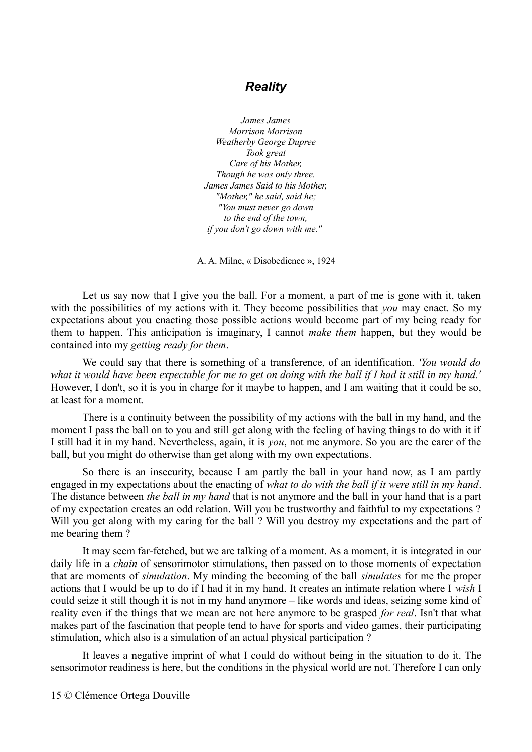## *Reality*

*James James*
*Morrison Morrison*
*Weatherby George Dupree*
*Took great*
*Care of his Mother,*
*Though he was only three.*
*James James Said to his Mother,*
*"Mother," he said, said he;*
*"You must never go down*
*to the end of the town,*
*if you don't go down with me."*

A. A. Milne, « Disobedience », 1924

Let us say now that I give you the ball. For a moment, a part of me is gone with it, taken with the possibilities of my actions with it. They become possibilities that *you* may enact. So my expectations about you enacting those possible actions would become part of my being ready for them to happen. This anticipation is imaginary, I cannot *make them* happen, but they would be contained into my *getting ready for them*.

We could say that there is something of a transference, of an identification. *'You would do what it would have been expectable for me to get on doing with the ball if I had it still in my hand.'* However, I don't, so it is you in charge for it maybe to happen, and I am waiting that it could be so, at least for a moment.

There is a continuity between the possibility of my actions with the ball in my hand, and the moment I pass the ball on to you and still get along with the feeling of having things to do with it if I still had it in my hand. Nevertheless, again, it is *you*, not me anymore. So you are the carer of the ball, but you might do otherwise than get along with my own expectations.

So there is an insecurity, because I am partly the ball in your hand now, as I am partly engaged in my expectations about the enacting of *what to do with the ball if it were still in my hand*. The distance between *the ball in my hand* that is not anymore and the ball in your hand that is a part of my expectation creates an odd relation. Will you be trustworthy and faithful to my expectations ? Will you get along with my caring for the ball ? Will you destroy my expectations and the part of me bearing them ?

It may seem far-fetched, but we are talking of a moment. As a moment, it is integrated in our daily life in a *chain* of sensorimotor stimulations, then passed on to those moments of expectation that are moments of *simulation*. My minding the becoming of the ball *simulates* for me the proper actions that I would be up to do if I had it in my hand. It creates an intimate relation where I *wish* I could seize it still though it is not in my hand anymore – like words and ideas, seizing some kind of reality even if the things that we mean are not here anymore to be grasped *for real*. Isn't that what makes part of the fascination that people tend to have for sports and video games, their participating stimulation, which also is a simulation of an actual physical participation ?

It leaves a negative imprint of what I could do without being in the situation to do it. The sensorimotor readiness is here, but the conditions in the physical world are not. Therefore I can only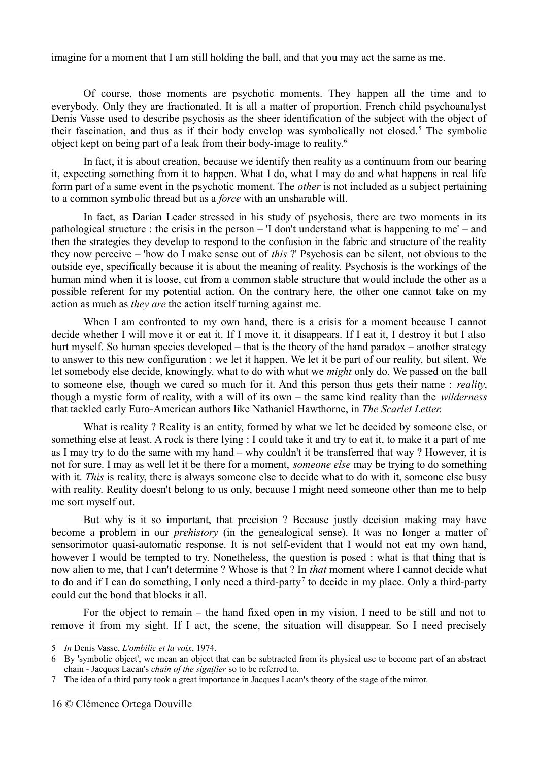imagine for a moment that I am still holding the ball, and that you may act the same as me.

Of course, those moments are psychotic moments. They happen all the time and to everybody. Only they are fractionated. It is all a matter of proportion. French child psychoanalyst Denis Vasse used to describe psychosis as the sheer identification of the subject with the object of their fascination, and thus as if their body envelop was symbolically not closed.[5] The symbolic object kept on being part of a leak from their body-image to reality.[6]

In fact, it is about creation, because we identify then reality as a continuum from our bearing it, expecting something from it to happen. What I do, what I may do and what happens in real life form part of a same event in the psychotic moment. The *other* is not included as a subject pertaining to a common symbolic thread but as a *force* with an unsharable will.

In fact, as Darian Leader stressed in his study of psychosis, there are two moments in its pathological structure : the crisis in the person – 'I don't understand what is happening to me' – and then the strategies they develop to respond to the confusion in the fabric and structure of the reality they now perceive – 'how do I make sense out of *this* ?' Psychosis can be silent, not obvious to the outside eye, specifically because it is about the meaning of reality. Psychosis is the workings of the human mind when it is loose, cut from a common stable structure that would include the other as a possible referent for my potential action. On the contrary here, the other one cannot take on my action as much as *they are* the action itself turning against me.

When I am confronted to my own hand, there is a crisis for a moment because I cannot decide whether I will move it or eat it. If I move it, it disappears. If I eat it, I destroy it but I also hurt myself. So human species developed – that is the theory of the hand paradox – another strategy to answer to this new configuration : we let it happen. We let it be part of our reality, but silent. We let somebody else decide, knowingly, what to do with what we *might* only do. We passed on the ball to someone else, though we cared so much for it. And this person thus gets their name : *reality*, though a mystic form of reality, with a will of its own – the same kind reality than the *wilderness* that tackled early Euro-American authors like Nathaniel Hawthorne, in *The Scarlet Letter.*

What is reality ? Reality is an entity, formed by what we let be decided by someone else, or something else at least. A rock is there lying : I could take it and try to eat it, to make it a part of me as I may try to do the same with my hand – why couldn't it be transferred that way ? However, it is not for sure. I may as well let it be there for a moment, *someone else* may be trying to do something with it. *This* is reality, there is always someone else to decide what to do with it, someone else busy with reality. Reality doesn't belong to us only, because I might need someone other than me to help me sort myself out.

But why is it so important, that precision ? Because justly decision making may have become a problem in our *prehistory* (in the genealogical sense). It was no longer a matter of sensorimotor quasi-automatic response. It is not self-evident that I would not eat my own hand, however I would be tempted to try. Nonetheless, the question is posed : what is that thing that is now alien to me, that I can't determine ? Whose is that ? In *that* moment where I cannot decide what to do and if I can do something, I only need a third-party[7] to decide in my place. Only a third-party could cut the bond that blocks it all.

For the object to remain – the hand fixed open in my vision, I need to be still and not to remove it from my sight. If I act, the scene, the situation will disappear. So I need precisely

---

5 *In* Denis Vasse, *L'ombilic et la voix*, 1974.

6 By 'symbolic object', we mean an object that can be subtracted from its physical use to become part of an abstract chain - Jacques Lacan's *chain of the signifier* so to be referred to.

7 The idea of a third party took a great importance in Jacques Lacan's theory of the stage of the mirror.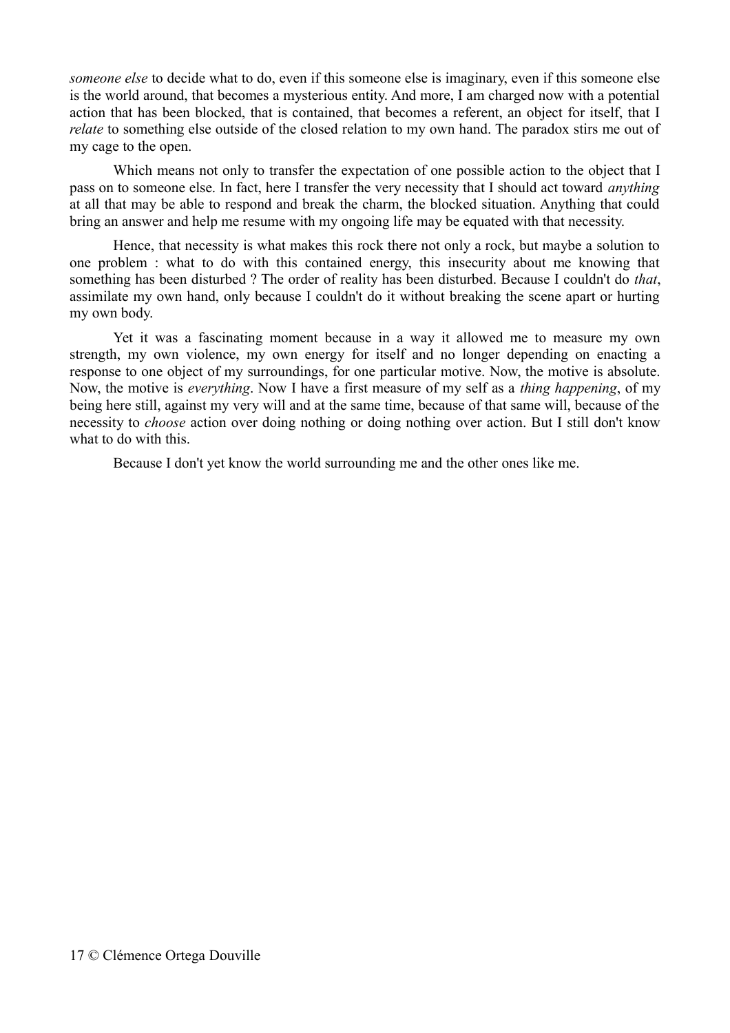*someone else* to decide what to do, even if this someone else is imaginary, even if this someone else is the world around, that becomes a mysterious entity. And more, I am charged now with a potential action that has been blocked, that is contained, that becomes a referent, an object for itself, that I *relate* to something else outside of the closed relation to my own hand. The paradox stirs me out of my cage to the open.

Which means not only to transfer the expectation of one possible action to the object that I pass on to someone else. In fact, here I transfer the very necessity that I should act toward *anything* at all that may be able to respond and break the charm, the blocked situation. Anything that could bring an answer and help me resume with my ongoing life may be equated with that necessity.

Hence, that necessity is what makes this rock there not only a rock, but maybe a solution to one problem : what to do with this contained energy, this insecurity about me knowing that something has been disturbed ? The order of reality has been disturbed. Because I couldn't do *that*, assimilate my own hand, only because I couldn't do it without breaking the scene apart or hurting my own body.

Yet it was a fascinating moment because in a way it allowed me to measure my own strength, my own violence, my own energy for itself and no longer depending on enacting a response to one object of my surroundings, for one particular motive. Now, the motive is absolute. Now, the motive is *everything*. Now I have a first measure of my self as a *thing happening*, of my being here still, against my very will and at the same time, because of that same will, because of the necessity to *choose* action over doing nothing or doing nothing over action. But I still don't know what to do with this.

Because I don't yet know the world surrounding me and the other ones like me.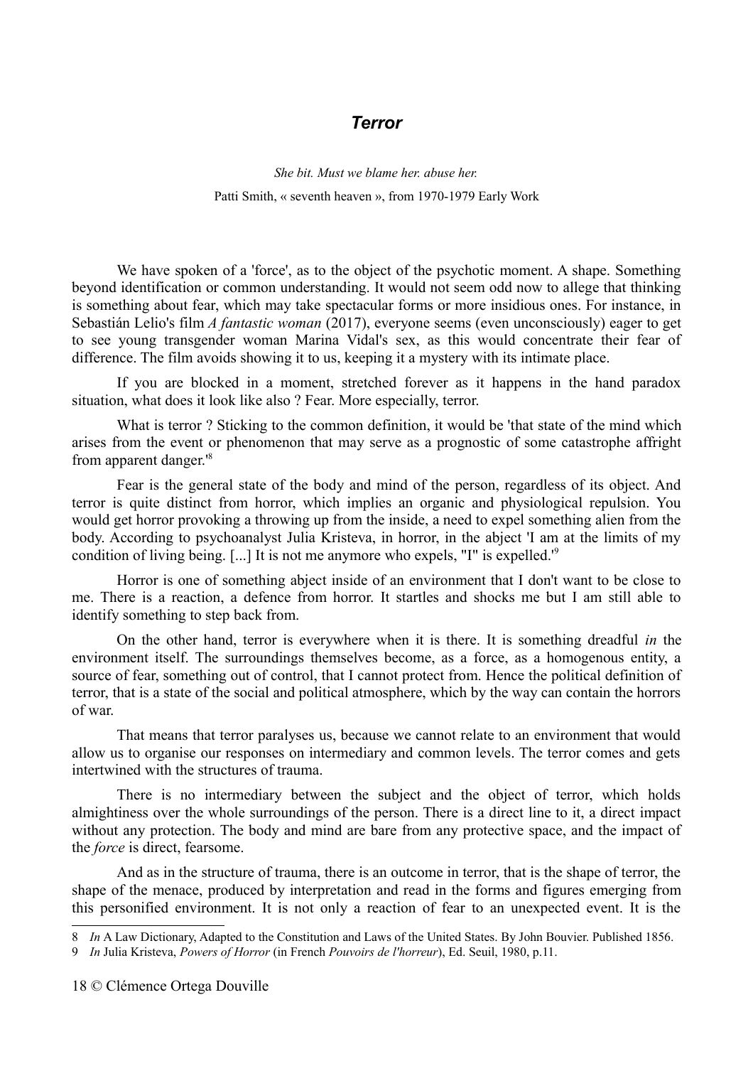## *Terror*

*She bit. Must we blame her. abuse her.*

Patti Smith, « seventh heaven », from 1970-1979 Early Work

We have spoken of a 'force', as to the object of the psychotic moment. A shape. Something beyond identification or common understanding. It would not seem odd now to allege that thinking is something about fear, which may take spectacular forms or more insidious ones. For instance, in Sebastián Lelio's film *A fantastic woman* (2017), everyone seems (even unconsciously) eager to get to see young transgender woman Marina Vidal's sex, as this would concentrate their fear of difference. The film avoids showing it to us, keeping it a mystery with its intimate place.

If you are blocked in a moment, stretched forever as it happens in the hand paradox situation, what does it look like also ? Fear. More especially, terror.

What is terror ? Sticking to the common definition, it would be 'that state of the mind which arises from the event or phenomenon that may serve as a prognostic of some catastrophe affright from apparent danger.'[8]

Fear is the general state of the body and mind of the person, regardless of its object. And terror is quite distinct from horror, which implies an organic and physiological repulsion. You would get horror provoking a throwing up from the inside, a need to expel something alien from the body. According to psychoanalyst Julia Kristeva, in horror, in the abject 'I am at the limits of my condition of living being. [...] It is not me anymore who expels, "I" is expelled.'[9]

Horror is one of something abject inside of an environment that I don't want to be close to me. There is a reaction, a defence from horror. It startles and shocks me but I am still able to identify something to step back from.

On the other hand, terror is everywhere when it is there. It is something dreadful *in* the environment itself. The surroundings themselves become, as a force, as a homogenous entity, a source of fear, something out of control, that I cannot protect from. Hence the political definition of terror, that is a state of the social and political atmosphere, which by the way can contain the horrors of war.

That means that terror paralyses us, because we cannot relate to an environment that would allow us to organise our responses on intermediary and common levels. The terror comes and gets intertwined with the structures of trauma.

There is no intermediary between the subject and the object of terror, which holds almightiness over the whole surroundings of the person. There is a direct line to it, a direct impact without any protection. The body and mind are bare from any protective space, and the impact of the *force* is direct, fearsome.

And as in the structure of trauma, there is an outcome in terror, that is the shape of terror, the shape of the menace, produced by interpretation and read in the forms and figures emerging from this personified environment. It is not only a reaction of fear to an unexpected event. It is the

---

8 *In* A Law Dictionary, Adapted to the Constitution and Laws of the United States. By John Bouvier. Published 1856.

9 *In* Julia Kristeva, *Powers of Horror* (in French *Pouvoirs de l'horreur*), Ed. Seuil, 1980, p.11.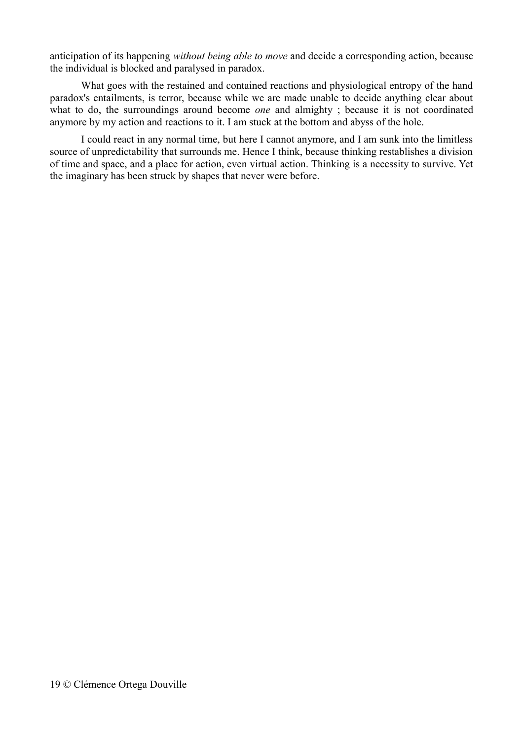anticipation of its happening *without being able to move* and decide a corresponding action, because the individual is blocked and paralysed in paradox.

What goes with the restained and contained reactions and physiological entropy of the hand paradox's entailments, is terror, because while we are made unable to decide anything clear about what to do, the surroundings around become *one* and almighty ; because it is not coordinated anymore by my action and reactions to it. I am stuck at the bottom and abyss of the hole.

I could react in any normal time, but here I cannot anymore, and I am sunk into the limitless source of unpredictability that surrounds me. Hence I think, because thinking restablishes a division of time and space, and a place for action, even virtual action. Thinking is a necessity to survive. Yet the imaginary has been struck by shapes that never were before.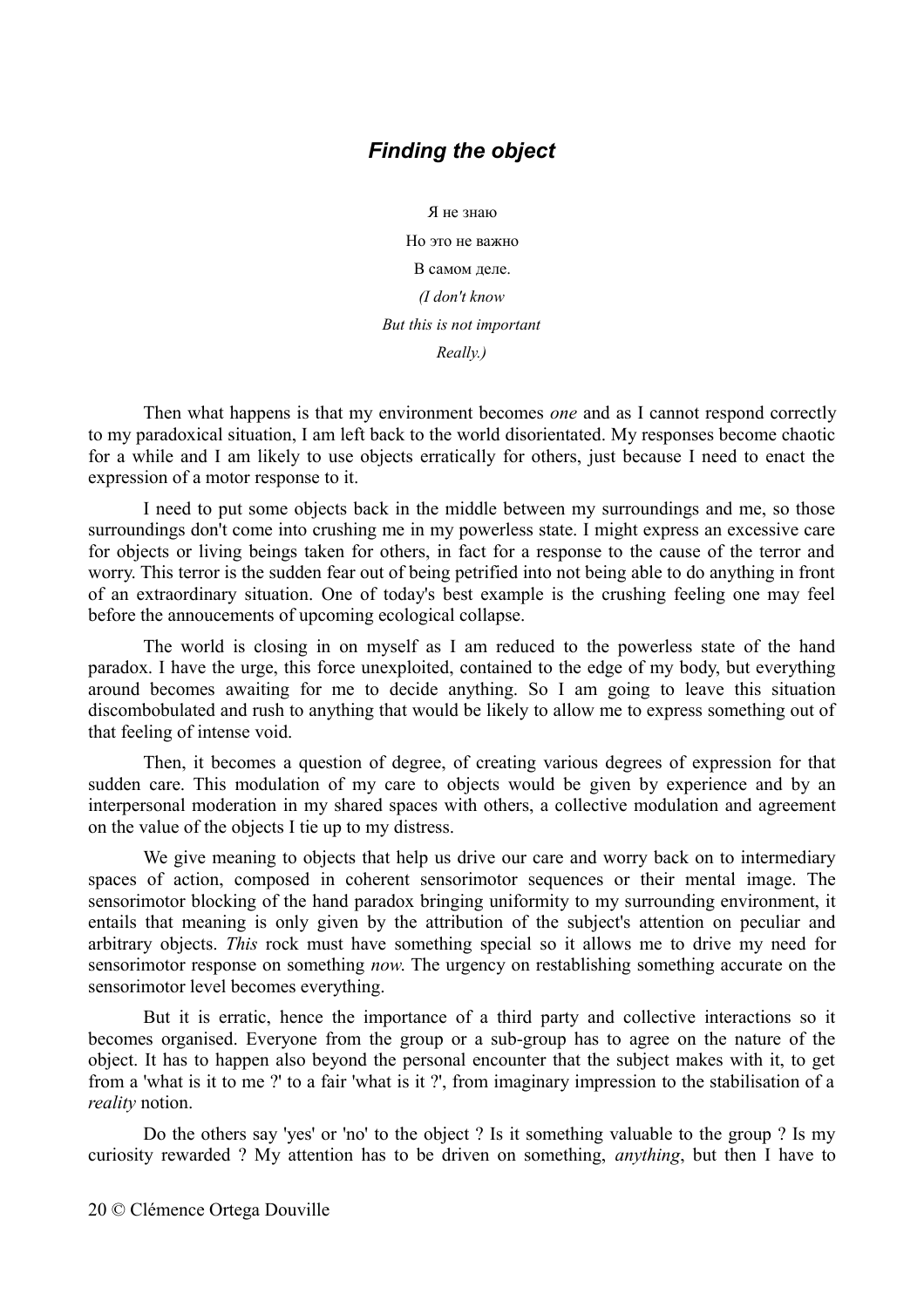## *Finding the object*

Я не знаю

Но это не важно

В самом деле.

*(I don't know*

*But this is not important*

*Really.)*

Then what happens is that my environment becomes *one* and as I cannot respond correctly to my paradoxical situation, I am left back to the world disorientated. My responses become chaotic for a while and I am likely to use objects erratically for others, just because I need to enact the expression of a motor response to it.

I need to put some objects back in the middle between my surroundings and me, so those surroundings don't come into crushing me in my powerless state. I might express an excessive care for objects or living beings taken for others, in fact for a response to the cause of the terror and worry. This terror is the sudden fear out of being petrified into not being able to do anything in front of an extraordinary situation. One of today's best example is the crushing feeling one may feel before the annoucements of upcoming ecological collapse.

The world is closing in on myself as I am reduced to the powerless state of the hand paradox. I have the urge, this force unexploited, contained to the edge of my body, but everything around becomes awaiting for me to decide anything. So I am going to leave this situation discombobulated and rush to anything that would be likely to allow me to express something out of that feeling of intense void.

Then, it becomes a question of degree, of creating various degrees of expression for that sudden care. This modulation of my care to objects would be given by experience and by an interpersonal moderation in my shared spaces with others, a collective modulation and agreement on the value of the objects I tie up to my distress.

We give meaning to objects that help us drive our care and worry back on to intermediary spaces of action, composed in coherent sensorimotor sequences or their mental image. The sensorimotor blocking of the hand paradox bringing uniformity to my surrounding environment, it entails that meaning is only given by the attribution of the subject's attention on peculiar and arbitrary objects. *This* rock must have something special so it allows me to drive my need for sensorimotor response on something *now*. The urgency on restablishing something accurate on the sensorimotor level becomes everything.

But it is erratic, hence the importance of a third party and collective interactions so it becomes organised. Everyone from the group or a sub-group has to agree on the nature of the object. It has to happen also beyond the personal encounter that the subject makes with it, to get from a 'what is it to me ?' to a fair 'what is it ?', from imaginary impression to the stabilisation of a *reality* notion.

Do the others say 'yes' or 'no' to the object ? Is it something valuable to the group ? Is my curiosity rewarded ? My attention has to be driven on something, *anything*, but then I have to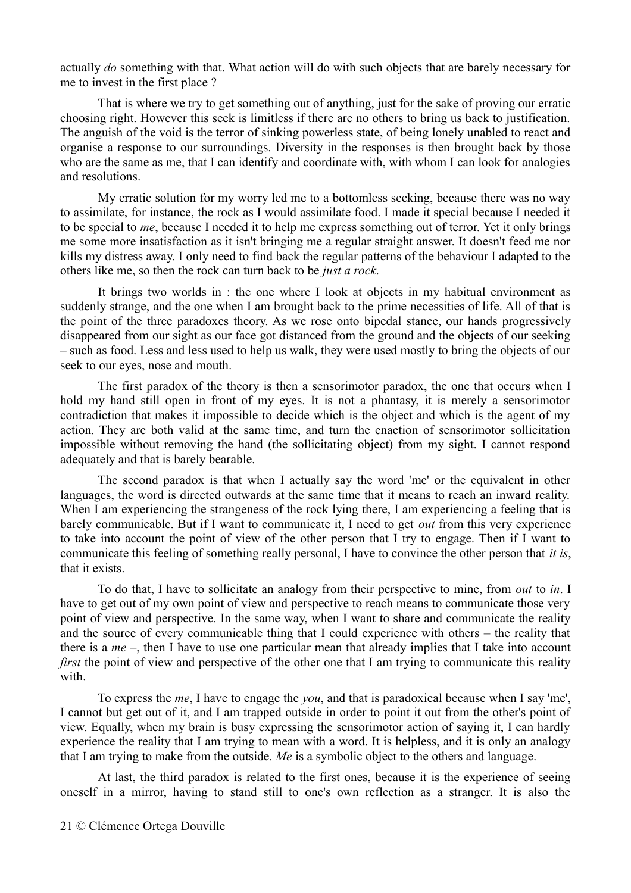actually *do* something with that. What action will do with such objects that are barely necessary for me to invest in the first place ?

That is where we try to get something out of anything, just for the sake of proving our erratic choosing right. However this seek is limitless if there are no others to bring us back to justification. The anguish of the void is the terror of sinking powerless state, of being lonely unabled to react and organise a response to our surroundings. Diversity in the responses is then brought back by those who are the same as me, that I can identify and coordinate with, with whom I can look for analogies and resolutions.

My erratic solution for my worry led me to a bottomless seeking, because there was no way to assimilate, for instance, the rock as I would assimilate food. I made it special because I needed it to be special to *me*, because I needed it to help me express something out of terror. Yet it only brings me some more insatisfaction as it isn't bringing me a regular straight answer. It doesn't feed me nor kills my distress away. I only need to find back the regular patterns of the behaviour I adapted to the others like me, so then the rock can turn back to be *just a rock*.

It brings two worlds in : the one where I look at objects in my habitual environment as suddenly strange, and the one when I am brought back to the prime necessities of life. All of that is the point of the three paradoxes theory. As we rose onto bipedal stance, our hands progressively disappeared from our sight as our face got distanced from the ground and the objects of our seeking – such as food. Less and less used to help us walk, they were used mostly to bring the objects of our seek to our eyes, nose and mouth.

The first paradox of the theory is then a sensorimotor paradox, the one that occurs when I hold my hand still open in front of my eyes. It is not a phantasy, it is merely a sensorimotor contradiction that makes it impossible to decide which is the object and which is the agent of my action. They are both valid at the same time, and turn the enaction of sensorimotor sollicitation impossible without removing the hand (the sollicitating object) from my sight. I cannot respond adequately and that is barely bearable.

The second paradox is that when I actually say the word 'me' or the equivalent in other languages, the word is directed outwards at the same time that it means to reach an inward reality. When I am experiencing the strangeness of the rock lying there, I am experiencing a feeling that is barely communicable. But if I want to communicate it, I need to get *out* from this very experience to take into account the point of view of the other person that I try to engage. Then if I want to communicate this feeling of something really personal, I have to convince the other person that *it is*, that it exists.

To do that, I have to sollicitate an analogy from their perspective to mine, from *out* to *in*. I have to get out of my own point of view and perspective to reach means to communicate those very point of view and perspective. In the same way, when I want to share and communicate the reality and the source of every communicable thing that I could experience with others – the reality that there is a *me* –, then I have to use one particular mean that already implies that I take into account *first* the point of view and perspective of the other one that I am trying to communicate this reality with.

To express the *me*, I have to engage the *you*, and that is paradoxical because when I say 'me', I cannot but get out of it, and I am trapped outside in order to point it out from the other's point of view. Equally, when my brain is busy expressing the sensorimotor action of saying it, I can hardly experience the reality that I am trying to mean with a word. It is helpless, and it is only an analogy that I am trying to make from the outside. *Me* is a symbolic object to the others and language.

At last, the third paradox is related to the first ones, because it is the experience of seeing oneself in a mirror, having to stand still to one's own reflection as a stranger. It is also the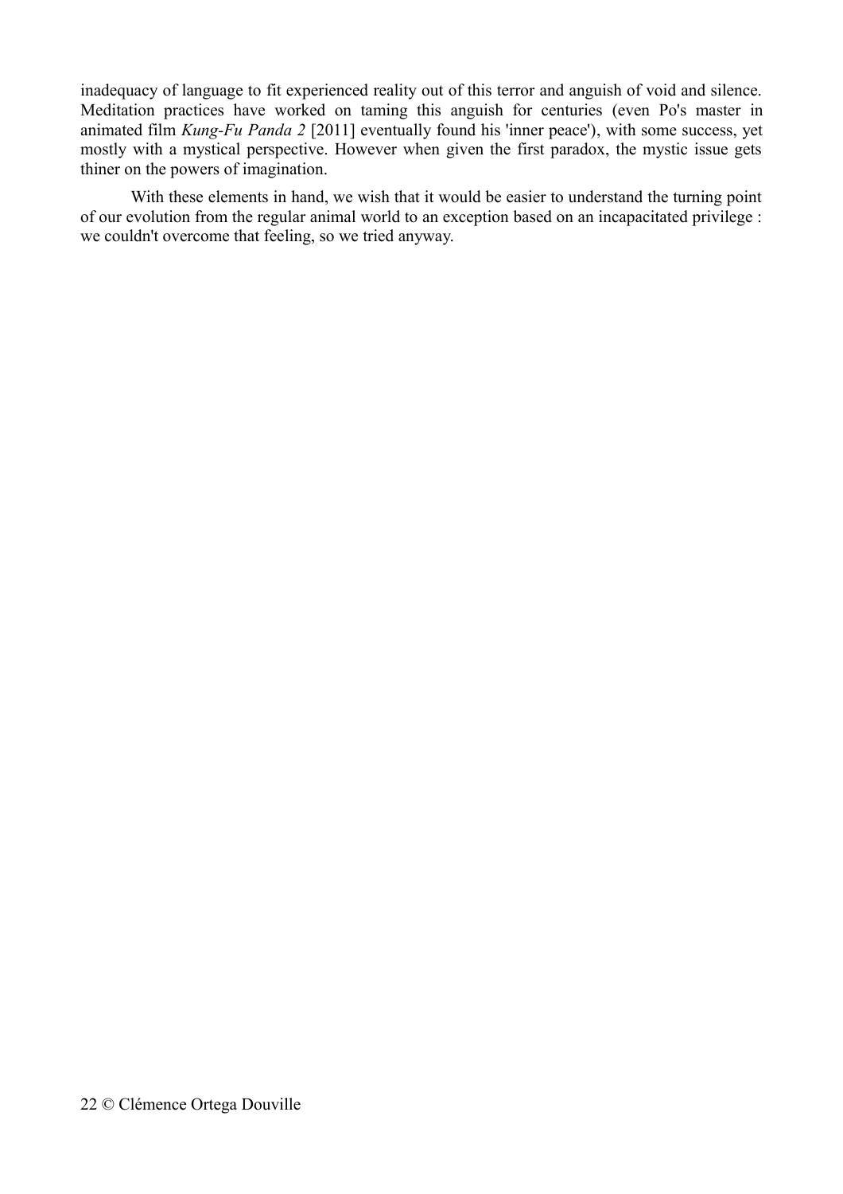inadequacy of language to fit experienced reality out of this terror and anguish of void and silence. Meditation practices have worked on taming this anguish for centuries (even Po's master in animated film *Kung-Fu Panda 2* [2011] eventually found his 'inner peace'), with some success, yet mostly with a mystical perspective. However when given the first paradox, the mystic issue gets thiner on the powers of imagination.

With these elements in hand, we wish that it would be easier to understand the turning point of our evolution from the regular animal world to an exception based on an incapacitated privilege : we couldn't overcome that feeling, so we tried anyway.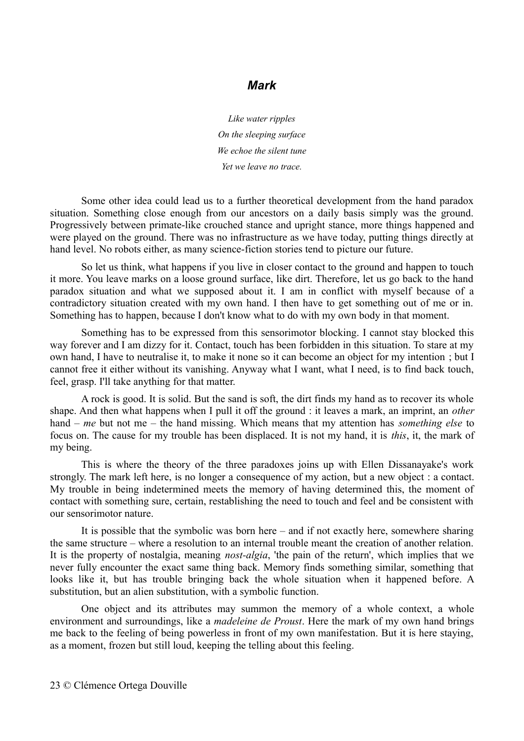### *Mark*

*Like water ripples*
*On the sleeping surface*
*We echoe the silent tune*
*Yet we leave no trace.*

Some other idea could lead us to a further theoretical development from the hand paradox situation. Something close enough from our ancestors on a daily basis simply was the ground. Progressively between primate-like crouched stance and upright stance, more things happened and were played on the ground. There was no infrastructure as we have today, putting things directly at hand level. No robots either, as many science-fiction stories tend to picture our future.

So let us think, what happens if you live in closer contact to the ground and happen to touch it more. You leave marks on a loose ground surface, like dirt. Therefore, let us go back to the hand paradox situation and what we supposed about it. I am in conflict with myself because of a contradictory situation created with my own hand. I then have to get something out of me or in. Something has to happen, because I don't know what to do with my own body in that moment.

Something has to be expressed from this sensorimotor blocking. I cannot stay blocked this way forever and I am dizzy for it. Contact, touch has been forbidden in this situation. To stare at my own hand, I have to neutralise it, to make it none so it can become an object for my intention ; but I cannot free it either without its vanishing. Anyway what I want, what I need, is to find back touch, feel, grasp. I'll take anything for that matter.

A rock is good. It is solid. But the sand is soft, the dirt finds my hand as to recover its whole shape. And then what happens when I pull it off the ground : it leaves a mark, an imprint, an *other* hand – *me* but not me – the hand missing. Which means that my attention has *something else* to focus on. The cause for my trouble has been displaced. It is not my hand, it is *this*, it, the mark of my being.

This is where the theory of the three paradoxes joins up with Ellen Dissanayake's work strongly. The mark left here, is no longer a consequence of my action, but a new object : a contact. My trouble in being indetermined meets the memory of having determined this, the moment of contact with something sure, certain, restablishing the need to touch and feel and be consistent with our sensorimotor nature.

It is possible that the symbolic was born here – and if not exactly here, somewhere sharing the same structure – where a resolution to an internal trouble meant the creation of another relation. It is the property of nostalgia, meaning *nost-algia*, 'the pain of the return', which implies that we never fully encounter the exact same thing back. Memory finds something similar, something that looks like it, but has trouble bringing back the whole situation when it happened before. A substitution, but an alien substitution, with a symbolic function.

One object and its attributes may summon the memory of a whole context, a whole environment and surroundings, like a *madeleine de Proust*. Here the mark of my own hand brings me back to the feeling of being powerless in front of my own manifestation. But it is here staying, as a moment, frozen but still loud, keeping the telling about this feeling.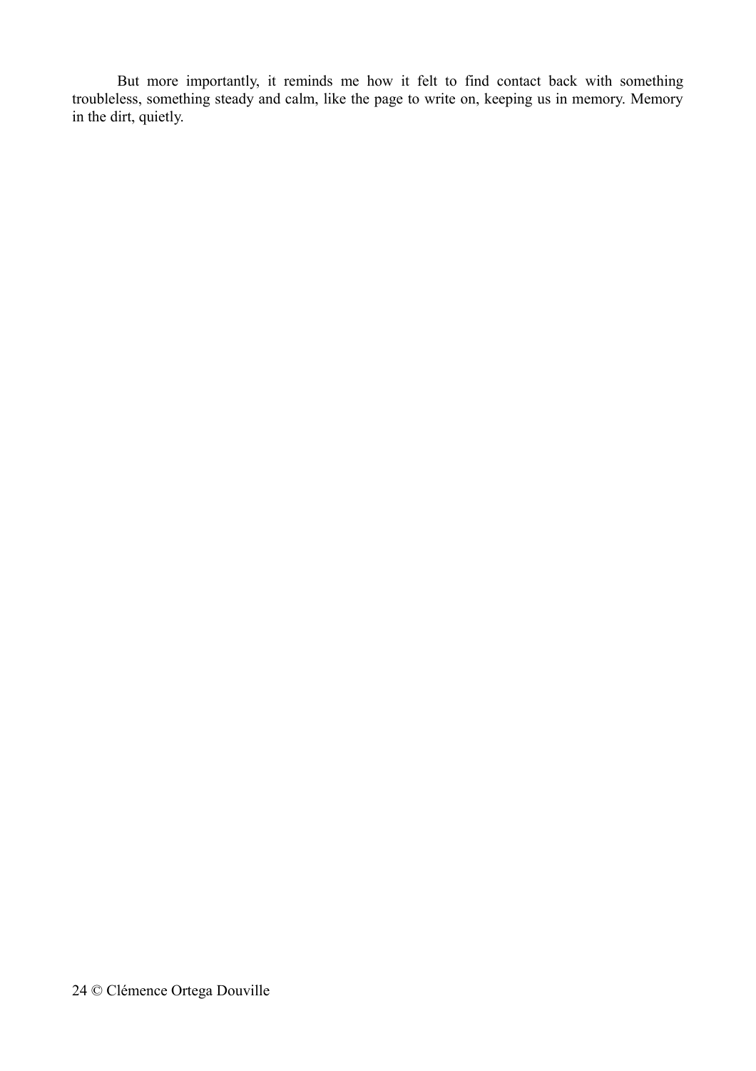But more importantly, it reminds me how it felt to find contact back with something troubleless, something steady and calm, like the page to write on, keeping us in memory. Memory in the dirt, quietly.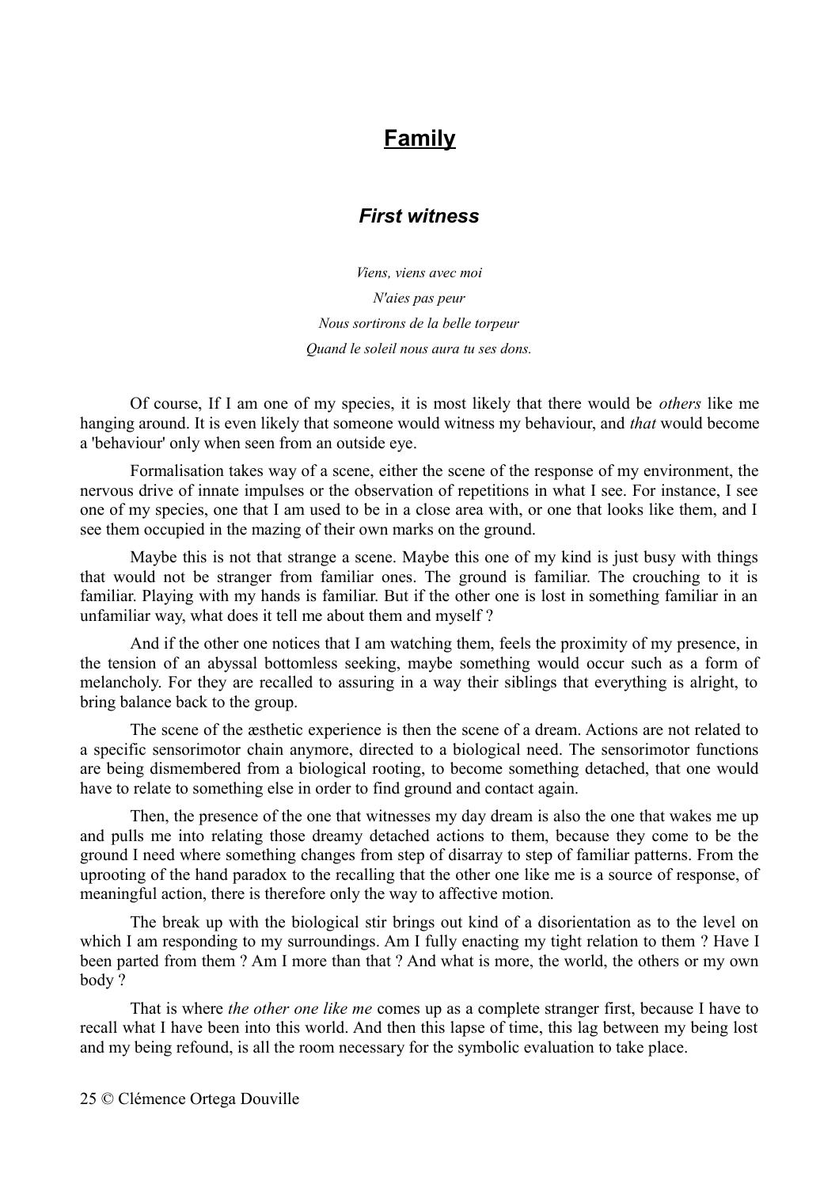# **Family**

## ***First witness***

*Viens, viens avec moi*

*N'aies pas peur*

*Nous sortirons de la belle torpeur*

*Quand le soleil nous aura tu ses dons.*

Of course, If I am one of my species, it is most likely that there would be *others* like me hanging around. It is even likely that someone would witness my behaviour, and *that* would become a 'behaviour' only when seen from an outside eye.

Formalisation takes way of a scene, either the scene of the response of my environment, the nervous drive of innate impulses or the observation of repetitions in what I see. For instance, I see one of my species, one that I am used to be in a close area with, or one that looks like them, and I see them occupied in the mazing of their own marks on the ground.

Maybe this is not that strange a scene. Maybe this one of my kind is just busy with things that would not be stranger from familiar ones. The ground is familiar. The crouching to it is familiar. Playing with my hands is familiar. But if the other one is lost in something familiar in an unfamiliar way, what does it tell me about them and myself ?

And if the other one notices that I am watching them, feels the proximity of my presence, in the tension of an abyssal bottomless seeking, maybe something would occur such as a form of melancholy. For they are recalled to assuring in a way their siblings that everything is alright, to bring balance back to the group.

The scene of the æsthetic experience is then the scene of a dream. Actions are not related to a specific sensorimotor chain anymore, directed to a biological need. The sensorimotor functions are being dismembered from a biological rooting, to become something detached, that one would have to relate to something else in order to find ground and contact again.

Then, the presence of the one that witnesses my day dream is also the one that wakes me up and pulls me into relating those dreamy detached actions to them, because they come to be the ground I need where something changes from step of disarray to step of familiar patterns. From the uprooting of the hand paradox to the recalling that the other one like me is a source of response, of meaningful action, there is therefore only the way to affective motion.

The break up with the biological stir brings out kind of a disorientation as to the level on which I am responding to my surroundings. Am I fully enacting my tight relation to them ? Have I been parted from them ? Am I more than that ? And what is more, the world, the others or my own body ?

That is where *the other one like me* comes up as a complete stranger first, because I have to recall what I have been into this world. And then this lapse of time, this lag between my being lost and my being refound, is all the room necessary for the symbolic evaluation to take place.

© Clémence Ortega Douville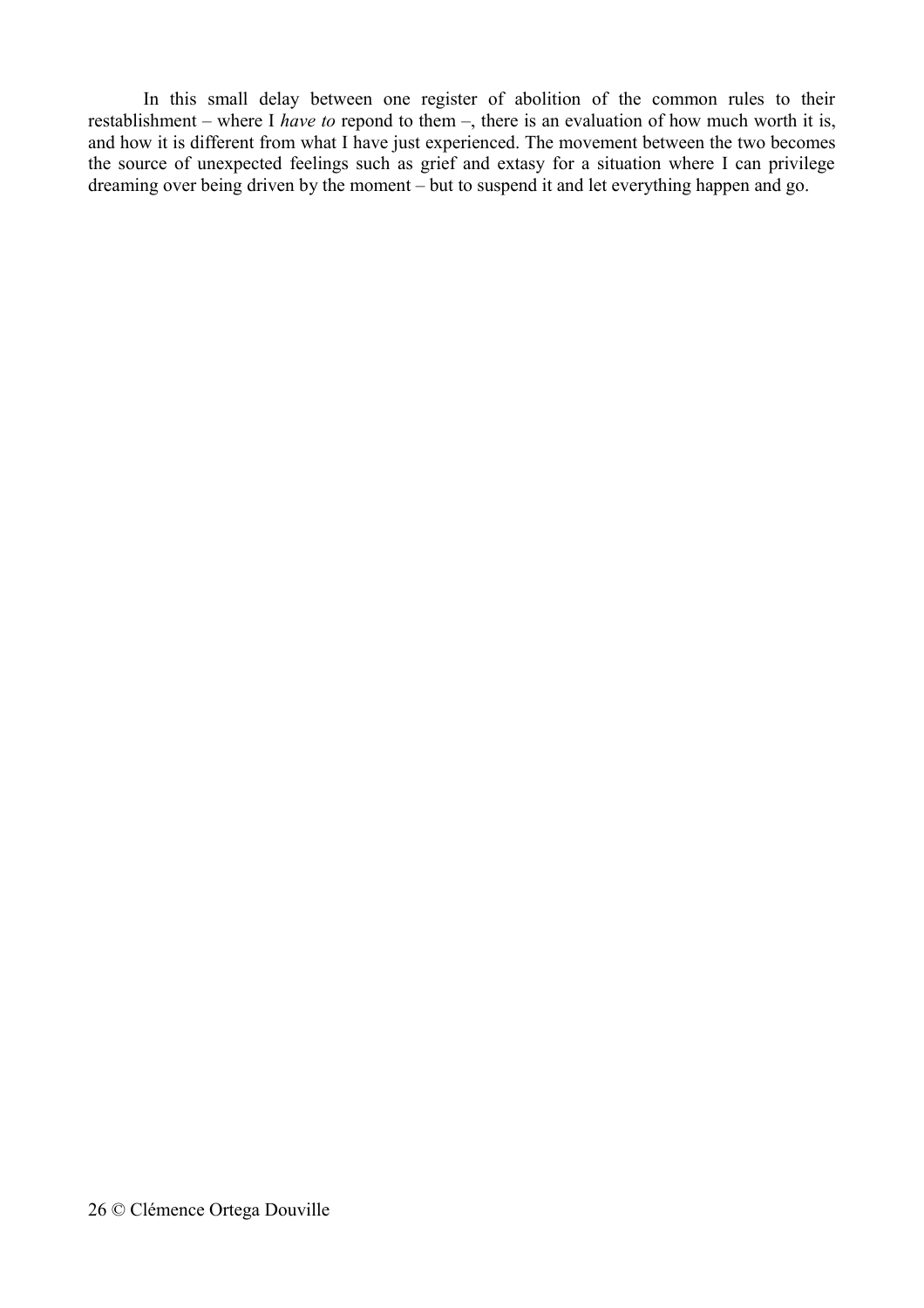In this small delay between one register of abolition of the common rules to their restablishment – where I *have to* repond to them –, there is an evaluation of how much worth it is, and how it is different from what I have just experienced. The movement between the two becomes the source of unexpected feelings such as grief and extasy for a situation where I can privilege dreaming over being driven by the moment – but to suspend it and let everything happen and go.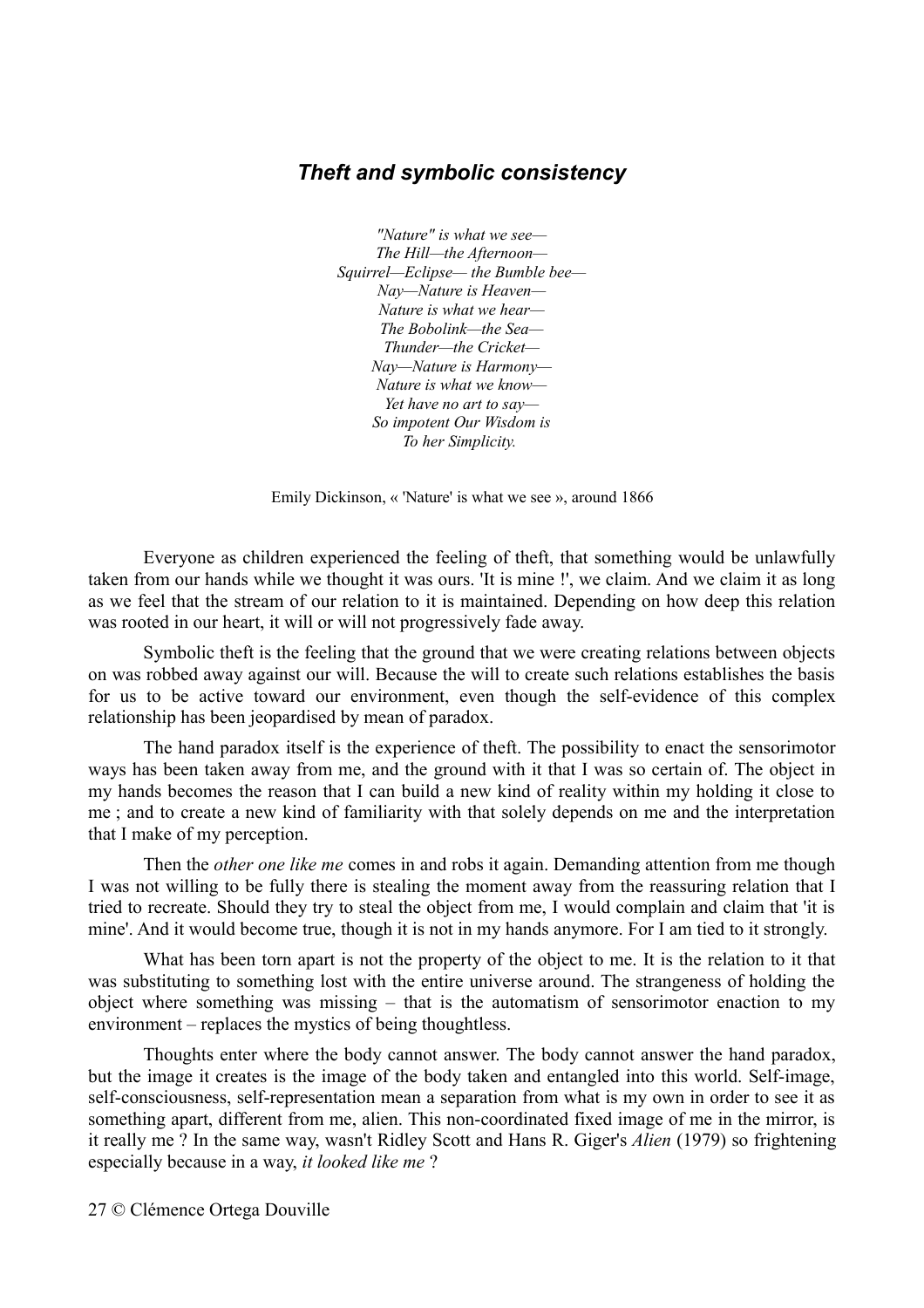## *Theft and symbolic consistency*

*"Nature" is what we see—*
*The Hill—the Afternoon—*
*Squirrel—Eclipse— the Bumble bee—*
*Nay—Nature is Heaven—*
*Nature is what we hear—*
*The Bobolink—the Sea—*
*Thunder—the Cricket—*
*Nay—Nature is Harmony—*
*Nature is what we know—*
*Yet have no art to say—*
*So impotent Our Wisdom is*
*To her Simplicity.*

Emily Dickinson, « 'Nature' is what we see », around 1866

Everyone as children experienced the feeling of theft, that something would be unlawfully taken from our hands while we thought it was ours. 'It is mine !', we claim. And we claim it as long as we feel that the stream of our relation to it is maintained. Depending on how deep this relation was rooted in our heart, it will or will not progressively fade away.

Symbolic theft is the feeling that the ground that we were creating relations between objects on was robbed away against our will. Because the will to create such relations establishes the basis for us to be active toward our environment, even though the self-evidence of this complex relationship has been jeopardised by mean of paradox.

The hand paradox itself is the experience of theft. The possibility to enact the sensorimotor ways has been taken away from me, and the ground with it that I was so certain of. The object in my hands becomes the reason that I can build a new kind of reality within my holding it close to me ; and to create a new kind of familiarity with that solely depends on me and the interpretation that I make of my perception.

Then the *other one like me* comes in and robs it again. Demanding attention from me though I was not willing to be fully there is stealing the moment away from the reassuring relation that I tried to recreate. Should they try to steal the object from me, I would complain and claim that 'it is mine'. And it would become true, though it is not in my hands anymore. For I am tied to it strongly.

What has been torn apart is not the property of the object to me. It is the relation to it that was substituting to something lost with the entire universe around. The strangeness of holding the object where something was missing – that is the automatism of sensorimotor enaction to my environment – replaces the mystics of being thoughtless.

Thoughts enter where the body cannot answer. The body cannot answer the hand paradox, but the image it creates is the image of the body taken and entangled into this world. Self-image, self-consciousness, self-representation mean a separation from what is my own in order to see it as something apart, different from me, alien. This non-coordinated fixed image of me in the mirror, is it really me ? In the same way, wasn't Ridley Scott and Hans R. Giger's *Alien* (1979) so frightening especially because in a way, *it looked like me* ?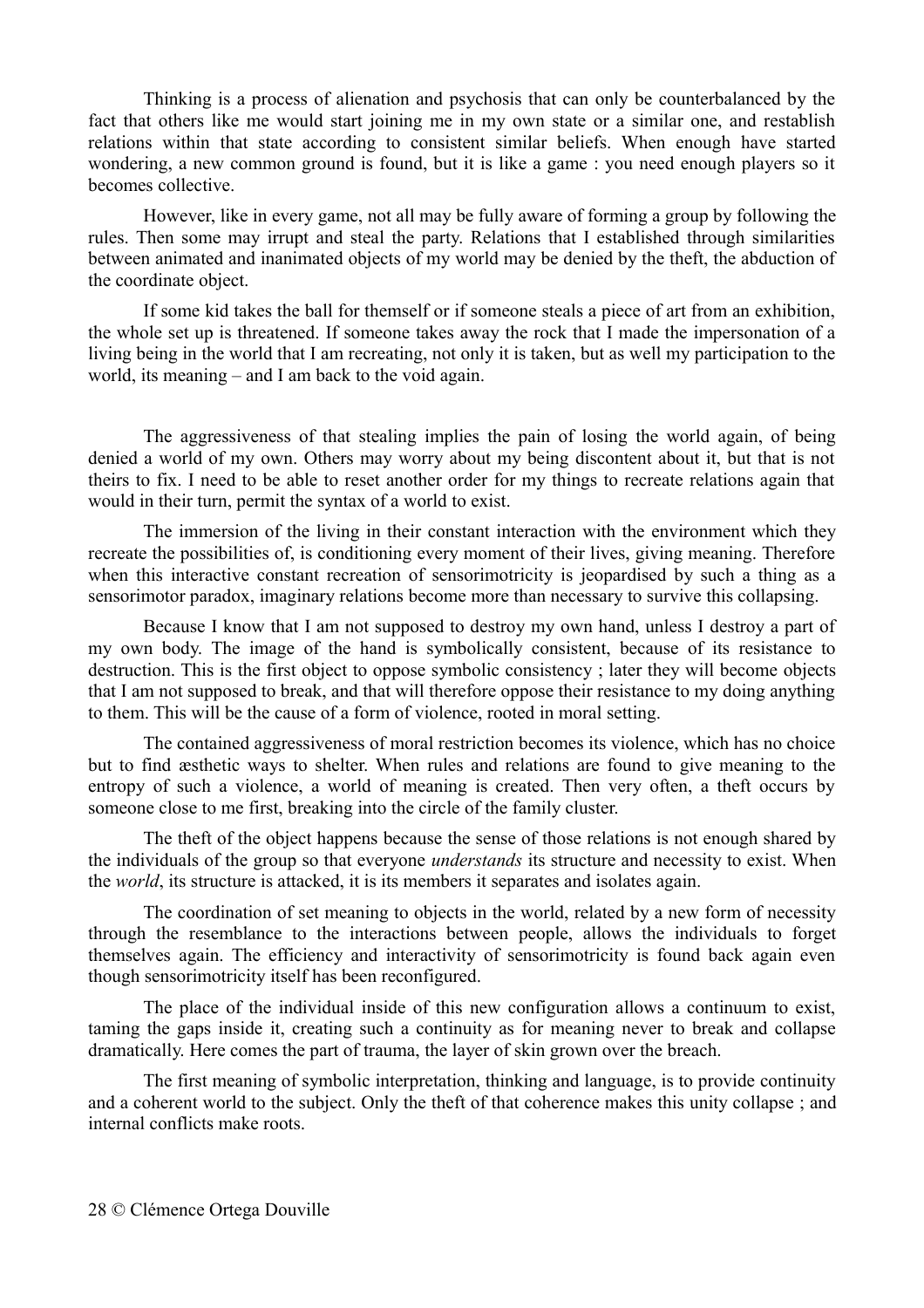Thinking is a process of alienation and psychosis that can only be counterbalanced by the fact that others like me would start joining me in my own state or a similar one, and restablish relations within that state according to consistent similar beliefs. When enough have started wondering, a new common ground is found, but it is like a game : you need enough players so it becomes collective.

However, like in every game, not all may be fully aware of forming a group by following the rules. Then some may irrupt and steal the party. Relations that I established through similarities between animated and inanimated objects of my world may be denied by the theft, the abduction of the coordinate object.

If some kid takes the ball for themself or if someone steals a piece of art from an exhibition, the whole set up is threatened. If someone takes away the rock that I made the impersonation of a living being in the world that I am recreating, not only it is taken, but as well my participation to the world, its meaning – and I am back to the void again.

The aggressiveness of that stealing implies the pain of losing the world again, of being denied a world of my own. Others may worry about my being discontent about it, but that is not theirs to fix. I need to be able to reset another order for my things to recreate relations again that would in their turn, permit the syntax of a world to exist.

The immersion of the living in their constant interaction with the environment which they recreate the possibilities of, is conditioning every moment of their lives, giving meaning. Therefore when this interactive constant recreation of sensorimotricity is jeopardised by such a thing as a sensorimotor paradox, imaginary relations become more than necessary to survive this collapsing.

Because I know that I am not supposed to destroy my own hand, unless I destroy a part of my own body. The image of the hand is symbolically consistent, because of its resistance to destruction. This is the first object to oppose symbolic consistency ; later they will become objects that I am not supposed to break, and that will therefore oppose their resistance to my doing anything to them. This will be the cause of a form of violence, rooted in moral setting.

The contained aggressiveness of moral restriction becomes its violence, which has no choice but to find æsthetic ways to shelter. When rules and relations are found to give meaning to the entropy of such a violence, a world of meaning is created. Then very often, a theft occurs by someone close to me first, breaking into the circle of the family cluster.

The theft of the object happens because the sense of those relations is not enough shared by the individuals of the group so that everyone *understands* its structure and necessity to exist. When the *world*, its structure is attacked, it is its members it separates and isolates again.

The coordination of set meaning to objects in the world, related by a new form of necessity through the resemblance to the interactions between people, allows the individuals to forget themselves again. The efficiency and interactivity of sensorimotricity is found back again even though sensorimotricity itself has been reconfigured.

The place of the individual inside of this new configuration allows a continuum to exist, taming the gaps inside it, creating such a continuity as for meaning never to break and collapse dramatically. Here comes the part of trauma, the layer of skin grown over the breach.

The first meaning of symbolic interpretation, thinking and language, is to provide continuity and a coherent world to the subject. Only the theft of that coherence makes this unity collapse ; and internal conflicts make roots.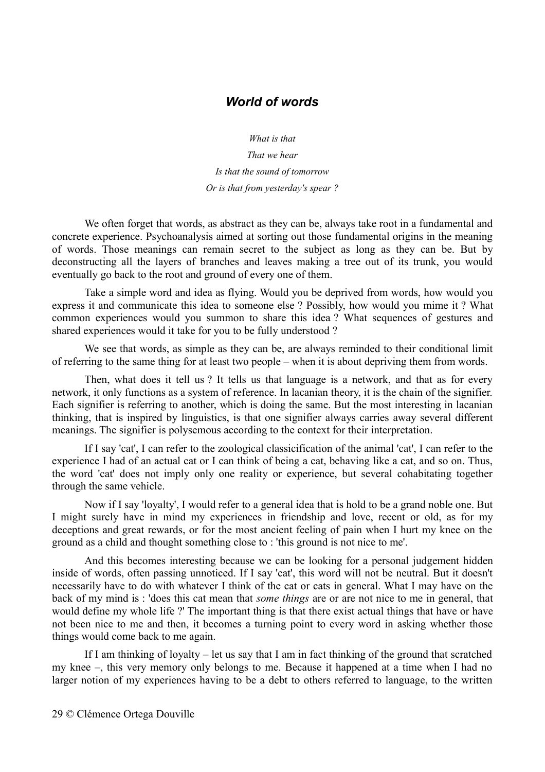## *World of words*

*What is that*
*That we hear*
*Is that the sound of tomorrow*
*Or is that from yesterday's spear ?*

We often forget that words, as abstract as they can be, always take root in a fundamental and concrete experience. Psychoanalysis aimed at sorting out those fundamental origins in the meaning of words. Those meanings can remain secret to the subject as long as they can be. But by deconstructing all the layers of branches and leaves making a tree out of its trunk, you would eventually go back to the root and ground of every one of them.

Take a simple word and idea as flying. Would you be deprived from words, how would you express it and communicate this idea to someone else ? Possibly, how would you mime it ? What common experiences would you summon to share this idea ? What sequences of gestures and shared experiences would it take for you to be fully understood ?

We see that words, as simple as they can be, are always reminded to their conditional limit of referring to the same thing for at least two people – when it is about depriving them from words.

Then, what does it tell us ? It tells us that language is a network, and that as for every network, it only functions as a system of reference. In lacanian theory, it is the chain of the signifier. Each signifier is referring to another, which is doing the same. But the most interesting in lacanian thinking, that is inspired by linguistics, is that one signifier always carries away several different meanings. The signifier is polysemous according to the context for their interpretation.

If I say 'cat', I can refer to the zoological classicification of the animal 'cat', I can refer to the experience I had of an actual cat or I can think of being a cat, behaving like a cat, and so on. Thus, the word 'cat' does not imply only one reality or experience, but several cohabitating together through the same vehicle.

Now if I say 'loyalty', I would refer to a general idea that is hold to be a grand noble one. But I might surely have in mind my experiences in friendship and love, recent or old, as for my deceptions and great rewards, or for the most ancient feeling of pain when I hurt my knee on the ground as a child and thought something close to : 'this ground is not nice to me'.

And this becomes interesting because we can be looking for a personal judgement hidden inside of words, often passing unnoticed. If I say 'cat', this word will not be neutral. But it doesn't necessarily have to do with whatever I think of the cat or cats in general. What I may have on the back of my mind is : 'does this cat mean that *some things* are or are not nice to me in general, that would define my whole life ?' The important thing is that there exist actual things that have or have not been nice to me and then, it becomes a turning point to every word in asking whether those things would come back to me again.

If I am thinking of loyalty – let us say that I am in fact thinking of the ground that scratched my knee –, this very memory only belongs to me. Because it happened at a time when I had no larger notion of my experiences having to be a debt to others referred to language, to the written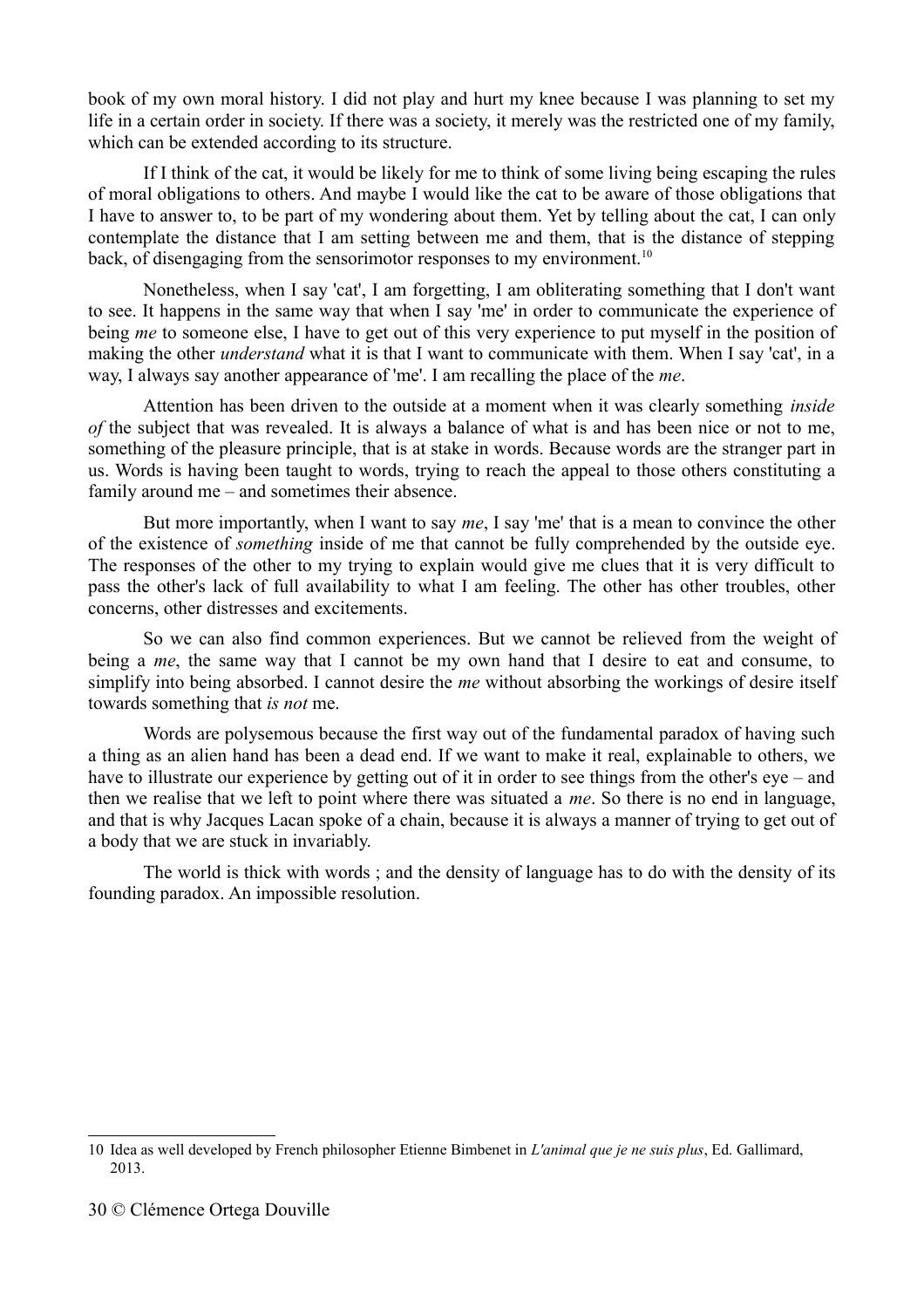book of my own moral history. I did not play and hurt my knee because I was planning to set my life in a certain order in society. If there was a society, it merely was the restricted one of my family, which can be extended according to its structure.

If I think of the cat, it would be likely for me to think of some living being escaping the rules of moral obligations to others. And maybe I would like the cat to be aware of those obligations that I have to answer to, to be part of my wondering about them. Yet by telling about the cat, I can only contemplate the distance that I am setting between me and them, that is the distance of stepping back, of disengaging from the sensorimotor responses to my environment.[10]

Nonetheless, when I say 'cat', I am forgetting, I am obliterating something that I don't want to see. It happens in the same way that when I say 'me' in order to communicate the experience of being *me* to someone else, I have to get out of this very experience to put myself in the position of making the other *understand* what it is that I want to communicate with them. When I say 'cat', in a way, I always say another appearance of 'me'. I am recalling the place of the *me*.

Attention has been driven to the outside at a moment when it was clearly something *inside of* the subject that was revealed. It is always a balance of what is and has been nice or not to me, something of the pleasure principle, that is at stake in words. Because words are the stranger part in us. Words is having been taught to words, trying to reach the appeal to those others constituting a family around me – and sometimes their absence.

But more importantly, when I want to say *me*, I say 'me' that is a mean to convince the other of the existence of *something* inside of me that cannot be fully comprehended by the outside eye. The responses of the other to my trying to explain would give me clues that it is very difficult to pass the other's lack of full availability to what I am feeling. The other has other troubles, other concerns, other distresses and excitements.

So we can also find common experiences. But we cannot be relieved from the weight of being a *me*, the same way that I cannot be my own hand that I desire to eat and consume, to simplify into being absorbed. I cannot desire the *me* without absorbing the workings of desire itself towards something that *is not* me.

Words are polysemous because the first way out of the fundamental paradox of having such a thing as an alien hand has been a dead end. If we want to make it real, explainable to others, we have to illustrate our experience by getting out of it in order to see things from the other's eye – and then we realise that we left to point where there was situated a *me*. So there is no end in language, and that is why Jacques Lacan spoke of a chain, because it is always a manner of trying to get out of a body that we are stuck in invariably.

The world is thick with words ; and the density of language has to do with the density of its founding paradox. An impossible resolution.

---

[10] Idea as well developed by French philosopher Etienne Bimbenet in *L'animal que je ne suis plus*, Ed. Gallimard, 2013.

© Clémence Ortega Douville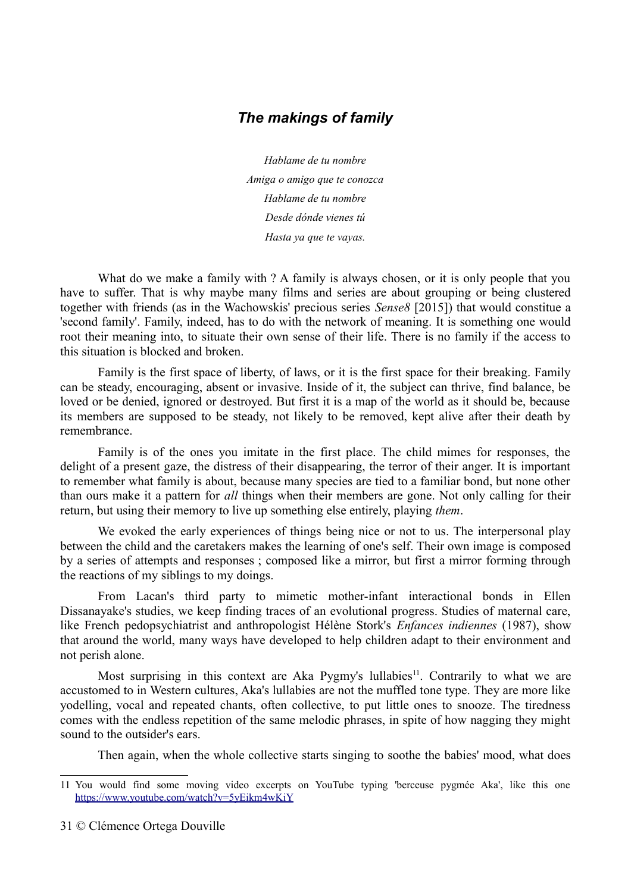## *The makings of family*

*Hablame de tu nombre*
*Amiga o amigo que te conozca*
*Hablame de tu nombre*
*Desde dónde vienes tú*
*Hasta ya que te vayas.*

What do we make a family with ? A family is always chosen, or it is only people that you have to suffer. That is why maybe many films and series are about grouping or being clustered together with friends (as in the Wachowskis' precious series *Sense8* [2015]) that would constitue a 'second family'. Family, indeed, has to do with the network of meaning. It is something one would root their meaning into, to situate their own sense of their life. There is no family if the access to this situation is blocked and broken.

Family is the first space of liberty, of laws, or it is the first space for their breaking. Family can be steady, encouraging, absent or invasive. Inside of it, the subject can thrive, find balance, be loved or be denied, ignored or destroyed. But first it is a map of the world as it should be, because its members are supposed to be steady, not likely to be removed, kept alive after their death by remembrance.

Family is of the ones you imitate in the first place. The child mimes for responses, the delight of a present gaze, the distress of their disappearing, the terror of their anger. It is important to remember what family is about, because many species are tied to a familiar bond, but none other than ours make it a pattern for *all* things when their members are gone. Not only calling for their return, but using their memory to live up something else entirely, playing *them*.

We evoked the early experiences of things being nice or not to us. The interpersonal play between the child and the caretakers makes the learning of one's self. Their own image is composed by a series of attempts and responses ; composed like a mirror, but first a mirror forming through the reactions of my siblings to my doings.

From Lacan's third party to mimetic mother-infant interactional bonds in Ellen Dissanayake's studies, we keep finding traces of an evolutional progress. Studies of maternal care, like French pedopsychiatrist and anthropologist Hélène Stork's *Enfances indiennes* (1987), show that around the world, many ways have developed to help children adapt to their environment and not perish alone.

Most surprising in this context are Aka Pygmy's lullabies[11]. Contrarily to what we are accustomed to in Western cultures, Aka's lullabies are not the muffled tone type. They are more like yodelling, vocal and repeated chants, often collective, to put little ones to snooze. The tiredness comes with the endless repetition of the same melodic phrases, in spite of how nagging they might sound to the outsider's ears.

Then again, when the whole collective starts singing to soothe the babies' mood, what does

---

11 You would find some moving video excerpts on YouTube typing 'berceuse pygmée Aka', like this one https://www.youtube.com/watch?v=5yEikm4wKiY

© Clémence Ortega Douville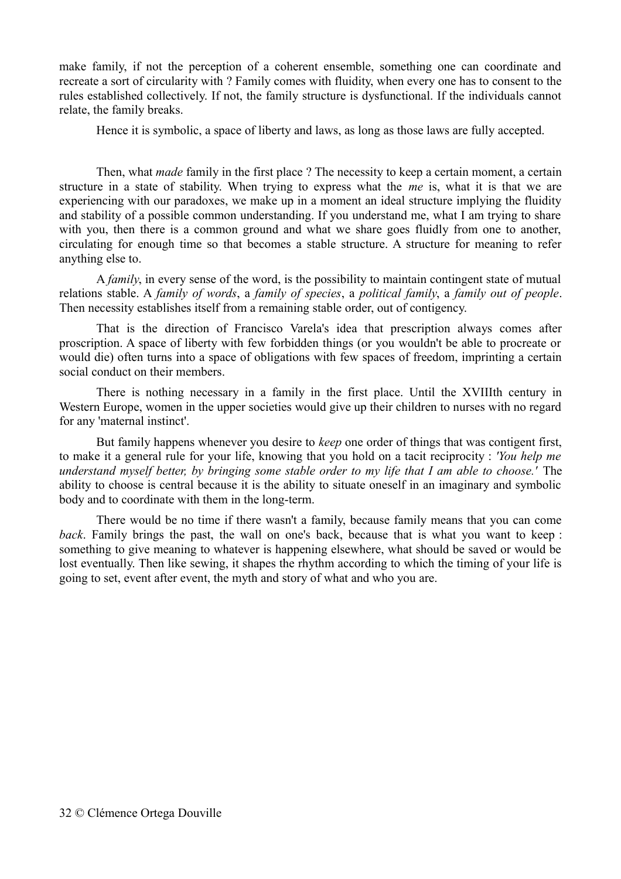make family, if not the perception of a coherent ensemble, something one can coordinate and recreate a sort of circularity with ? Family comes with fluidity, when every one has to consent to the rules established collectively. If not, the family structure is dysfunctional. If the individuals cannot relate, the family breaks.

Hence it is symbolic, a space of liberty and laws, as long as those laws are fully accepted.

Then, what *made* family in the first place ? The necessity to keep a certain moment, a certain structure in a state of stability. When trying to express what the *me* is, what it is that we are experiencing with our paradoxes, we make up in a moment an ideal structure implying the fluidity and stability of a possible common understanding. If you understand me, what I am trying to share with you, then there is a common ground and what we share goes fluidly from one to another, circulating for enough time so that becomes a stable structure. A structure for meaning to refer anything else to.

A *family*, in every sense of the word, is the possibility to maintain contingent state of mutual relations stable. A *family of words*, a *family of species*, a *political family*, a *family out of people*. Then necessity establishes itself from a remaining stable order, out of contigency.

That is the direction of Francisco Varela's idea that prescription always comes after proscription. A space of liberty with few forbidden things (or you wouldn't be able to procreate or would die) often turns into a space of obligations with few spaces of freedom, imprinting a certain social conduct on their members.

There is nothing necessary in a family in the first place. Until the XVIIIth century in Western Europe, women in the upper societies would give up their children to nurses with no regard for any 'maternal instinct'.

But family happens whenever you desire to *keep* one order of things that was contigent first, to make it a general rule for your life, knowing that you hold on a tacit reciprocity : *'You help me understand myself better, by bringing some stable order to my life that I am able to choose.'* The ability to choose is central because it is the ability to situate oneself in an imaginary and symbolic body and to coordinate with them in the long-term.

There would be no time if there wasn't a family, because family means that you can come *back*. Family brings the past, the wall on one's back, because that is what you want to keep : something to give meaning to whatever is happening elsewhere, what should be saved or would be lost eventually. Then like sewing, it shapes the rhythm according to which the timing of your life is going to set, event after event, the myth and story of what and who you are.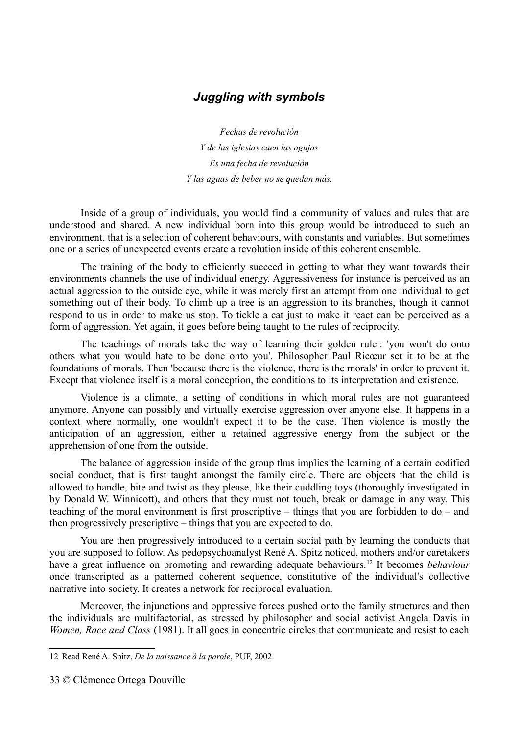## *Juggling with symbols*

*Fechas de revolución*
*Y de las iglesias caen las agujas*
*Es una fecha de revolución*
*Y las aguas de beber no se quedan más.*

Inside of a group of individuals, you would find a community of values and rules that are understood and shared. A new individual born into this group would be introduced to such an environment, that is a selection of coherent behaviours, with constants and variables. But sometimes one or a series of unexpected events create a revolution inside of this coherent ensemble.

The training of the body to efficiently succeed in getting to what they want towards their environments channels the use of individual energy. Aggressiveness for instance is perceived as an actual aggression to the outside eye, while it was merely first an attempt from one individual to get something out of their body. To climb up a tree is an aggression to its branches, though it cannot respond to us in order to make us stop. To tickle a cat just to make it react can be perceived as a form of aggression. Yet again, it goes before being taught to the rules of reciprocity.

The teachings of morals take the way of learning their golden rule : 'you won't do onto others what you would hate to be done onto you'. Philosopher Paul Ricœur set it to be at the foundations of morals. Then 'because there is the violence, there is the morals' in order to prevent it. Except that violence itself is a moral conception, the conditions to its interpretation and existence.

Violence is a climate, a setting of conditions in which moral rules are not guaranteed anymore. Anyone can possibly and virtually exercise aggression over anyone else. It happens in a context where normally, one wouldn't expect it to be the case. Then violence is mostly the anticipation of an aggression, either a retained aggressive energy from the subject or the apprehension of one from the outside.

The balance of aggression inside of the group thus implies the learning of a certain codified social conduct, that is first taught amongst the family circle. There are objects that the child is allowed to handle, bite and twist as they please, like their cuddling toys (thoroughly investigated in by Donald W. Winnicott), and others that they must not touch, break or damage in any way. This teaching of the moral environment is first proscriptive – things that you are forbidden to do – and then progressively prescriptive – things that you are expected to do.

You are then progressively introduced to a certain social path by learning the conducts that you are supposed to follow. As pedopsychoanalyst René A. Spitz noticed, mothers and/or caretakers have a great influence on promoting and rewarding adequate behaviours.[12] It becomes *behaviour* once transcripted as a patterned coherent sequence, constitutive of the individual's collective narrative into society. It creates a network for reciprocal evaluation.

Moreover, the injunctions and oppressive forces pushed onto the family structures and then the individuals are multifactorial, as stressed by philosopher and social activist Angela Davis in *Women, Race and Class* (1981). It all goes in concentric circles that communicate and resist to each

---

12 Read René A. Spitz, *De la naissance à la parole*, PUF, 2002.

© Clémence Ortega Douville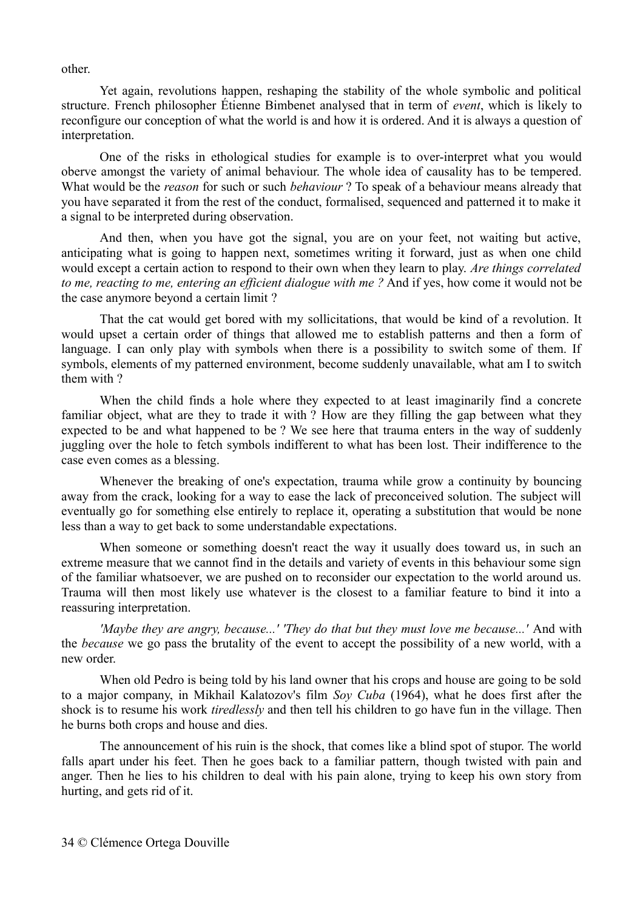other.

Yet again, revolutions happen, reshaping the stability of the whole symbolic and political structure. French philosopher Étienne Bimbenet analysed that in term of *event*, which is likely to reconfigure our conception of what the world is and how it is ordered. And it is always a question of interpretation.

One of the risks in ethological studies for example is to over-interpret what you would oberve amongst the variety of animal behaviour. The whole idea of causality has to be tempered. What would be the *reason* for such or such *behaviour* ? To speak of a behaviour means already that you have separated it from the rest of the conduct, formalised, sequenced and patterned it to make it a signal to be interpreted during observation.

And then, when you have got the signal, you are on your feet, not waiting but active, anticipating what is going to happen next, sometimes writing it forward, just as when one child would except a certain action to respond to their own when they learn to play. *Are things correlated to me, reacting to me, entering an efficient dialogue with me ?* And if yes, how come it would not be the case anymore beyond a certain limit ?

That the cat would get bored with my sollicitations, that would be kind of a revolution. It would upset a certain order of things that allowed me to establish patterns and then a form of language. I can only play with symbols when there is a possibility to switch some of them. If symbols, elements of my patterned environment, become suddenly unavailable, what am I to switch them with ?

When the child finds a hole where they expected to at least imaginarily find a concrete familiar object, what are they to trade it with ? How are they filling the gap between what they expected to be and what happened to be ? We see here that trauma enters in the way of suddenly juggling over the hole to fetch symbols indifferent to what has been lost. Their indifference to the case even comes as a blessing.

Whenever the breaking of one's expectation, trauma while grow a continuity by bouncing away from the crack, looking for a way to ease the lack of preconceived solution. The subject will eventually go for something else entirely to replace it, operating a substitution that would be none less than a way to get back to some understandable expectations.

When someone or something doesn't react the way it usually does toward us, in such an extreme measure that we cannot find in the details and variety of events in this behaviour some sign of the familiar whatsoever, we are pushed on to reconsider our expectation to the world around us. Trauma will then most likely use whatever is the closest to a familiar feature to bind it into a reassuring interpretation.

*'Maybe they are angry, because...' 'They do that but they must love me because...'* And with the *because* we go pass the brutality of the event to accept the possibility of a new world, with a new order.

When old Pedro is being told by his land owner that his crops and house are going to be sold to a major company, in Mikhail Kalatozov's film *Soy Cuba* (1964), what he does first after the shock is to resume his work *tiredlessly* and then tell his children to go have fun in the village. Then he burns both crops and house and dies.

The announcement of his ruin is the shock, that comes like a blind spot of stupor. The world falls apart under his feet. Then he goes back to a familiar pattern, though twisted with pain and anger. Then he lies to his children to deal with his pain alone, trying to keep his own story from hurting, and gets rid of it.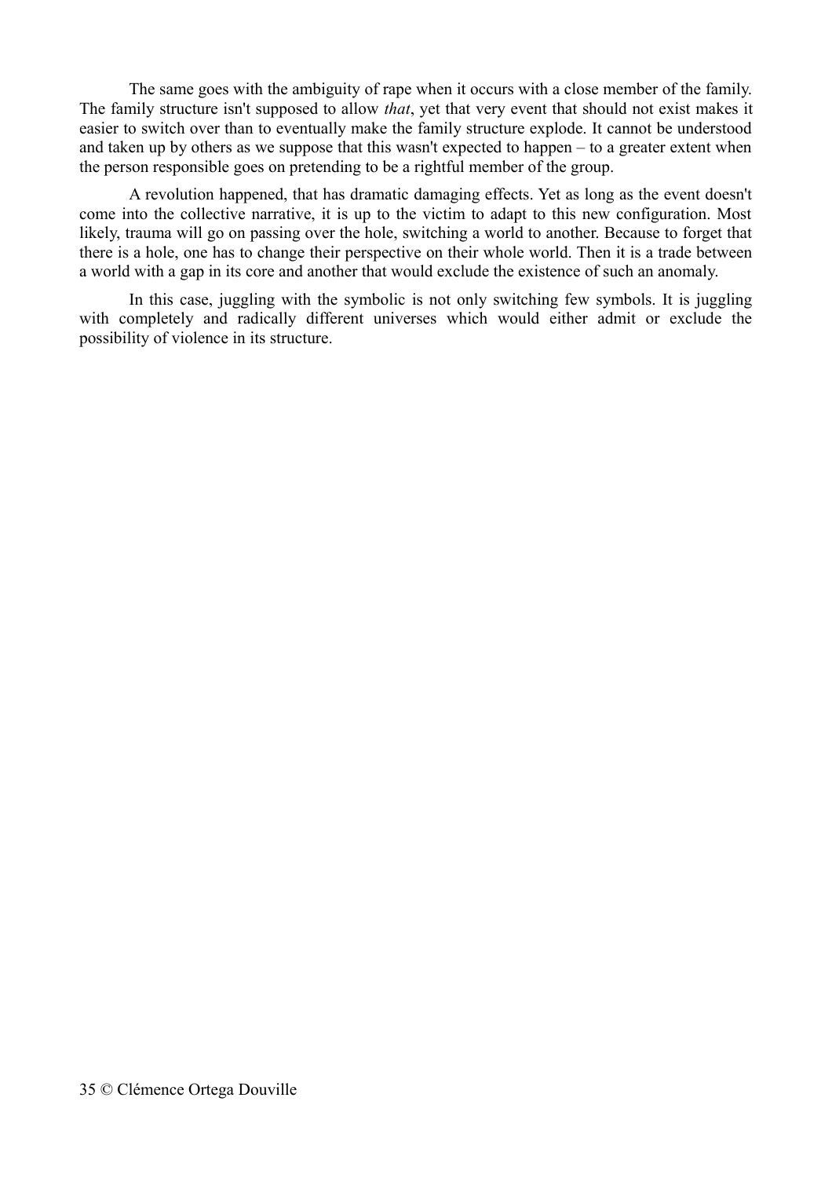The same goes with the ambiguity of rape when it occurs with a close member of the family. The family structure isn't supposed to allow *that*, yet that very event that should not exist makes it easier to switch over than to eventually make the family structure explode. It cannot be understood and taken up by others as we suppose that this wasn't expected to happen – to a greater extent when the person responsible goes on pretending to be a rightful member of the group.

A revolution happened, that has dramatic damaging effects. Yet as long as the event doesn't come into the collective narrative, it is up to the victim to adapt to this new configuration. Most likely, trauma will go on passing over the hole, switching a world to another. Because to forget that there is a hole, one has to change their perspective on their whole world. Then it is a trade between a world with a gap in its core and another that would exclude the existence of such an anomaly.

In this case, juggling with the symbolic is not only switching few symbols. It is juggling with completely and radically different universes which would either admit or exclude the possibility of violence in its structure.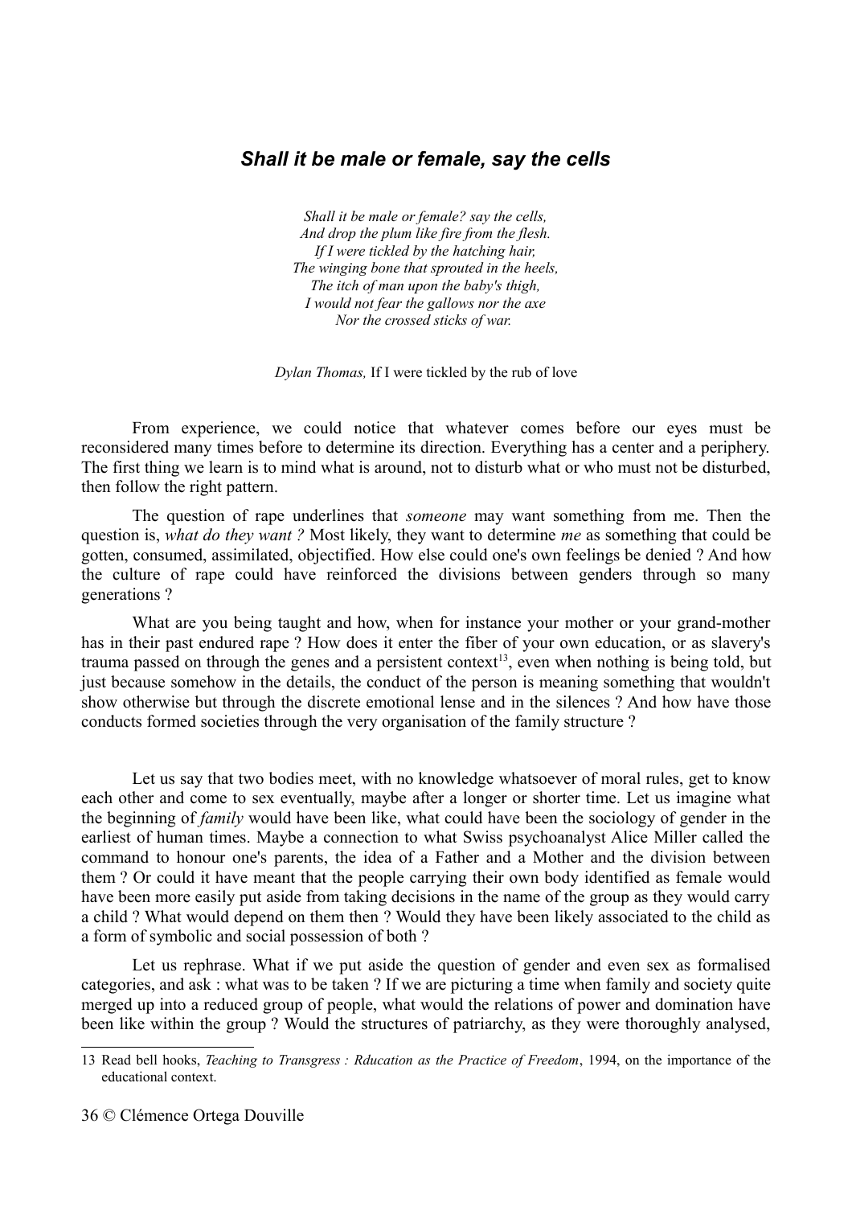## *Shall it be male or female, say the cells*

*Shall it be male or female? say the cells,*
*And drop the plum like fire from the flesh.*
*If I were tickled by the hatching hair,*
*The winging bone that sprouted in the heels,*
*The itch of man upon the baby's thigh,*
*I would not fear the gallows nor the axe*
*Nor the crossed sticks of war.*

*Dylan Thomas,* If I were tickled by the rub of love

From experience, we could notice that whatever comes before our eyes must be reconsidered many times before to determine its direction. Everything has a center and a periphery. The first thing we learn is to mind what is around, not to disturb what or who must not be disturbed, then follow the right pattern.

The question of rape underlines that *someone* may want something from me. Then the question is, *what do they want ?* Most likely, they want to determine *me* as something that could be gotten, consumed, assimilated, objectified. How else could one's own feelings be denied ? And how the culture of rape could have reinforced the divisions between genders through so many generations ?

What are you being taught and how, when for instance your mother or your grand-mother has in their past endured rape ? How does it enter the fiber of your own education, or as slavery's trauma passed on through the genes and a persistent context[13], even when nothing is being told, but just because somehow in the details, the conduct of the person is meaning something that wouldn't show otherwise but through the discrete emotional lense and in the silences ? And how have those conducts formed societies through the very organisation of the family structure ?

Let us say that two bodies meet, with no knowledge whatsoever of moral rules, get to know each other and come to sex eventually, maybe after a longer or shorter time. Let us imagine what the beginning of *family* would have been like, what could have been the sociology of gender in the earliest of human times. Maybe a connection to what Swiss psychoanalyst Alice Miller called the command to honour one's parents, the idea of a Father and a Mother and the division between them ? Or could it have meant that the people carrying their own body identified as female would have been more easily put aside from taking decisions in the name of the group as they would carry a child ? What would depend on them then ? Would they have been likely associated to the child as a form of symbolic and social possession of both ?

Let us rephrase. What if we put aside the question of gender and even sex as formalised categories, and ask : what was to be taken ? If we are picturing a time when family and society quite merged up into a reduced group of people, what would the relations of power and domination have been like within the group ? Would the structures of patriarchy, as they were thoroughly analysed,

---

13 Read bell hooks, *Teaching to Transgress : Rducation as the Practice of Freedom*, 1994, on the importance of the educational context.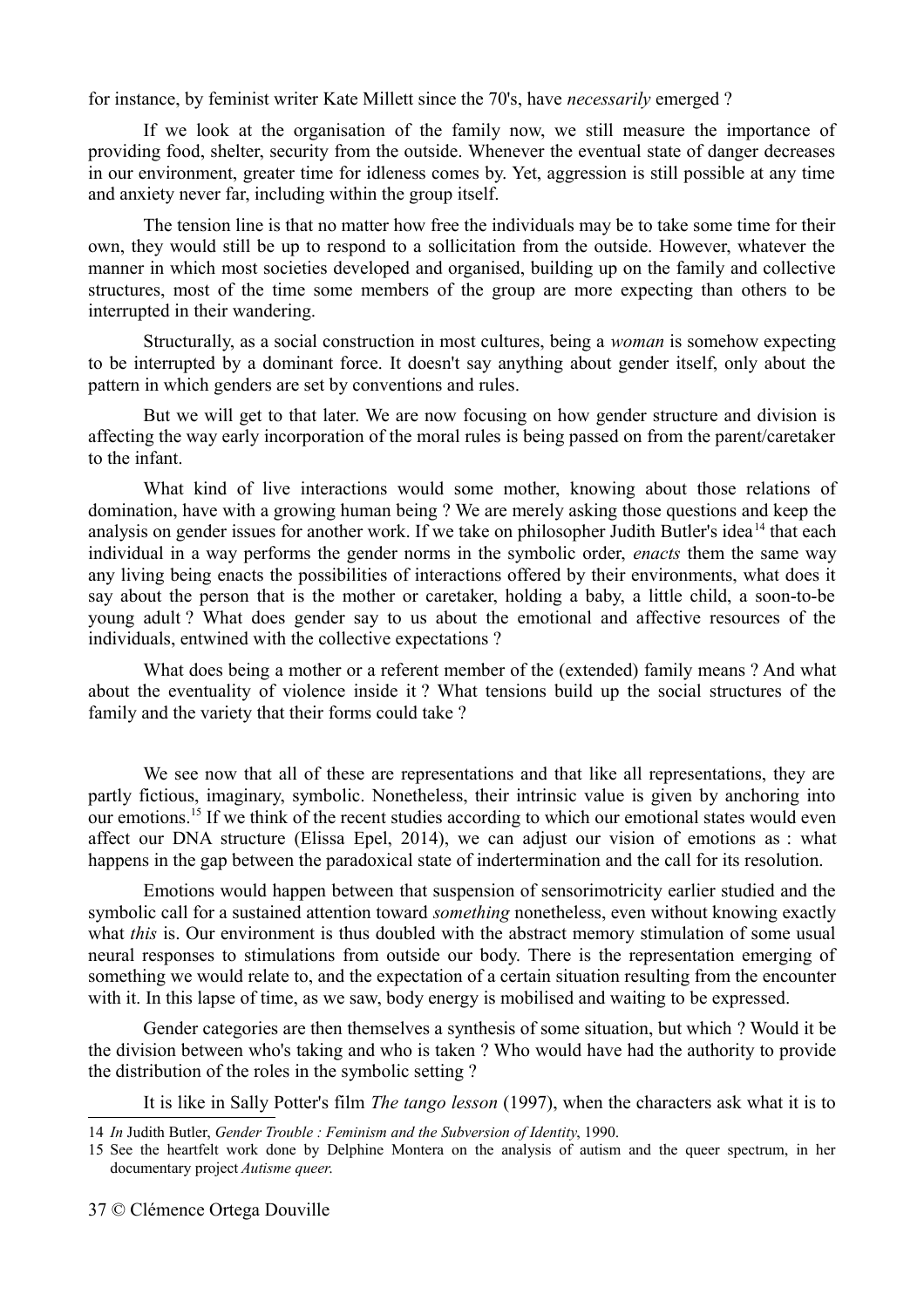for instance, by feminist writer Kate Millett since the 70's, have *necessarily* emerged ?

If we look at the organisation of the family now, we still measure the importance of providing food, shelter, security from the outside. Whenever the eventual state of danger decreases in our environment, greater time for idleness comes by. Yet, aggression is still possible at any time and anxiety never far, including within the group itself.

The tension line is that no matter how free the individuals may be to take some time for their own, they would still be up to respond to a sollicitation from the outside. However, whatever the manner in which most societies developed and organised, building up on the family and collective structures, most of the time some members of the group are more expecting than others to be interrupted in their wandering.

Structurally, as a social construction in most cultures, being a *woman* is somehow expecting to be interrupted by a dominant force. It doesn't say anything about gender itself, only about the pattern in which genders are set by conventions and rules.

But we will get to that later. We are now focusing on how gender structure and division is affecting the way early incorporation of the moral rules is being passed on from the parent/caretaker to the infant.

What kind of live interactions would some mother, knowing about those relations of domination, have with a growing human being ? We are merely asking those questions and keep the analysis on gender issues for another work. If we take on philosopher Judith Butler's idea[14] that each individual in a way performs the gender norms in the symbolic order, *enacts* them the same way any living being enacts the possibilities of interactions offered by their environments, what does it say about the person that is the mother or caretaker, holding a baby, a little child, a soon-to-be young adult ? What does gender say to us about the emotional and affective resources of the individuals, entwined with the collective expectations ?

What does being a mother or a referent member of the (extended) family means ? And what about the eventuality of violence inside it ? What tensions build up the social structures of the family and the variety that their forms could take ?

We see now that all of these are representations and that like all representations, they are partly fictious, imaginary, symbolic. Nonetheless, their intrinsic value is given by anchoring into our emotions.[15] If we think of the recent studies according to which our emotional states would even affect our DNA structure (Elissa Epel, 2014), we can adjust our vision of emotions as : what happens in the gap between the paradoxical state of indertermination and the call for its resolution.

Emotions would happen between that suspension of sensorimotricity earlier studied and the symbolic call for a sustained attention toward *something* nonetheless, even without knowing exactly what *this* is. Our environment is thus doubled with the abstract memory stimulation of some usual neural responses to stimulations from outside our body. There is the representation emerging of something we would relate to, and the expectation of a certain situation resulting from the encounter with it. In this lapse of time, as we saw, body energy is mobilised and waiting to be expressed.

Gender categories are then themselves a synthesis of some situation, but which ? Would it be the division between who's taking and who is taken ? Who would have had the authority to provide the distribution of the roles in the symbolic setting ?

It is like in Sally Potter's film *The tango lesson* (1997), when the characters ask what it is to

---

14 *In* Judith Butler, *Gender Trouble : Feminism and the Subversion of Identity*, 1990.

15 See the heartfelt work done by Delphine Montera on the analysis of autism and the queer spectrum, in her documentary project *Autisme queer.*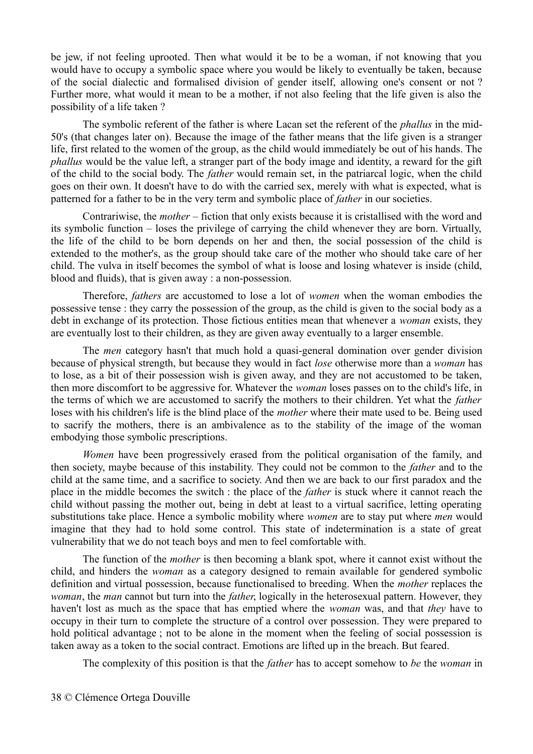be jew, if not feeling uprooted. Then what would it be to be a woman, if not knowing that you would have to occupy a symbolic space where you would be likely to eventually be taken, because of the social dialectic and formalised division of gender itself, allowing one's consent or not ? Further more, what would it mean to be a mother, if not also feeling that the life given is also the possibility of a life taken ?

The symbolic referent of the father is where Lacan set the referent of the *phallus* in the mid-50's (that changes later on). Because the image of the father means that the life given is a stranger life, first related to the women of the group, as the child would immediately be out of his hands. The *phallus* would be the value left, a stranger part of the body image and identity, a reward for the gift of the child to the social body. The *father* would remain set, in the patriarcal logic, when the child goes on their own. It doesn't have to do with the carried sex, merely with what is expected, what is patterned for a father to be in the very term and symbolic place of *father* in our societies.

Contrariwise, the *mother* – fiction that only exists because it is cristallised with the word and its symbolic function – loses the privilege of carrying the child whenever they are born. Virtually, the life of the child to be born depends on her and then, the social possession of the child is extended to the mother's, as the group should take care of the mother who should take care of her child. The vulva in itself becomes the symbol of what is loose and losing whatever is inside (child, blood and fluids), that is given away : a non-possession.

Therefore, *fathers* are accustomed to lose a lot of *women* when the woman embodies the possessive tense : they carry the possession of the group, as the child is given to the social body as a debt in exchange of its protection. Those fictious entities mean that whenever a *woman* exists, they are eventually lost to their children, as they are given away eventually to a larger ensemble.

The *men* category hasn't that much hold a quasi-general domination over gender division because of physical strength, but because they would in fact *lose* otherwise more than a *woman* has to lose, as a bit of their possession wish is given away, and they are not accustomed to be taken, then more discomfort to be aggressive for. Whatever the *woman* loses passes on to the child's life, in the terms of which we are accustomed to sacrify the mothers to their children. Yet what the *father* loses with his children's life is the blind place of the *mother* where their mate used to be. Being used to sacrify the mothers, there is an ambivalence as to the stability of the image of the woman embodying those symbolic prescriptions.

*Women* have been progressively erased from the political organisation of the family, and then society, maybe because of this instability. They could not be common to the *father* and to the child at the same time, and a sacrifice to society. And then we are back to our first paradox and the place in the middle becomes the switch : the place of the *father* is stuck where it cannot reach the child without passing the mother out, being in debt at least to a virtual sacrifice, letting operating substitutions take place. Hence a symbolic mobility where *women* are to stay put where *men* would imagine that they had to hold some control. This state of indetermination is a state of great vulnerability that we do not teach boys and men to feel comfortable with.

The function of the *mother* is then becoming a blank spot, where it cannot exist without the child, and hinders the *woman* as a category designed to remain available for gendered symbolic definition and virtual possession, because functionalised to breeding. When the *mother* replaces the *woman*, the *man* cannot but turn into the *father*, logically in the heterosexual pattern. However, they haven't lost as much as the space that has emptied where the *woman* was, and that *they* have to occupy in their turn to complete the structure of a control over possession. They were prepared to hold political advantage ; not to be alone in the moment when the feeling of social possession is taken away as a token to the social contract. Emotions are lifted up in the breach. But feared.

The complexity of this position is that the *father* has to accept somehow to *be* the *woman* in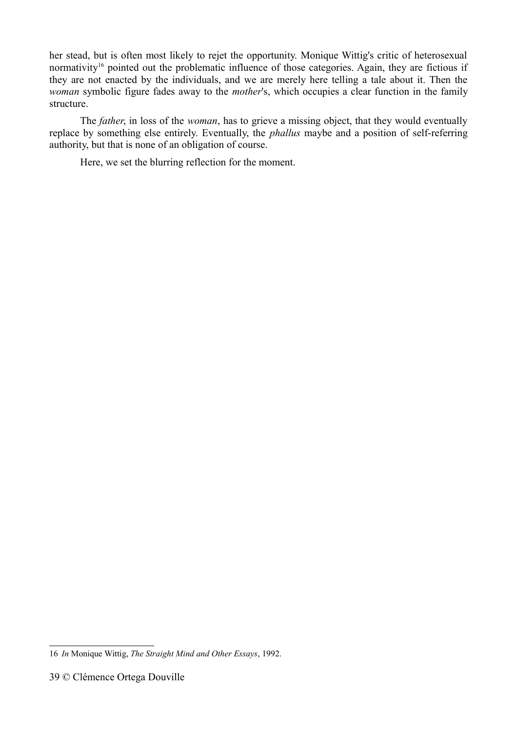her stead, but is often most likely to rejet the opportunity. Monique Wittig's critic of heterosexual normativity[16] pointed out the problematic influence of those categories. Again, they are fictious if they are not enacted by the individuals, and we are merely here telling a tale about it. Then the *woman* symbolic figure fades away to the *mother*'s, which occupies a clear function in the family structure.

The *father*, in loss of the *woman*, has to grieve a missing object, that they would eventually replace by something else entirely. Eventually, the *phallus* maybe and a position of self-referring authority, but that is none of an obligation of course.

Here, we set the blurring reflection for the moment.

---

16 *In* Monique Wittig, *The Straight Mind and Other Essays*, 1992.

© Clémence Ortega Douville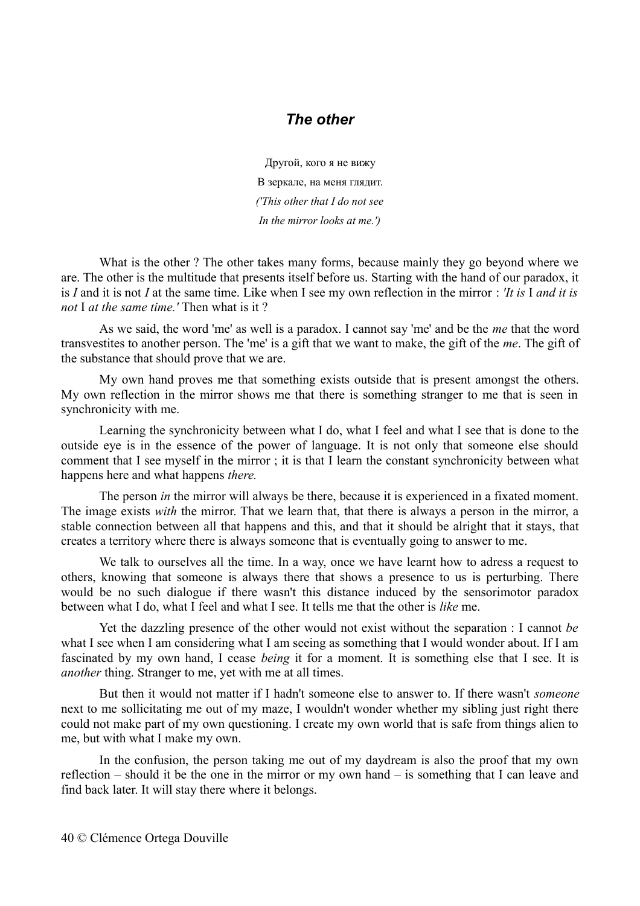## *The other*

Другой, кого я не вижу  
В зеркале, на меня глядит.  
*('This other that I do not see*  
*In the mirror looks at me.')*

What is the other ? The other takes many forms, because mainly they go beyond where we are. The other is the multitude that presents itself before us. Starting with the hand of our paradox, it is *I* and it is not *I* at the same time. Like when I see my own reflection in the mirror : *'It is* I *and it is not* I *at the same time.'* Then what is it ?

As we said, the word 'me' as well is a paradox. I cannot say 'me' and be the *me* that the word transvestites to another person. The 'me' is a gift that we want to make, the gift of the *me*. The gift of the substance that should prove that we are.

My own hand proves me that something exists outside that is present amongst the others. My own reflection in the mirror shows me that there is something stranger to me that is seen in synchronicity with me.

Learning the synchronicity between what I do, what I feel and what I see that is done to the outside eye is in the essence of the power of language. It is not only that someone else should comment that I see myself in the mirror ; it is that I learn the constant synchronicity between what happens here and what happens *there.*

The person *in* the mirror will always be there, because it is experienced in a fixated moment. The image exists *with* the mirror. That we learn that, that there is always a person in the mirror, a stable connection between all that happens and this, and that it should be alright that it stays, that creates a territory where there is always someone that is eventually going to answer to me.

We talk to ourselves all the time. In a way, once we have learnt how to adress a request to others, knowing that someone is always there that shows a presence to us is perturbing. There would be no such dialogue if there wasn't this distance induced by the sensorimotor paradox between what I do, what I feel and what I see. It tells me that the other is *like* me.

Yet the dazzling presence of the other would not exist without the separation : I cannot *be* what I see when I am considering what I am seeing as something that I would wonder about. If I am fascinated by my own hand, I cease *being* it for a moment. It is something else that I see. It is *another* thing. Stranger to me, yet with me at all times.

But then it would not matter if I hadn't someone else to answer to. If there wasn't *someone* next to me sollicitating me out of my maze, I wouldn't wonder whether my sibling just right there could not make part of my own questioning. I create my own world that is safe from things alien to me, but with what I make my own.

In the confusion, the person taking me out of my daydream is also the proof that my own reflection – should it be the one in the mirror or my own hand – is something that I can leave and find back later. It will stay there where it belongs.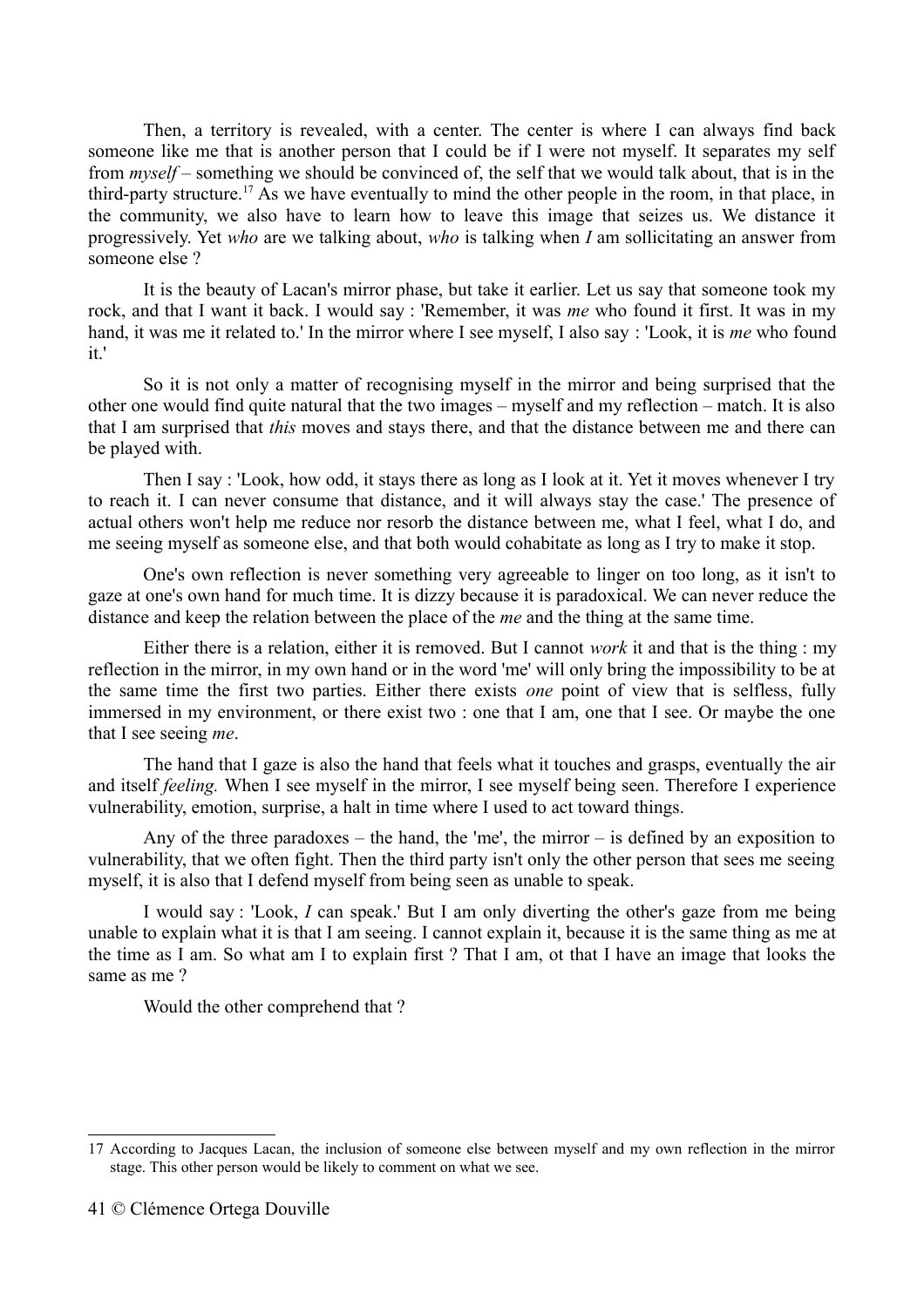Then, a territory is revealed, with a center. The center is where I can always find back someone like me that is another person that I could be if I were not myself. It separates my self from *myself* – something we should be convinced of, the self that we would talk about, that is in the third-party structure.[17] As we have eventually to mind the other people in the room, in that place, in the community, we also have to learn how to leave this image that seizes us. We distance it progressively. Yet *who* are we talking about, *who* is talking when *I* am sollicitating an answer from someone else ?

It is the beauty of Lacan's mirror phase, but take it earlier. Let us say that someone took my rock, and that I want it back. I would say : 'Remember, it was *me* who found it first. It was in my hand, it was me it related to.' In the mirror where I see myself, I also say : 'Look, it is *me* who found it.'

So it is not only a matter of recognising myself in the mirror and being surprised that the other one would find quite natural that the two images – myself and my reflection – match. It is also that I am surprised that *this* moves and stays there, and that the distance between me and there can be played with.

Then I say : 'Look, how odd, it stays there as long as I look at it. Yet it moves whenever I try to reach it. I can never consume that distance, and it will always stay the case.' The presence of actual others won't help me reduce nor resorb the distance between me, what I feel, what I do, and me seeing myself as someone else, and that both would cohabitate as long as I try to make it stop.

One's own reflection is never something very agreeable to linger on too long, as it isn't to gaze at one's own hand for much time. It is dizzy because it is paradoxical. We can never reduce the distance and keep the relation between the place of the *me* and the thing at the same time.

Either there is a relation, either it is removed. But I cannot *work* it and that is the thing : my reflection in the mirror, in my own hand or in the word 'me' will only bring the impossibility to be at the same time the first two parties. Either there exists *one* point of view that is selfless, fully immersed in my environment, or there exist two : one that I am, one that I see. Or maybe the one that I see seeing *me*.

The hand that I gaze is also the hand that feels what it touches and grasps, eventually the air and itself *feeling.* When I see myself in the mirror, I see myself being seen. Therefore I experience vulnerability, emotion, surprise, a halt in time where I used to act toward things.

Any of the three paradoxes – the hand, the 'me', the mirror – is defined by an exposition to vulnerability, that we often fight. Then the third party isn't only the other person that sees me seeing myself, it is also that I defend myself from being seen as unable to speak.

I would say : 'Look, *I* can speak.' But I am only diverting the other's gaze from me being unable to explain what it is that I am seeing. I cannot explain it, because it is the same thing as me at the time as I am. So what am I to explain first ? That I am, ot that I have an image that looks the same as me ?

Would the other comprehend that ?

---

17 According to Jacques Lacan, the inclusion of someone else between myself and my own reflection in the mirror stage. This other person would be likely to comment on what we see.

© Clémence Ortega Douville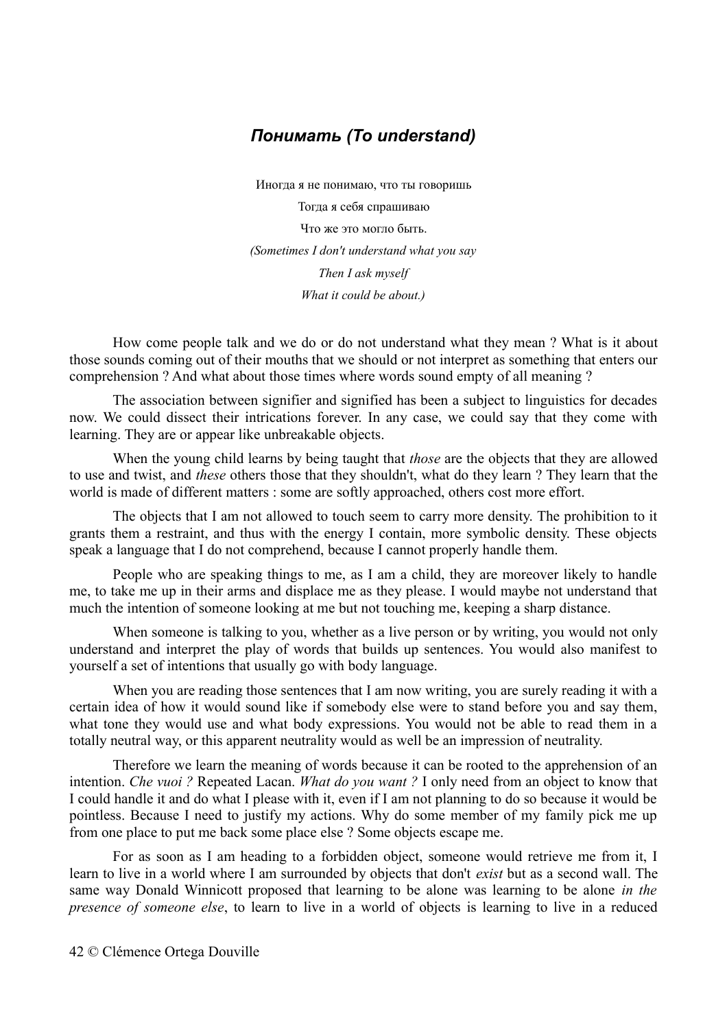## *Понимать (To understand)*

Иногда я не понимаю, что ты говоришь

Тогда я себя спрашиваю

Что же это могло быть.

*(Sometimes I don't understand what you say*

*Then I ask myself*

*What it could be about.)*

How come people talk and we do or do not understand what they mean ? What is it about those sounds coming out of their mouths that we should or not interpret as something that enters our comprehension ? And what about those times where words sound empty of all meaning ?

The association between signifier and signified has been a subject to linguistics for decades now. We could dissect their intrications forever. In any case, we could say that they come with learning. They are or appear like unbreakable objects.

When the young child learns by being taught that *those* are the objects that they are allowed to use and twist, and *these* others those that they shouldn't, what do they learn ? They learn that the world is made of different matters : some are softly approached, others cost more effort.

The objects that I am not allowed to touch seem to carry more density. The prohibition to it grants them a restraint, and thus with the energy I contain, more symbolic density. These objects speak a language that I do not comprehend, because I cannot properly handle them.

People who are speaking things to me, as I am a child, they are moreover likely to handle me, to take me up in their arms and displace me as they please. I would maybe not understand that much the intention of someone looking at me but not touching me, keeping a sharp distance.

When someone is talking to you, whether as a live person or by writing, you would not only understand and interpret the play of words that builds up sentences. You would also manifest to yourself a set of intentions that usually go with body language.

When you are reading those sentences that I am now writing, you are surely reading it with a certain idea of how it would sound like if somebody else were to stand before you and say them, what tone they would use and what body expressions. You would not be able to read them in a totally neutral way, or this apparent neutrality would as well be an impression of neutrality.

Therefore we learn the meaning of words because it can be rooted to the apprehension of an intention. *Che vuoi ?* Repeated Lacan. *What do you want ?* I only need from an object to know that I could handle it and do what I please with it, even if I am not planning to do so because it would be pointless. Because I need to justify my actions. Why do some member of my family pick me up from one place to put me back some place else ? Some objects escape me.

For as soon as I am heading to a forbidden object, someone would retrieve me from it, I learn to live in a world where I am surrounded by objects that don't *exist* but as a second wall. The same way Donald Winnicott proposed that learning to be alone was learning to be alone *in the presence of someone else*, to learn to live in a world of objects is learning to live in a reduced

© Clémence Ortega Douville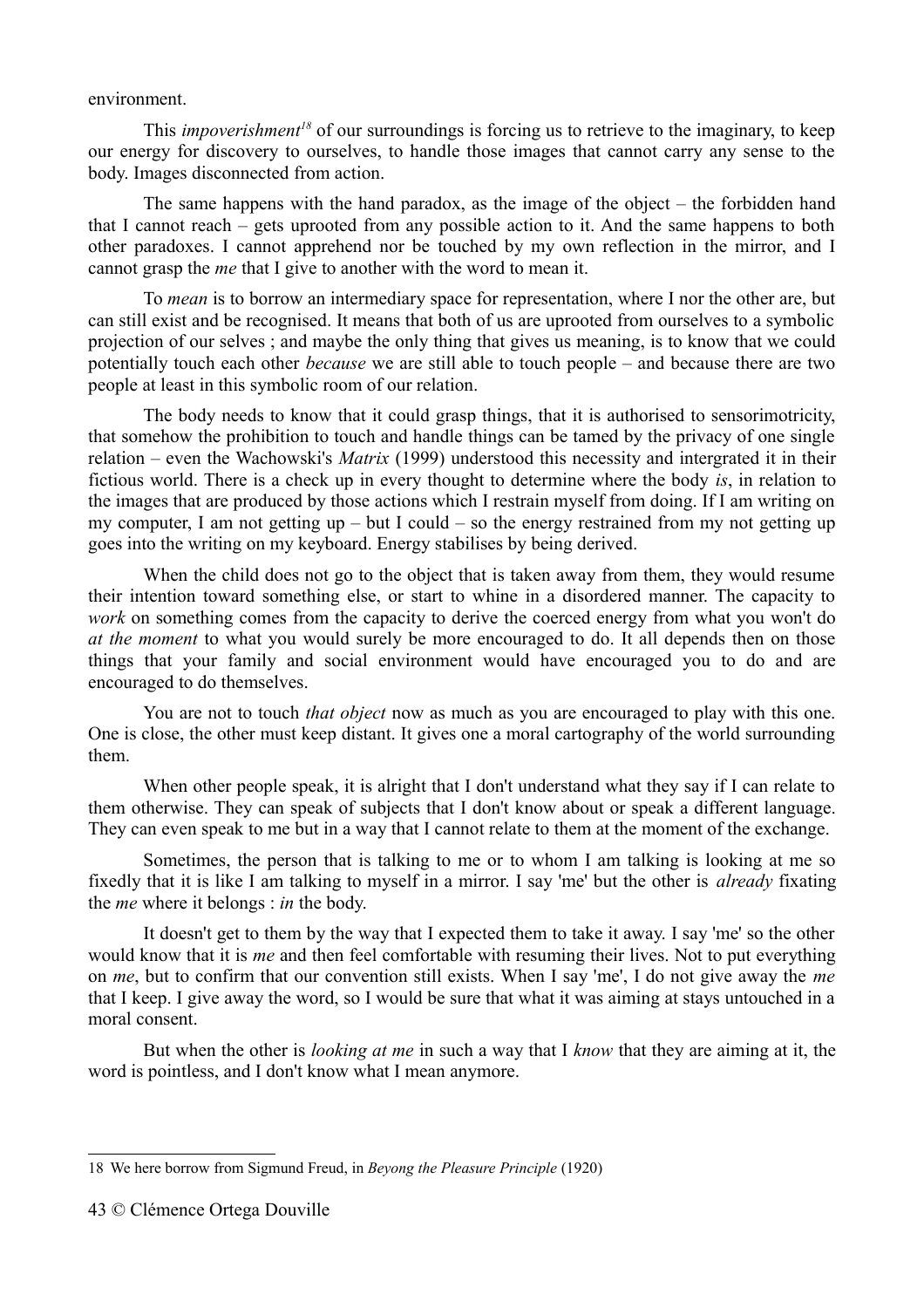environment.

This *impoverishment*[18] of our surroundings is forcing us to retrieve to the imaginary, to keep our energy for discovery to ourselves, to handle those images that cannot carry any sense to the body. Images disconnected from action.

The same happens with the hand paradox, as the image of the object – the forbidden hand that I cannot reach – gets uprooted from any possible action to it. And the same happens to both other paradoxes. I cannot apprehend nor be touched by my own reflection in the mirror, and I cannot grasp the *me* that I give to another with the word to mean it.

To *mean* is to borrow an intermediary space for representation, where I nor the other are, but can still exist and be recognised. It means that both of us are uprooted from ourselves to a symbolic projection of our selves ; and maybe the only thing that gives us meaning, is to know that we could potentially touch each other *because* we are still able to touch people – and because there are two people at least in this symbolic room of our relation.

The body needs to know that it could grasp things, that it is authorised to sensorimotricity, that somehow the prohibition to touch and handle things can be tamed by the privacy of one single relation – even the Wachowski's *Matrix* (1999) understood this necessity and intergrated it in their fictious world. There is a check up in every thought to determine where the body *is*, in relation to the images that are produced by those actions which I restrain myself from doing. If I am writing on my computer, I am not getting up – but I could – so the energy restrained from my not getting up goes into the writing on my keyboard. Energy stabilises by being derived.

When the child does not go to the object that is taken away from them, they would resume their intention toward something else, or start to whine in a disordered manner. The capacity to *work* on something comes from the capacity to derive the coerced energy from what you won't do *at the moment* to what you would surely be more encouraged to do. It all depends then on those things that your family and social environment would have encouraged you to do and are encouraged to do themselves.

You are not to touch *that object* now as much as you are encouraged to play with this one. One is close, the other must keep distant. It gives one a moral cartography of the world surrounding them.

When other people speak, it is alright that I don't understand what they say if I can relate to them otherwise. They can speak of subjects that I don't know about or speak a different language. They can even speak to me but in a way that I cannot relate to them at the moment of the exchange.

Sometimes, the person that is talking to me or to whom I am talking is looking at me so fixedly that it is like I am talking to myself in a mirror. I say 'me' but the other is *already* fixating the *me* where it belongs : *in* the body.

It doesn't get to them by the way that I expected them to take it away. I say 'me' so the other would know that it is *me* and then feel comfortable with resuming their lives. Not to put everything on *me*, but to confirm that our convention still exists. When I say 'me', I do not give away the *me* that I keep. I give away the word, so I would be sure that what it was aiming at stays untouched in a moral consent.

But when the other is *looking at me* in such a way that I *know* that they are aiming at it, the word is pointless, and I don't know what I mean anymore.

---

18 We here borrow from Sigmund Freud, in *Beyong the Pleasure Principle* (1920)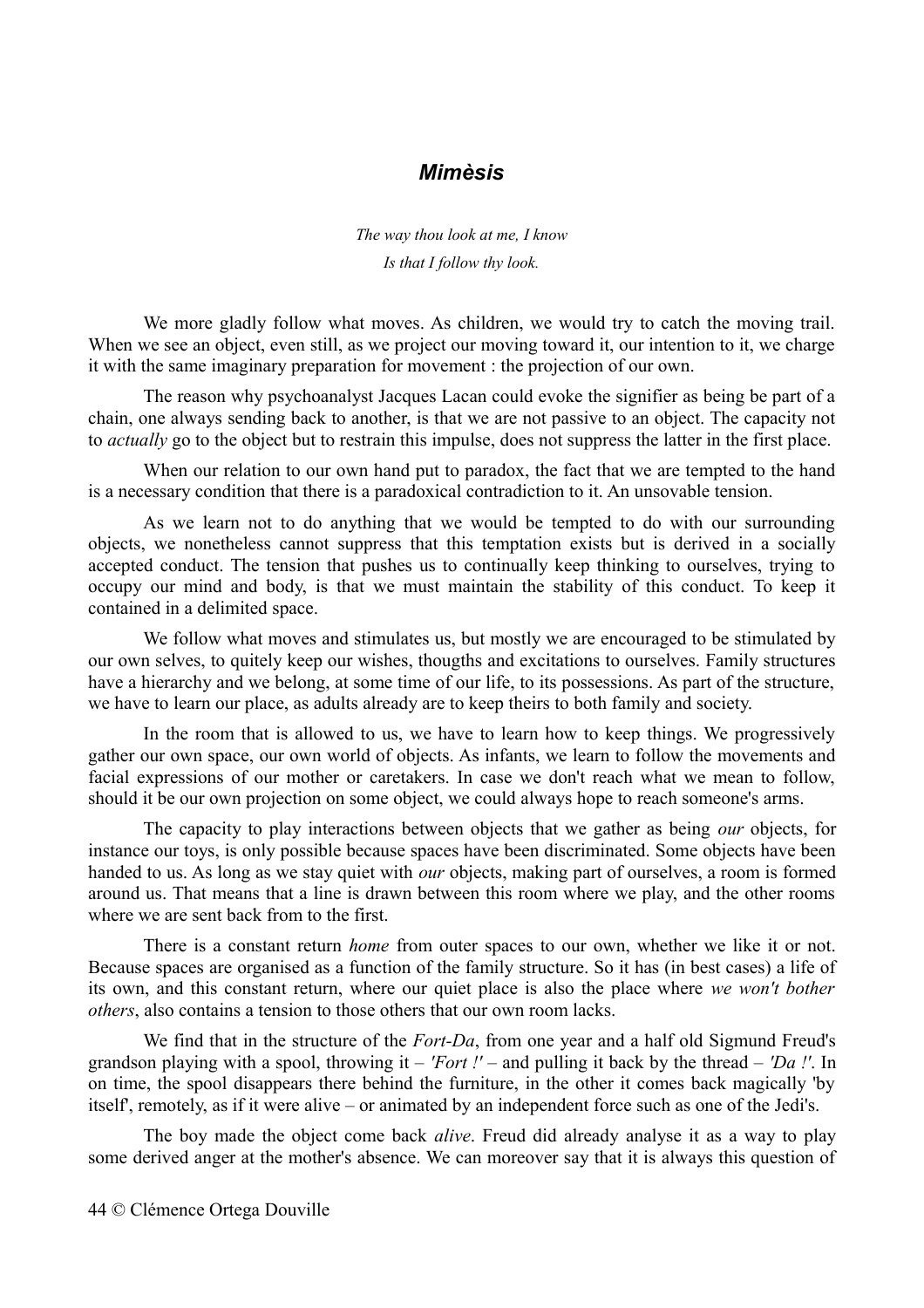## *Mimèsis*

*The way thou look at me, I know*
*Is that I follow thy look.*

We more gladly follow what moves. As children, we would try to catch the moving trail. When we see an object, even still, as we project our moving toward it, our intention to it, we charge it with the same imaginary preparation for movement : the projection of our own.

The reason why psychoanalyst Jacques Lacan could evoke the signifier as being be part of a chain, one always sending back to another, is that we are not passive to an object. The capacity not to *actually* go to the object but to restrain this impulse, does not suppress the latter in the first place.

When our relation to our own hand put to paradox, the fact that we are tempted to the hand is a necessary condition that there is a paradoxical contradiction to it. An unsovable tension.

As we learn not to do anything that we would be tempted to do with our surrounding objects, we nonetheless cannot suppress that this temptation exists but is derived in a socially accepted conduct. The tension that pushes us to continually keep thinking to ourselves, trying to occupy our mind and body, is that we must maintain the stability of this conduct. To keep it contained in a delimited space.

We follow what moves and stimulates us, but mostly we are encouraged to be stimulated by our own selves, to quitely keep our wishes, thougths and excitations to ourselves. Family structures have a hierarchy and we belong, at some time of our life, to its possessions. As part of the structure, we have to learn our place, as adults already are to keep theirs to both family and society.

In the room that is allowed to us, we have to learn how to keep things. We progressively gather our own space, our own world of objects. As infants, we learn to follow the movements and facial expressions of our mother or caretakers. In case we don't reach what we mean to follow, should it be our own projection on some object, we could always hope to reach someone's arms.

The capacity to play interactions between objects that we gather as being *our* objects, for instance our toys, is only possible because spaces have been discriminated. Some objects have been handed to us. As long as we stay quiet with *our* objects, making part of ourselves, a room is formed around us. That means that a line is drawn between this room where we play, and the other rooms where we are sent back from to the first.

There is a constant return *home* from outer spaces to our own, whether we like it or not. Because spaces are organised as a function of the family structure. So it has (in best cases) a life of its own, and this constant return, where our quiet place is also the place where *we won't bother others*, also contains a tension to those others that our own room lacks.

We find that in the structure of the *Fort-Da*, from one year and a half old Sigmund Freud's grandson playing with a spool, throwing it – *'Fort !'* – and pulling it back by the thread – *'Da !'*. In on time, the spool disappears there behind the furniture, in the other it comes back magically 'by itself', remotely, as if it were alive – or animated by an independent force such as one of the Jedi's.

The boy made the object come back *alive*. Freud did already analyse it as a way to play some derived anger at the mother's absence. We can moreover say that it is always this question of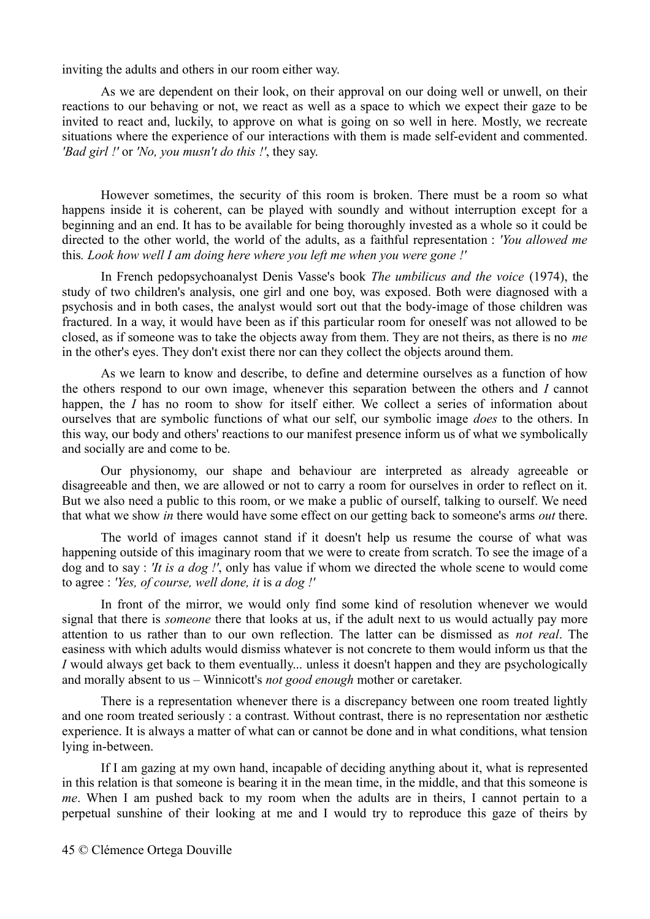inviting the adults and others in our room either way.

As we are dependent on their look, on their approval on our doing well or unwell, on their reactions to our behaving or not, we react as well as a space to which we expect their gaze to be invited to react and, luckily, to approve on what is going on so well in here. Mostly, we recreate situations where the experience of our interactions with them is made self-evident and commented. *'Bad girl !'* or *'No, you musn't do this !'*, they say.

However sometimes, the security of this room is broken. There must be a room so what happens inside it is coherent, can be played with soundly and without interruption except for a beginning and an end. It has to be available for being thoroughly invested as a whole so it could be directed to the other world, the world of the adults, as a faithful representation : *'You allowed me* this*. Look how well I am doing here where you left me when you were gone !'*

In French pedopsychoanalyst Denis Vasse's book *The umbilicus and the voice* (1974), the study of two children's analysis, one girl and one boy, was exposed. Both were diagnosed with a psychosis and in both cases, the analyst would sort out that the body-image of those children was fractured. In a way, it would have been as if this particular room for oneself was not allowed to be closed, as if someone was to take the objects away from them. They are not theirs, as there is no *me* in the other's eyes. They don't exist there nor can they collect the objects around them.

As we learn to know and describe, to define and determine ourselves as a function of how the others respond to our own image, whenever this separation between the others and *I* cannot happen, the *I* has no room to show for itself either. We collect a series of information about ourselves that are symbolic functions of what our self, our symbolic image *does* to the others. In this way, our body and others' reactions to our manifest presence inform us of what we symbolically and socially are and come to be.

Our physionomy, our shape and behaviour are interpreted as already agreeable or disagreeable and then, we are allowed or not to carry a room for ourselves in order to reflect on it. But we also need a public to this room, or we make a public of ourself, talking to ourself. We need that what we show *in* there would have some effect on our getting back to someone's arms *out* there.

The world of images cannot stand if it doesn't help us resume the course of what was happening outside of this imaginary room that we were to create from scratch. To see the image of a dog and to say : *'It is a dog !'*, only has value if whom we directed the whole scene to would come to agree : *'Yes, of course, well done, it* is *a dog !'*

In front of the mirror, we would only find some kind of resolution whenever we would signal that there is *someone* there that looks at us, if the adult next to us would actually pay more attention to us rather than to our own reflection. The latter can be dismissed as *not real*. The easiness with which adults would dismiss whatever is not concrete to them would inform us that the *I* would always get back to them eventually... unless it doesn't happen and they are psychologically and morally absent to us – Winnicott's *not good enough* mother or caretaker.

There is a representation whenever there is a discrepancy between one room treated lightly and one room treated seriously : a contrast. Without contrast, there is no representation nor æsthetic experience. It is always a matter of what can or cannot be done and in what conditions, what tension lying in-between.

If I am gazing at my own hand, incapable of deciding anything about it, what is represented in this relation is that someone is bearing it in the mean time, in the middle, and that this someone is *me*. When I am pushed back to my room when the adults are in theirs, I cannot pertain to a perpetual sunshine of their looking at me and I would try to reproduce this gaze of theirs by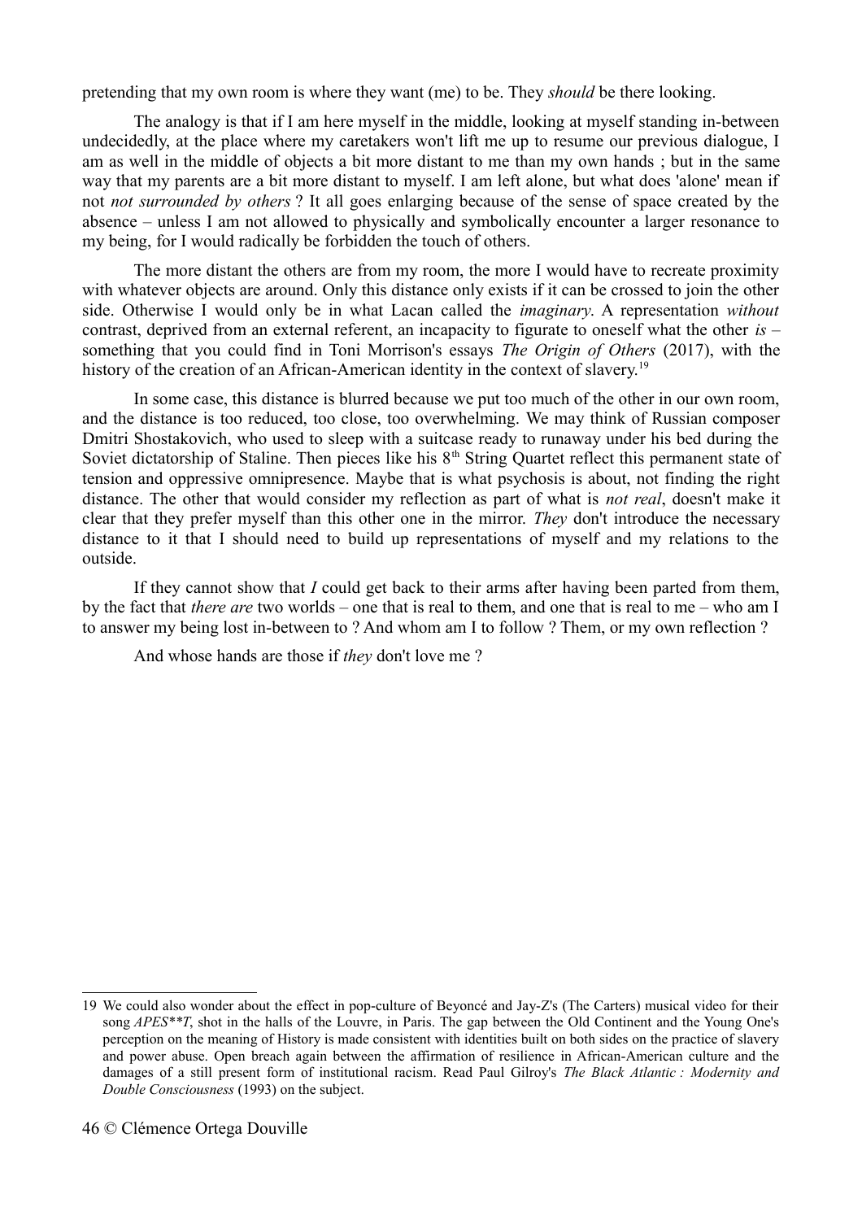pretending that my own room is where they want (me) to be. They *should* be there looking.

The analogy is that if I am here myself in the middle, looking at myself standing in-between undecidedly, at the place where my caretakers won't lift me up to resume our previous dialogue, I am as well in the middle of objects a bit more distant to me than my own hands ; but in the same way that my parents are a bit more distant to myself. I am left alone, but what does 'alone' mean if not *not surrounded by others* ? It all goes enlarging because of the sense of space created by the absence – unless I am not allowed to physically and symbolically encounter a larger resonance to my being, for I would radically be forbidden the touch of others.

The more distant the others are from my room, the more I would have to recreate proximity with whatever objects are around. Only this distance only exists if it can be crossed to join the other side. Otherwise I would only be in what Lacan called the *imaginary*. A representation *without* contrast, deprived from an external referent, an incapacity to figurate to oneself what the other *is* – something that you could find in Toni Morrison's essays *The Origin of Others* (2017), with the history of the creation of an African-American identity in the context of slavery.[19]

In some case, this distance is blurred because we put too much of the other in our own room, and the distance is too reduced, too close, too overwhelming. We may think of Russian composer Dmitri Shostakovich, who used to sleep with a suitcase ready to runaway under his bed during the Soviet dictatorship of Staline. Then pieces like his 8$^{th}$ String Quartet reflect this permanent state of tension and oppressive omnipresence. Maybe that is what psychosis is about, not finding the right distance. The other that would consider my reflection as part of what is *not real*, doesn't make it clear that they prefer myself than this other one in the mirror. *They* don't introduce the necessary distance to it that I should need to build up representations of myself and my relations to the outside.

If they cannot show that *I* could get back to their arms after having been parted from them, by the fact that *there are* two worlds – one that is real to them, and one that is real to me – who am I to answer my being lost in-between to ? And whom am I to follow ? Them, or my own reflection ?

And whose hands are those if *they* don't love me ?

---

19 We could also wonder about the effect in pop-culture of Beyoncé and Jay-Z's (The Carters) musical video for their song *APES**T*, shot in the halls of the Louvre, in Paris. The gap between the Old Continent and the Young One's perception on the meaning of History is made consistent with identities built on both sides on the practice of slavery and power abuse. Open breach again between the affirmation of resilience in African-American culture and the damages of a still present form of institutional racism. Read Paul Gilroy's *The Black Atlantic : Modernity and Double Consciousness* (1993) on the subject.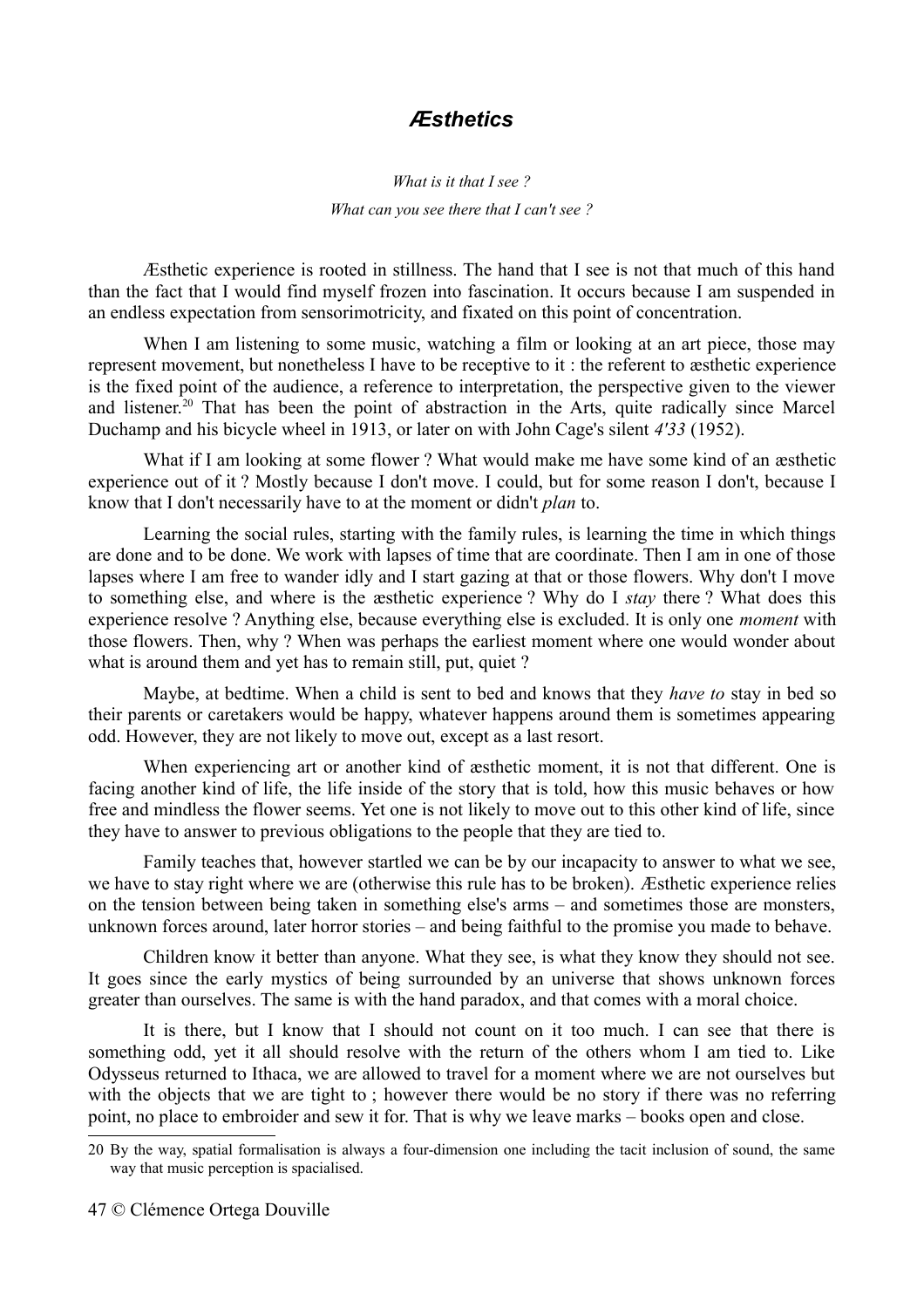# *Æsthetics*

*What is it that I see ?*

*What can you see there that I can't see ?*

Æsthetic experience is rooted in stillness. The hand that I see is not that much of this hand than the fact that I would find myself frozen into fascination. It occurs because I am suspended in an endless expectation from sensorimotricity, and fixated on this point of concentration.

When I am listening to some music, watching a film or looking at an art piece, those may represent movement, but nonetheless I have to be receptive to it : the referent to æsthetic experience is the fixed point of the audience, a reference to interpretation, the perspective given to the viewer and listener.[20] That has been the point of abstraction in the Arts, quite radically since Marcel Duchamp and his bicycle wheel in 1913, or later on with John Cage's silent *4'33* (1952).

What if I am looking at some flower ? What would make me have some kind of an æsthetic experience out of it ? Mostly because I don't move. I could, but for some reason I don't, because I know that I don't necessarily have to at the moment or didn't *plan* to.

Learning the social rules, starting with the family rules, is learning the time in which things are done and to be done. We work with lapses of time that are coordinate. Then I am in one of those lapses where I am free to wander idly and I start gazing at that or those flowers. Why don't I move to something else, and where is the æsthetic experience ? Why do I *stay* there ? What does this experience resolve ? Anything else, because everything else is excluded. It is only one *moment* with those flowers. Then, why ? When was perhaps the earliest moment where one would wonder about what is around them and yet has to remain still, put, quiet ?

Maybe, at bedtime. When a child is sent to bed and knows that they *have to* stay in bed so their parents or caretakers would be happy, whatever happens around them is sometimes appearing odd. However, they are not likely to move out, except as a last resort.

When experiencing art or another kind of æsthetic moment, it is not that different. One is facing another kind of life, the life inside of the story that is told, how this music behaves or how free and mindless the flower seems. Yet one is not likely to move out to this other kind of life, since they have to answer to previous obligations to the people that they are tied to.

Family teaches that, however startled we can be by our incapacity to answer to what we see, we have to stay right where we are (otherwise this rule has to be broken). Æsthetic experience relies on the tension between being taken in something else's arms – and sometimes those are monsters, unknown forces around, later horror stories – and being faithful to the promise you made to behave.

Children know it better than anyone. What they see, is what they know they should not see. It goes since the early mystics of being surrounded by an universe that shows unknown forces greater than ourselves. The same is with the hand paradox, and that comes with a moral choice.

It is there, but I know that I should not count on it too much. I can see that there is something odd, yet it all should resolve with the return of the others whom I am tied to. Like Odysseus returned to Ithaca, we are allowed to travel for a moment where we are not ourselves but with the objects that we are tight to ; however there would be no story if there was no referring point, no place to embroider and sew it for. That is why we leave marks – books open and close.

---

20 By the way, spatial formalisation is always a four-dimension one including the tacit inclusion of sound, the same way that music perception is spacialised.

© Clémence Ortega Douville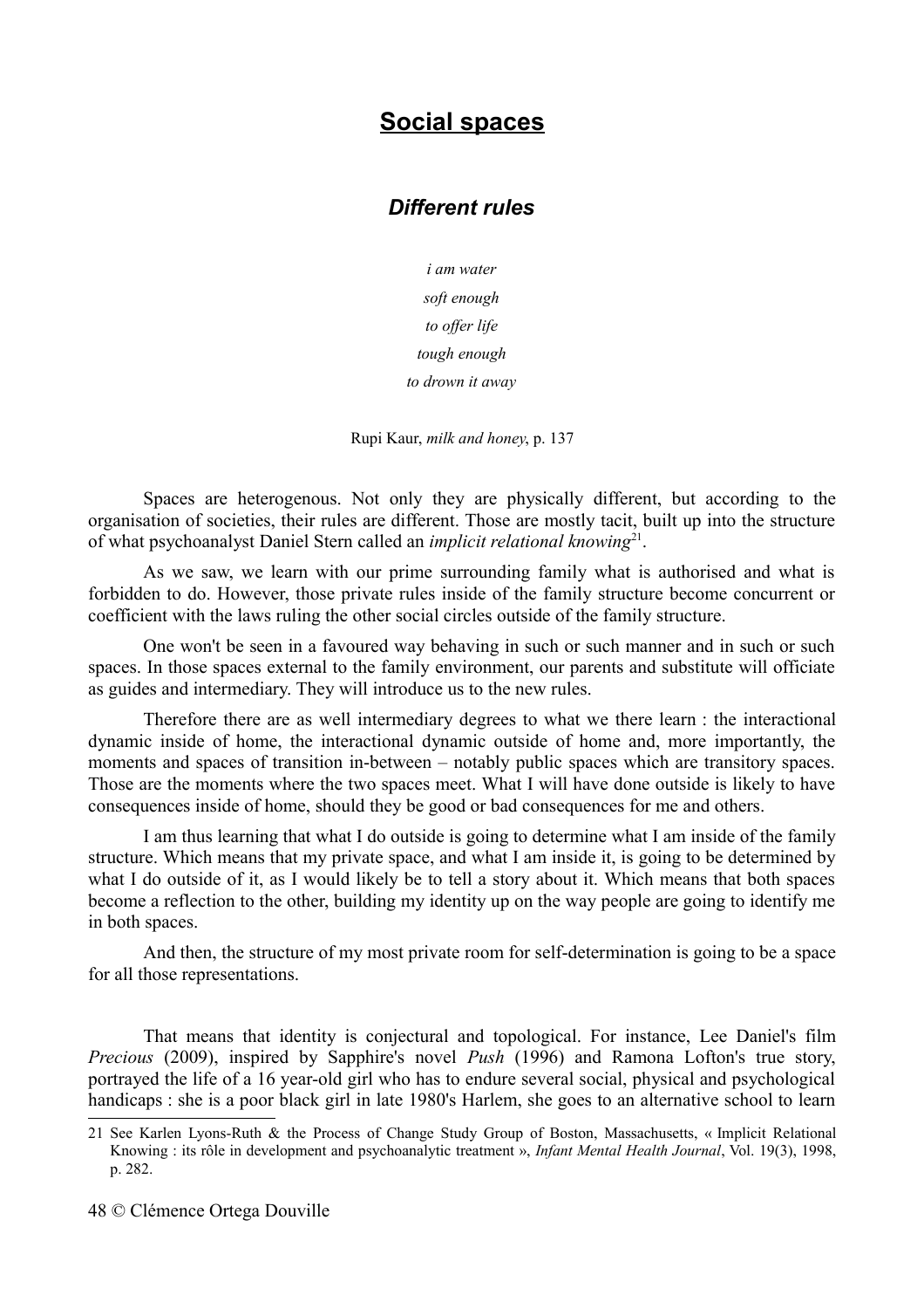# Social spaces

## *Different rules*

*i am water*

*soft enough*

*to offer life*

*tough enough*

*to drown it away*

Rupi Kaur, *milk and honey*, p. 137

Spaces are heterogenous. Not only they are physically different, but according to the organisation of societies, their rules are different. Those are mostly tacit, built up into the structure of what psychoanalyst Daniel Stern called an *implicit relational knowing*[21].

As we saw, we learn with our prime surrounding family what is authorised and what is forbidden to do. However, those private rules inside of the family structure become concurrent or coefficient with the laws ruling the other social circles outside of the family structure.

One won't be seen in a favoured way behaving in such or such manner and in such or such spaces. In those spaces external to the family environment, our parents and substitute will officiate as guides and intermediary. They will introduce us to the new rules.

Therefore there are as well intermediary degrees to what we there learn : the interactional dynamic inside of home, the interactional dynamic outside of home and, more importantly, the moments and spaces of transition in-between – notably public spaces which are transitory spaces. Those are the moments where the two spaces meet. What I will have done outside is likely to have consequences inside of home, should they be good or bad consequences for me and others.

I am thus learning that what I do outside is going to determine what I am inside of the family structure. Which means that my private space, and what I am inside it, is going to be determined by what I do outside of it, as I would likely be to tell a story about it. Which means that both spaces become a reflection to the other, building my identity up on the way people are going to identify me in both spaces.

And then, the structure of my most private room for self-determination is going to be a space for all those representations.

That means that identity is conjectural and topological. For instance, Lee Daniel's film *Precious* (2009), inspired by Sapphire's novel *Push* (1996) and Ramona Lofton's true story, portrayed the life of a 16 year-old girl who has to endure several social, physical and psychological handicaps : she is a poor black girl in late 1980's Harlem, she goes to an alternative school to learn

---

21 See Karlen Lyons-Ruth & the Process of Change Study Group of Boston, Massachusetts, « Implicit Relational Knowing : its rôle in development and psychoanalytic treatment », *Infant Mental Health Journal*, Vol. 19(3), 1998, p. 282.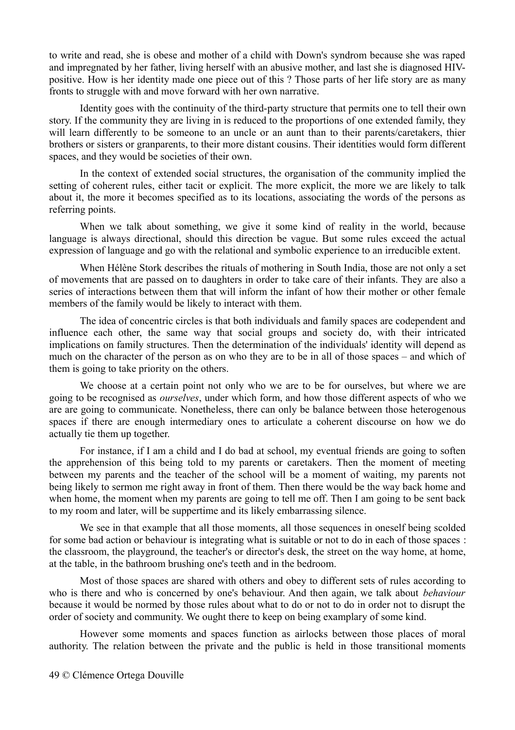to write and read, she is obese and mother of a child with Down's syndrom because she was raped and impregnated by her father, living herself with an abusive mother, and last she is diagnosed HIV-positive. How is her identity made one piece out of this ? Those parts of her life story are as many fronts to struggle with and move forward with her own narrative.

Identity goes with the continuity of the third-party structure that permits one to tell their own story. If the community they are living in is reduced to the proportions of one extended family, they will learn differently to be someone to an uncle or an aunt than to their parents/caretakers, thier brothers or sisters or granparents, to their more distant cousins. Their identities would form different spaces, and they would be societies of their own.

In the context of extended social structures, the organisation of the community implied the setting of coherent rules, either tacit or explicit. The more explicit, the more we are likely to talk about it, the more it becomes specified as to its locations, associating the words of the persons as referring points.

When we talk about something, we give it some kind of reality in the world, because language is always directional, should this direction be vague. But some rules exceed the actual expression of language and go with the relational and symbolic experience to an irreducible extent.

When Hélène Stork describes the rituals of mothering in South India, those are not only a set of movements that are passed on to daughters in order to take care of their infants. They are also a series of interactions between them that will inform the infant of how their mother or other female members of the family would be likely to interact with them.

The idea of concentric circles is that both individuals and family spaces are codependent and influence each other, the same way that social groups and society do, with their intricated implications on family structures. Then the determination of the individuals' identity will depend as much on the character of the person as on who they are to be in all of those spaces – and which of them is going to take priority on the others.

We choose at a certain point not only who we are to be for ourselves, but where we are going to be recognised as *ourselves*, under which form, and how those different aspects of who we are are going to communicate. Nonetheless, there can only be balance between those heterogenous spaces if there are enough intermediary ones to articulate a coherent discourse on how we do actually tie them up together.

For instance, if I am a child and I do bad at school, my eventual friends are going to soften the apprehension of this being told to my parents or caretakers. Then the moment of meeting between my parents and the teacher of the school will be a moment of waiting, my parents not being likely to sermon me right away in front of them. Then there would be the way back home and when home, the moment when my parents are going to tell me off. Then I am going to be sent back to my room and later, will be suppertime and its likely embarrassing silence.

We see in that example that all those moments, all those sequences in oneself being scolded for some bad action or behaviour is integrating what is suitable or not to do in each of those spaces : the classroom, the playground, the teacher's or director's desk, the street on the way home, at home, at the table, in the bathroom brushing one's teeth and in the bedroom.

Most of those spaces are shared with others and obey to different sets of rules according to who is there and who is concerned by one's behaviour. And then again, we talk about *behaviour* because it would be normed by those rules about what to do or not to do in order not to disrupt the order of society and community. We ought there to keep on being examplary of some kind.

However some moments and spaces function as airlocks between those places of moral authority. The relation between the private and the public is held in those transitional moments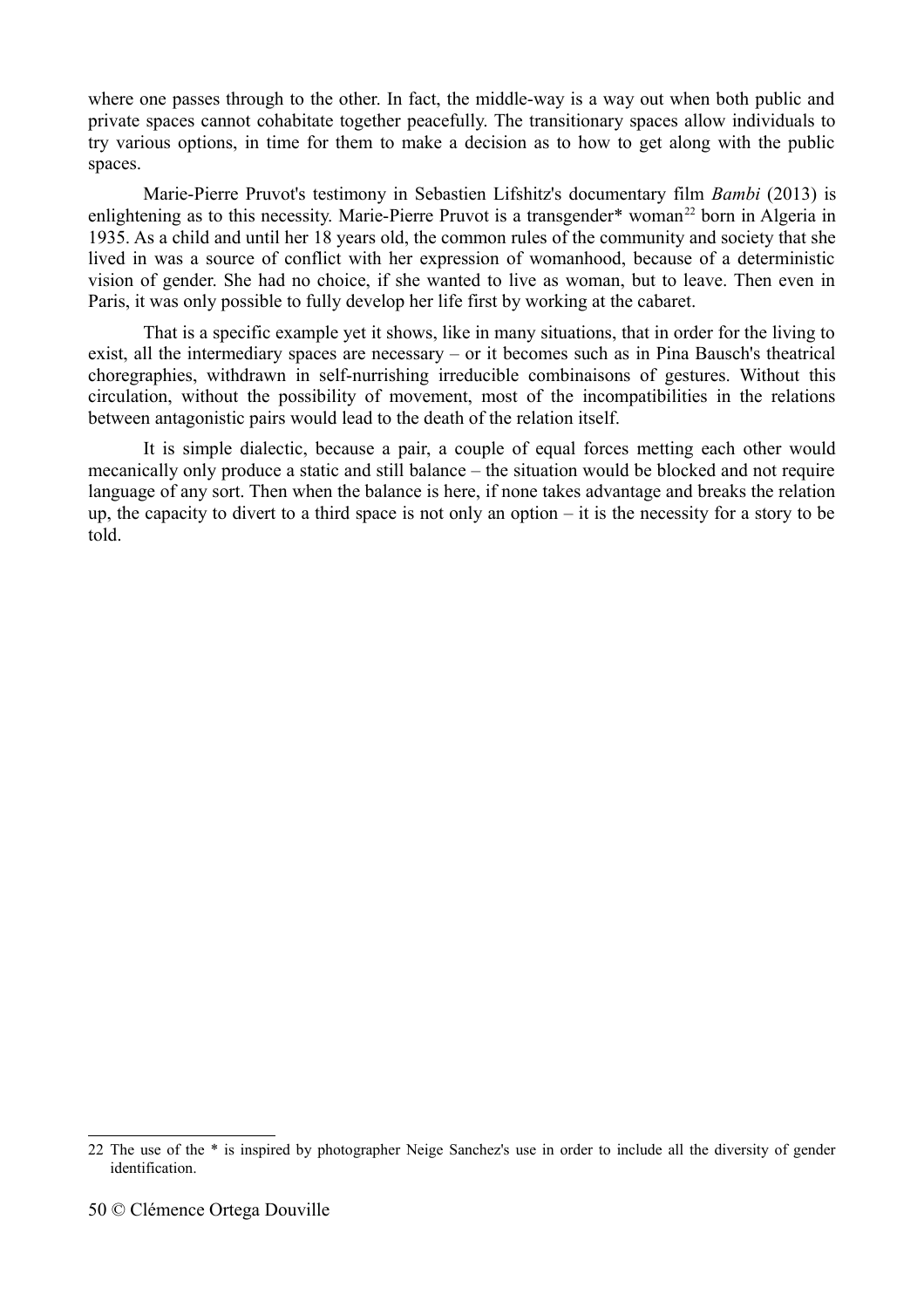where one passes through to the other. In fact, the middle-way is a way out when both public and private spaces cannot cohabitate together peacefully. The transitionary spaces allow individuals to try various options, in time for them to make a decision as to how to get along with the public spaces.

Marie-Pierre Pruvot's testimony in Sebastien Lifshitz's documentary film *Bambi* (2013) is enlightening as to this necessity. Marie-Pierre Pruvot is a transgender* woman[22] born in Algeria in 1935. As a child and until her 18 years old, the common rules of the community and society that she lived in was a source of conflict with her expression of womanhood, because of a deterministic vision of gender. She had no choice, if she wanted to live as woman, but to leave. Then even in Paris, it was only possible to fully develop her life first by working at the cabaret.

That is a specific example yet it shows, like in many situations, that in order for the living to exist, all the intermediary spaces are necessary – or it becomes such as in Pina Bausch's theatrical choregraphies, withdrawn in self-nurrishing irreducible combinaisons of gestures. Without this circulation, without the possibility of movement, most of the incompatibilities in the relations between antagonistic pairs would lead to the death of the relation itself.

It is simple dialectic, because a pair, a couple of equal forces metting each other would mecanically only produce a static and still balance – the situation would be blocked and not require language of any sort. Then when the balance is here, if none takes advantage and breaks the relation up, the capacity to divert to a third space is not only an option – it is the necessity for a story to be told.

---

22 The use of the * is inspired by photographer Neige Sanchez's use in order to include all the diversity of gender identification.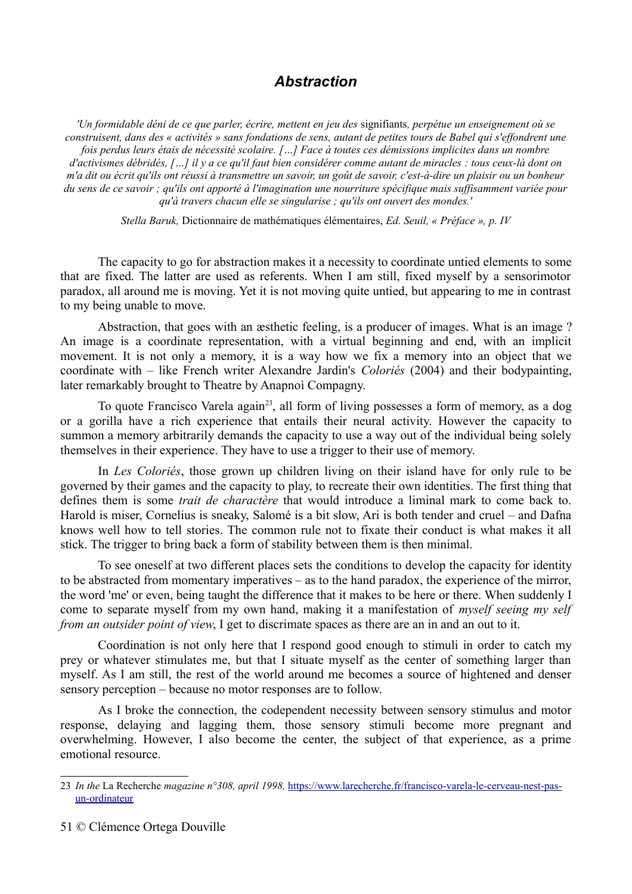## *Abstraction*

*'Un formidable déni de ce que parler, écrire, mettent en jeu des* signifiants*, perpétue un enseignement où se construisent, dans des « activités » sans fondations de sens, autant de petites tours de Babel qui s'effondrent une fois perdus leurs étais de nécessité scolaire. […] Face à toutes ces démissions implicites dans un nombre d'activismes débridés, […] il y a ce qu'il faut bien considérer comme autant de miracles : tous ceux-là dont on m'a dit ou écrit qu'ils ont réussi à transmettre un savoir, un goût de savoir, c'est-à-dire un plaisir ou un bonheur du sens de ce savoir ; qu'ils ont apporté à l'imagination une nourriture spécifique mais suffisamment variée pour qu'à travers chacun elle se singularise ; qu'ils ont ouvert des mondes.'*

*Stella Baruk,* Dictionnaire de mathématiques élémentaires, *Ed. Seuil, « Préface », p. IV*

The capacity to go for abstraction makes it a necessity to coordinate untied elements to some that are fixed. The latter are used as referents. When I am still, fixed myself by a sensorimotor paradox, all around me is moving. Yet it is not moving quite untied, but appearing to me in contrast to my being unable to move.

Abstraction, that goes with an æsthetic feeling, is a producer of images. What is an image ? An image is a coordinate representation, with a virtual beginning and end, with an implicit movement. It is not only a memory, it is a way how we fix a memory into an object that we coordinate with – like French writer Alexandre Jardin's *Coloriés* (2004) and their bodypainting, later remarkably brought to Theatre by Anapnoì Compagny.

To quote Francisco Varela again[23], all form of living possesses a form of memory, as a dog or a gorilla have a rich experience that entails their neural activity. However the capacity to summon a memory arbitrarily demands the capacity to use a way out of the individual being solely themselves in their experience. They have to use a trigger to their use of memory.

In *Les Coloriés*, those grown up children living on their island have for only rule to be governed by their games and the capacity to play, to recreate their own identities. The first thing that defines them is some *trait de charactère* that would introduce a liminal mark to come back to. Harold is miser, Cornelius is sneaky, Salomé is a bit slow, Ari is both tender and cruel – and Dafna knows well how to tell stories. The common rule not to fixate their conduct is what makes it all stick. The trigger to bring back a form of stability between them is then minimal.

To see oneself at two different places sets the conditions to develop the capacity for identity to be abstracted from momentary imperatives – as to the hand paradox, the experience of the mirror, the word 'me' or even, being taught the difference that it makes to be here or there. When suddenly I come to separate myself from my own hand, making it a manifestation of *myself seeing my self from an outsider point of view*, I get to discrimate spaces as there are an in and an out to it.

Coordination is not only here that I respond good enough to stimuli in order to catch my prey or whatever stimulates me, but that I situate myself as the center of something larger than myself. As I am still, the rest of the world around me becomes a source of hightened and denser sensory perception – because no motor responses are to follow.

As I broke the connection, the codependent necessity between sensory stimulus and motor response, delaying and lagging them, those sensory stimuli become more pregnant and overwhelming. However, I also become the center, the subject of that experience, as a prime emotional resource.

---

23 *In the* La Recherche *magazine n°308, april 1998,* https://www.larecherche.fr/francisco-varela-le-cerveau-nest-pas-un-ordinateur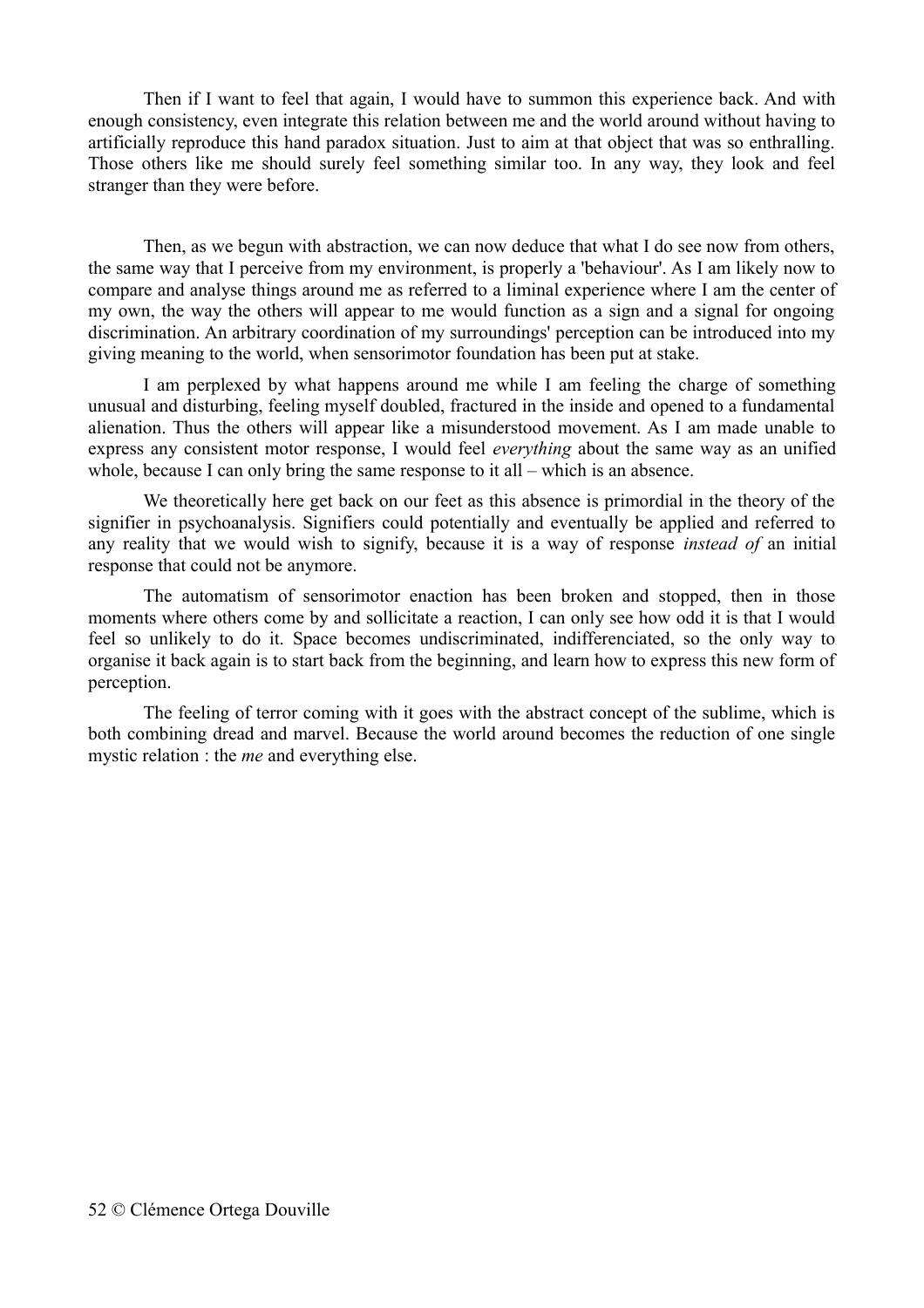Then if I want to feel that again, I would have to summon this experience back. And with enough consistency, even integrate this relation between me and the world around without having to artificially reproduce this hand paradox situation. Just to aim at that object that was so enthralling. Those others like me should surely feel something similar too. In any way, they look and feel stranger than they were before.

Then, as we begun with abstraction, we can now deduce that what I do see now from others, the same way that I perceive from my environment, is properly a 'behaviour'. As I am likely now to compare and analyse things around me as referred to a liminal experience where I am the center of my own, the way the others will appear to me would function as a sign and a signal for ongoing discrimination. An arbitrary coordination of my surroundings' perception can be introduced into my giving meaning to the world, when sensorimotor foundation has been put at stake.

I am perplexed by what happens around me while I am feeling the charge of something unusual and disturbing, feeling myself doubled, fractured in the inside and opened to a fundamental alienation. Thus the others will appear like a misunderstood movement. As I am made unable to express any consistent motor response, I would feel *everything* about the same way as an unified whole, because I can only bring the same response to it all – which is an absence.

We theoretically here get back on our feet as this absence is primordial in the theory of the signifier in psychoanalysis. Signifiers could potentially and eventually be applied and referred to any reality that we would wish to signify, because it is a way of response *instead of* an initial response that could not be anymore.

The automatism of sensorimotor enaction has been broken and stopped, then in those moments where others come by and sollicitate a reaction, I can only see how odd it is that I would feel so unlikely to do it. Space becomes undiscriminated, indifferenciated, so the only way to organise it back again is to start back from the beginning, and learn how to express this new form of perception.

The feeling of terror coming with it goes with the abstract concept of the sublime, which is both combining dread and marvel. Because the world around becomes the reduction of one single mystic relation : the *me* and everything else.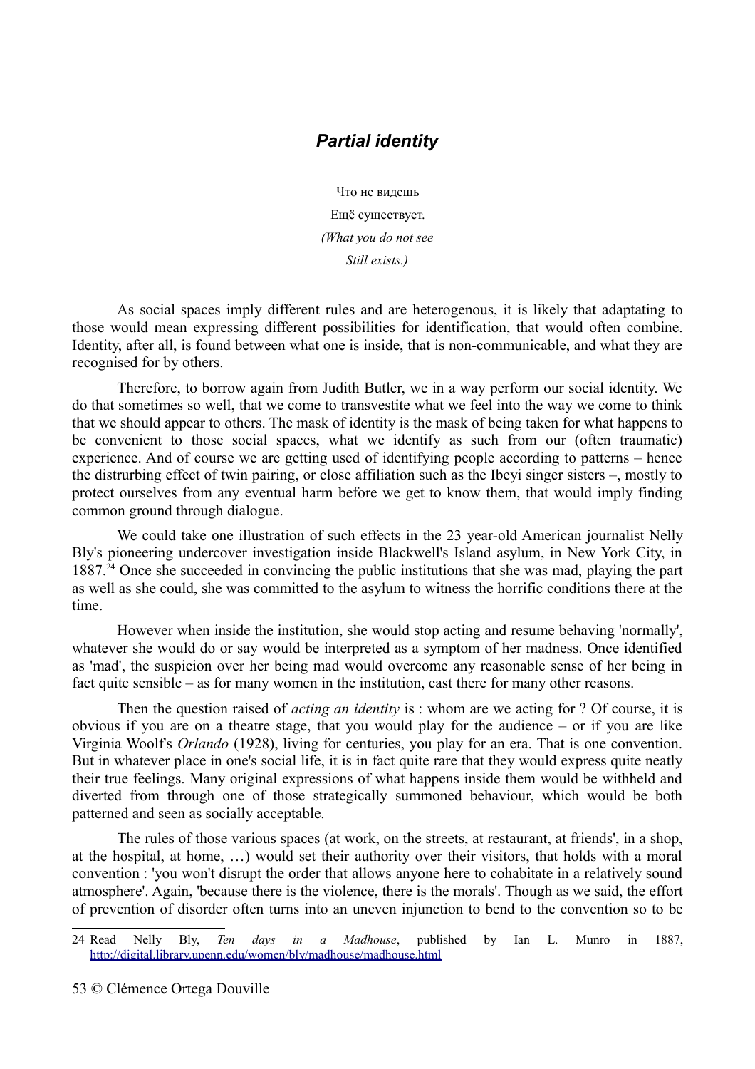## *Partial identity*

Что не видешь

Ещё существует.

*(What you do not see*

*Still exists.)*

As social spaces imply different rules and are heterogenous, it is likely that adaptating to those would mean expressing different possibilities for identification, that would often combine. Identity, after all, is found between what one is inside, that is non-communicable, and what they are recognised for by others.

Therefore, to borrow again from Judith Butler, we in a way perform our social identity. We do that sometimes so well, that we come to transvestite what we feel into the way we come to think that we should appear to others. The mask of identity is the mask of being taken for what happens to be convenient to those social spaces, what we identify as such from our (often traumatic) experience. And of course we are getting used of identifying people according to patterns – hence the distrurbing effect of twin pairing, or close affiliation such as the Ibeyi singer sisters –, mostly to protect ourselves from any eventual harm before we get to know them, that would imply finding common ground through dialogue.

We could take one illustration of such effects in the 23 year-old American journalist Nelly Bly's pioneering undercover investigation inside Blackwell's Island asylum, in New York City, in 1887.[24] Once she succeeded in convincing the public institutions that she was mad, playing the part as well as she could, she was committed to the asylum to witness the horrific conditions there at the time.

However when inside the institution, she would stop acting and resume behaving 'normally', whatever she would do or say would be interpreted as a symptom of her madness. Once identified as 'mad', the suspicion over her being mad would overcome any reasonable sense of her being in fact quite sensible – as for many women in the institution, cast there for many other reasons.

Then the question raised of *acting an identity* is : whom are we acting for ? Of course, it is obvious if you are on a theatre stage, that you would play for the audience – or if you are like Virginia Woolf's *Orlando* (1928), living for centuries, you play for an era. That is one convention. But in whatever place in one's social life, it is in fact quite rare that they would express quite neatly their true feelings. Many original expressions of what happens inside them would be withheld and diverted from through one of those strategically summoned behaviour, which would be both patterned and seen as socially acceptable.

The rules of those various spaces (at work, on the streets, at restaurant, at friends', in a shop, at the hospital, at home, …) would set their authority over their visitors, that holds with a moral convention : 'you won't disrupt the order that allows anyone here to cohabitate in a relatively sound atmosphere'. Again, 'because there is the violence, there is the morals'. Though as we said, the effort of prevention of disorder often turns into an uneven injunction to bend to the convention so to be

---

24 Read Nelly Bly, *Ten days in a Madhouse*, published by Ian L. Munro in 1887, http://digital.library.upenn.edu/women/bly/madhouse/madhouse.html

© Clémence Ortega Douville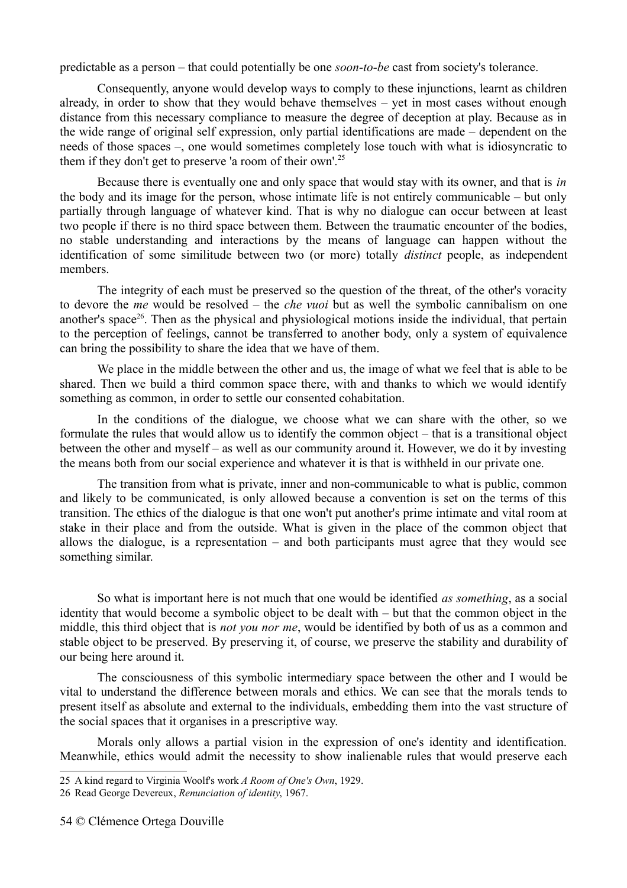predictable as a person – that could potentially be one *soon-to-be* cast from society's tolerance.

Consequently, anyone would develop ways to comply to these injunctions, learnt as children already, in order to show that they would behave themselves – yet in most cases without enough distance from this necessary compliance to measure the degree of deception at play. Because as in the wide range of original self expression, only partial identifications are made – dependent on the needs of those spaces –, one would sometimes completely lose touch with what is idiosyncratic to them if they don't get to preserve 'a room of their own'.[25]

Because there is eventually one and only space that would stay with its owner, and that is *in* the body and its image for the person, whose intimate life is not entirely communicable – but only partially through language of whatever kind. That is why no dialogue can occur between at least two people if there is no third space between them. Between the traumatic encounter of the bodies, no stable understanding and interactions by the means of language can happen without the identification of some similitude between two (or more) totally *distinct* people, as independent members.

The integrity of each must be preserved so the question of the threat, of the other's voracity to devore the *me* would be resolved – the *che vuoi* but as well the symbolic cannibalism on one another's space[26]. Then as the physical and physiological motions inside the individual, that pertain to the perception of feelings, cannot be transferred to another body, only a system of equivalence can bring the possibility to share the idea that we have of them.

We place in the middle between the other and us, the image of what we feel that is able to be shared. Then we build a third common space there, with and thanks to which we would identify something as common, in order to settle our consented cohabitation.

In the conditions of the dialogue, we choose what we can share with the other, so we formulate the rules that would allow us to identify the common object – that is a transitional object between the other and myself – as well as our community around it. However, we do it by investing the means both from our social experience and whatever it is that is withheld in our private one.

The transition from what is private, inner and non-communicable to what is public, common and likely to be communicated, is only allowed because a convention is set on the terms of this transition. The ethics of the dialogue is that one won't put another's prime intimate and vital room at stake in their place and from the outside. What is given in the place of the common object that allows the dialogue, is a representation – and both participants must agree that they would see something similar.

So what is important here is not much that one would be identified *as something*, as a social identity that would become a symbolic object to be dealt with – but that the common object in the middle, this third object that is *not you nor me*, would be identified by both of us as a common and stable object to be preserved. By preserving it, of course, we preserve the stability and durability of our being here around it.

The consciousness of this symbolic intermediary space between the other and I would be vital to understand the difference between morals and ethics. We can see that the morals tends to present itself as absolute and external to the individuals, embedding them into the vast structure of the social spaces that it organises in a prescriptive way.

Morals only allows a partial vision in the expression of one's identity and identification. Meanwhile, ethics would admit the necessity to show inalienable rules that would preserve each

---

25 A kind regard to Virginia Woolf's work *A Room of One's Own*, 1929.

26 Read George Devereux, *Renunciation of identity*, 1967.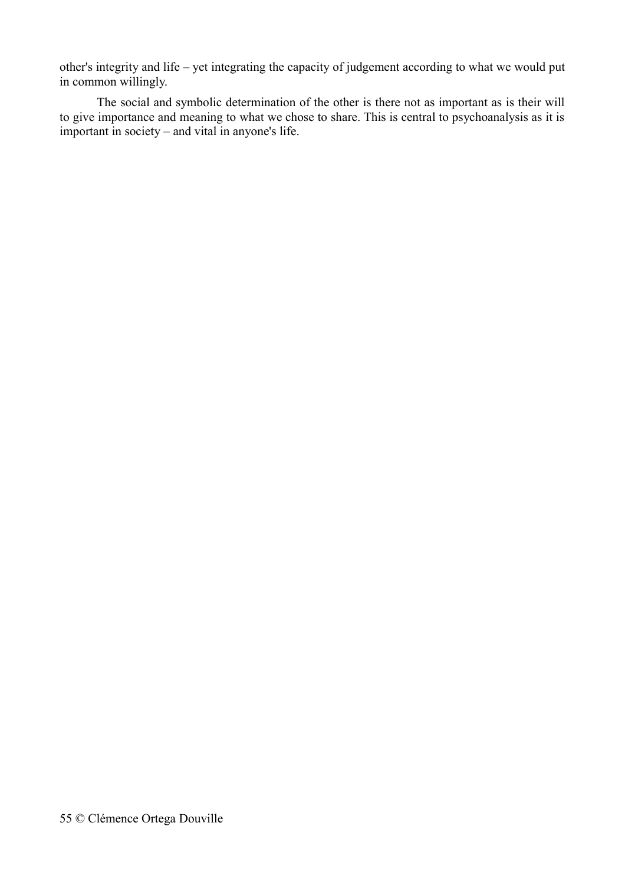other's integrity and life – yet integrating the capacity of judgement according to what we would put in common willingly.

The social and symbolic determination of the other is there not as important as is their will to give importance and meaning to what we chose to share. This is central to psychoanalysis as it is important in society – and vital in anyone's life.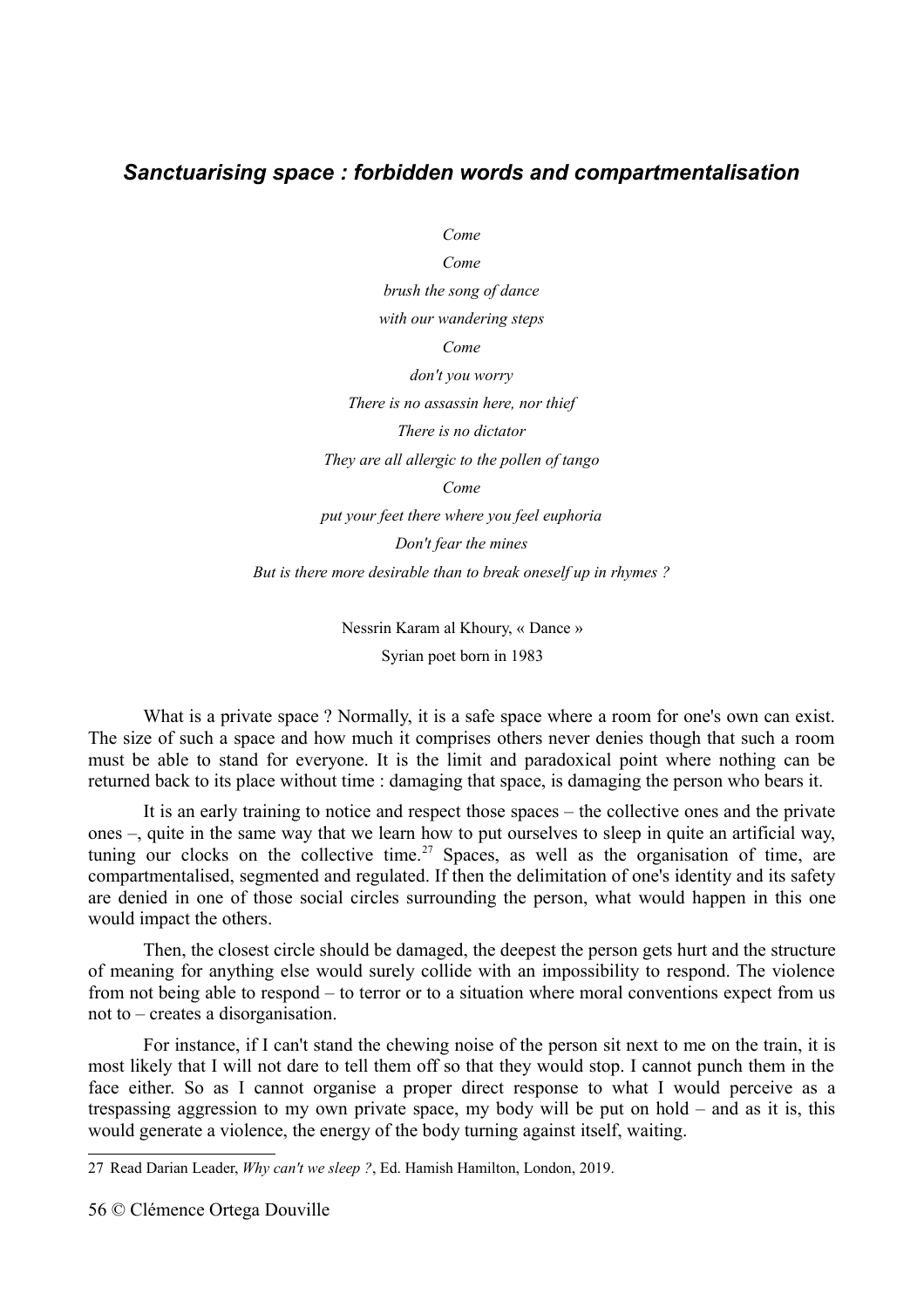## *Sanctuarising space : forbidden words and compartmentalisation*

*Come*

*Come*

*brush the song of dance*

*with our wandering steps*

*Come*

*don't you worry*

*There is no assassin here, nor thief*

*There is no dictator*

*They are all allergic to the pollen of tango*

*Come*

*put your feet there where you feel euphoria*

*Don't fear the mines*

*But is there more desirable than to break oneself up in rhymes ?*

Nessrin Karam al Khoury, « Dance »

Syrian poet born in 1983

What is a private space ? Normally, it is a safe space where a room for one's own can exist. The size of such a space and how much it comprises others never denies though that such a room must be able to stand for everyone. It is the limit and paradoxical point where nothing can be returned back to its place without time : damaging that space, is damaging the person who bears it.

It is an early training to notice and respect those spaces – the collective ones and the private ones –, quite in the same way that we learn how to put ourselves to sleep in quite an artificial way, tuning our clocks on the collective time.[27] Spaces, as well as the organisation of time, are compartmentalised, segmented and regulated. If then the delimitation of one's identity and its safety are denied in one of those social circles surrounding the person, what would happen in this one would impact the others.

Then, the closest circle should be damaged, the deepest the person gets hurt and the structure of meaning for anything else would surely collide with an impossibility to respond. The violence from not being able to respond – to terror or to a situation where moral conventions expect from us not to – creates a disorganisation.

For instance, if I can't stand the chewing noise of the person sit next to me on the train, it is most likely that I will not dare to tell them off so that they would stop. I cannot punch them in the face either. So as I cannot organise a proper direct response to what I would perceive as a trespassing aggression to my own private space, my body will be put on hold – and as it is, this would generate a violence, the energy of the body turning against itself, waiting.

---

27 Read Darian Leader, *Why can't we sleep ?*, Ed. Hamish Hamilton, London, 2019.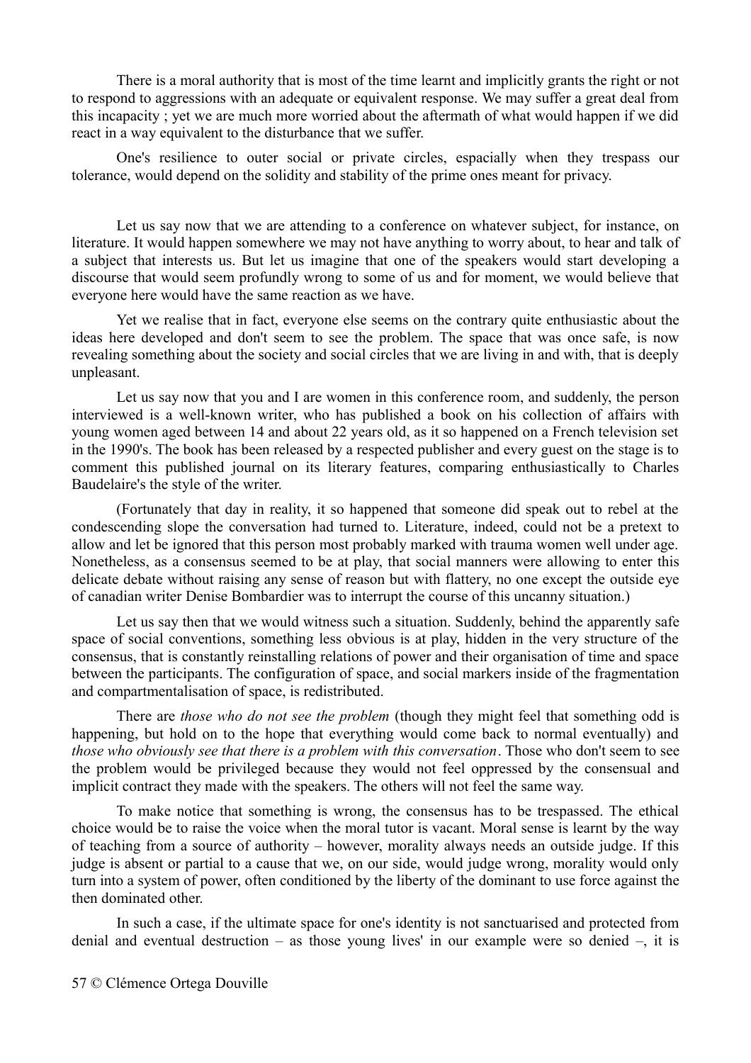There is a moral authority that is most of the time learnt and implicitly grants the right or not to respond to aggressions with an adequate or equivalent response. We may suffer a great deal from this incapacity ; yet we are much more worried about the aftermath of what would happen if we did react in a way equivalent to the disturbance that we suffer.

One's resilience to outer social or private circles, espacially when they trespass our tolerance, would depend on the solidity and stability of the prime ones meant for privacy.

Let us say now that we are attending to a conference on whatever subject, for instance, on literature. It would happen somewhere we may not have anything to worry about, to hear and talk of a subject that interests us. But let us imagine that one of the speakers would start developing a discourse that would seem profundly wrong to some of us and for moment, we would believe that everyone here would have the same reaction as we have.

Yet we realise that in fact, everyone else seems on the contrary quite enthusiastic about the ideas here developed and don't seem to see the problem. The space that was once safe, is now revealing something about the society and social circles that we are living in and with, that is deeply unpleasant.

Let us say now that you and I are women in this conference room, and suddenly, the person interviewed is a well-known writer, who has published a book on his collection of affairs with young women aged between 14 and about 22 years old, as it so happened on a French television set in the 1990's. The book has been released by a respected publisher and every guest on the stage is to comment this published journal on its literary features, comparing enthusiastically to Charles Baudelaire's the style of the writer.

(Fortunately that day in reality, it so happened that someone did speak out to rebel at the condescending slope the conversation had turned to. Literature, indeed, could not be a pretext to allow and let be ignored that this person most probably marked with trauma women well under age. Nonetheless, as a consensus seemed to be at play, that social manners were allowing to enter this delicate debate without raising any sense of reason but with flattery, no one except the outside eye of canadian writer Denise Bombardier was to interrupt the course of this uncanny situation.)

Let us say then that we would witness such a situation. Suddenly, behind the apparently safe space of social conventions, something less obvious is at play, hidden in the very structure of the consensus, that is constantly reinstalling relations of power and their organisation of time and space between the participants. The configuration of space, and social markers inside of the fragmentation and compartmentalisation of space, is redistributed.

There are *those who do not see the problem* (though they might feel that something odd is happening, but hold on to the hope that everything would come back to normal eventually) and *those who obviously see that there is a problem with this conversation*. Those who don't seem to see the problem would be privileged because they would not feel oppressed by the consensual and implicit contract they made with the speakers. The others will not feel the same way.

To make notice that something is wrong, the consensus has to be trespassed. The ethical choice would be to raise the voice when the moral tutor is vacant. Moral sense is learnt by the way of teaching from a source of authority – however, morality always needs an outside judge. If this judge is absent or partial to a cause that we, on our side, would judge wrong, morality would only turn into a system of power, often conditioned by the liberty of the dominant to use force against the then dominated other.

In such a case, if the ultimate space for one's identity is not sanctuarised and protected from denial and eventual destruction – as those young lives' in our example were so denied –, it is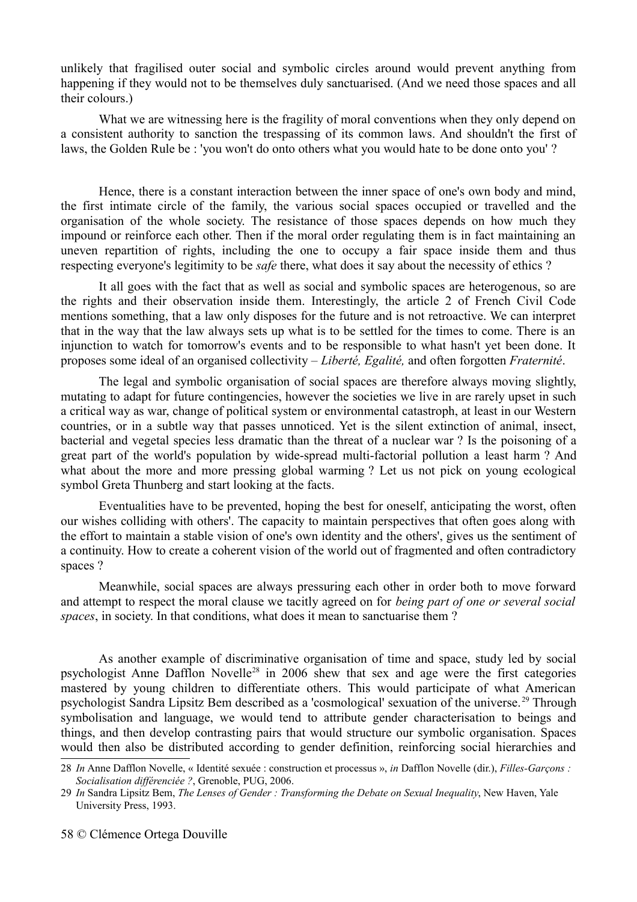unlikely that fragilised outer social and symbolic circles around would prevent anything from happening if they would not to be themselves duly sanctuarised. (And we need those spaces and all their colours.)

What we are witnessing here is the fragility of moral conventions when they only depend on a consistent authority to sanction the trespassing of its common laws. And shouldn't the first of laws, the Golden Rule be : 'you won't do onto others what you would hate to be done onto you' ?

Hence, there is a constant interaction between the inner space of one's own body and mind, the first intimate circle of the family, the various social spaces occupied or travelled and the organisation of the whole society. The resistance of those spaces depends on how much they impound or reinforce each other. Then if the moral order regulating them is in fact maintaining an uneven repartition of rights, including the one to occupy a fair space inside them and thus respecting everyone's legitimity to be *safe* there, what does it say about the necessity of ethics ?

It all goes with the fact that as well as social and symbolic spaces are heterogenous, so are the rights and their observation inside them. Interestingly, the article 2 of French Civil Code mentions something, that a law only disposes for the future and is not retroactive. We can interpret that in the way that the law always sets up what is to be settled for the times to come. There is an injunction to watch for tomorrow's events and to be responsible to what hasn't yet been done. It proposes some ideal of an organised collectivity – *Liberté, Egalité,* and often forgotten *Fraternité*.

The legal and symbolic organisation of social spaces are therefore always moving slightly, mutating to adapt for future contingencies, however the societies we live in are rarely upset in such a critical way as war, change of political system or environmental catastroph, at least in our Western countries, or in a subtle way that passes unnoticed. Yet is the silent extinction of animal, insect, bacterial and vegetal species less dramatic than the threat of a nuclear war ? Is the poisoning of a great part of the world's population by wide-spread multi-factorial pollution a least harm ? And what about the more and more pressing global warming ? Let us not pick on young ecological symbol Greta Thunberg and start looking at the facts.

Eventualities have to be prevented, hoping the best for oneself, anticipating the worst, often our wishes colliding with others'. The capacity to maintain perspectives that often goes along with the effort to maintain a stable vision of one's own identity and the others', gives us the sentiment of a continuity. How to create a coherent vision of the world out of fragmented and often contradictory spaces ?

Meanwhile, social spaces are always pressuring each other in order both to move forward and attempt to respect the moral clause we tacitly agreed on for *being part of one or several social spaces*, in society. In that conditions, what does it mean to sanctuarise them ?

As another example of discriminative organisation of time and space, study led by social psychologist Anne Dafflon Novelle[28] in 2006 shew that sex and age were the first categories mastered by young children to differentiate others. This would participate of what American psychologist Sandra Lipsitz Bem described as a 'cosmological' sexuation of the universe.[29] Through symbolisation and language, we would tend to attribute gender characterisation to beings and things, and then develop contrasting pairs that would structure our symbolic organisation. Spaces would then also be distributed according to gender definition, reinforcing social hierarchies and

---

28 *In* Anne Dafflon Novelle, « Identité sexuée : construction et processus », *in* Dafflon Novelle (dir.), *Filles-Garçons : Socialisation différenciée ?*, Grenoble, PUG, 2006.

29 *In* Sandra Lipsitz Bem, *The Lenses of Gender : Transforming the Debate on Sexual Inequality*, New Haven, Yale University Press, 1993.

© Clémence Ortega Douville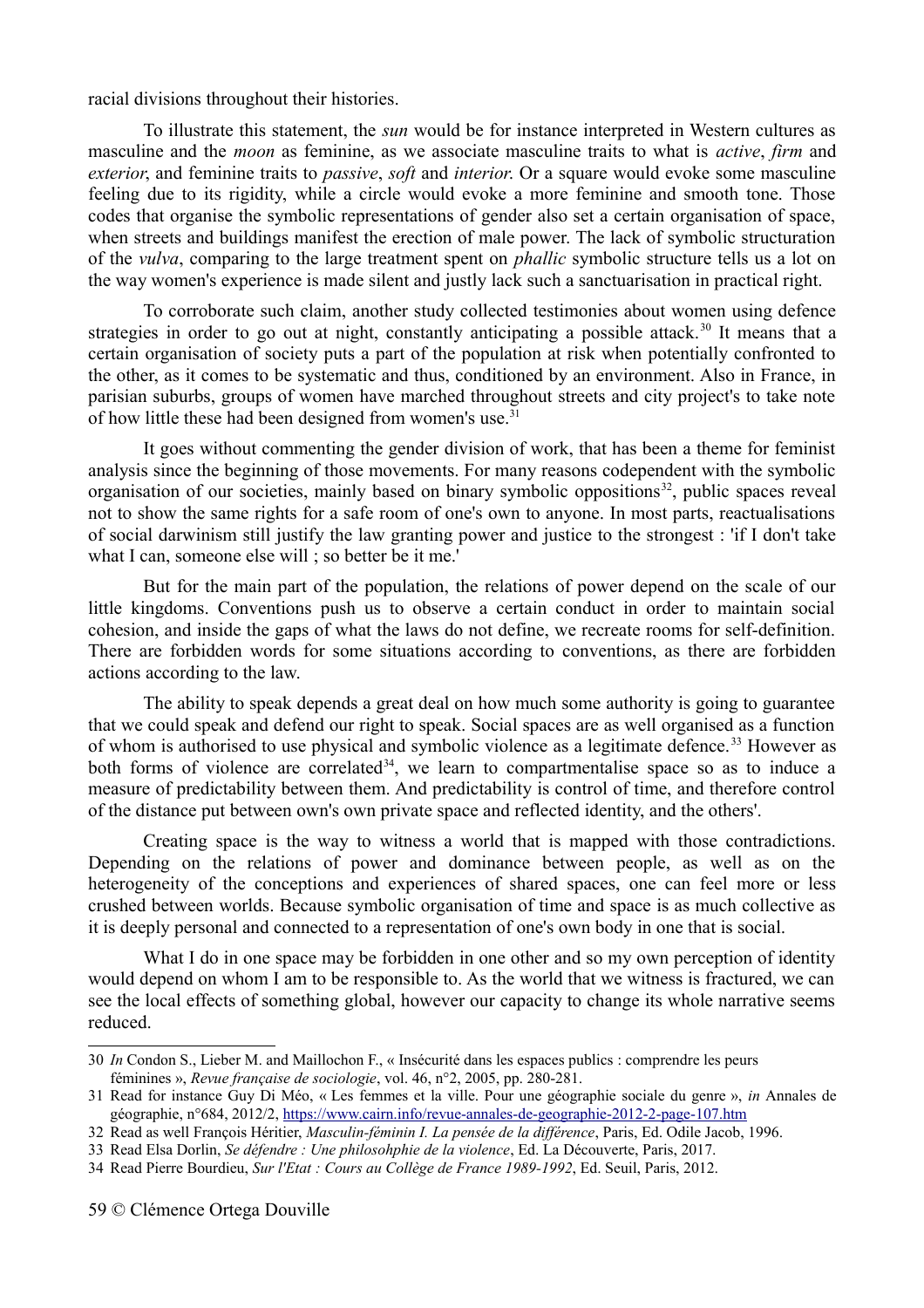racial divisions throughout their histories.

To illustrate this statement, the *sun* would be for instance interpreted in Western cultures as masculine and the *moon* as feminine, as we associate masculine traits to what is *active*, *firm* and *exterior*, and feminine traits to *passive*, *soft* and *interior*. Or a square would evoke some masculine feeling due to its rigidity, while a circle would evoke a more feminine and smooth tone. Those codes that organise the symbolic representations of gender also set a certain organisation of space, when streets and buildings manifest the erection of male power. The lack of symbolic structuration of the *vulva*, comparing to the large treatment spent on *phallic* symbolic structure tells us a lot on the way women's experience is made silent and justly lack such a sanctuarisation in practical right.

To corroborate such claim, another study collected testimonies about women using defence strategies in order to go out at night, constantly anticipating a possible attack.[30] It means that a certain organisation of society puts a part of the population at risk when potentially confronted to the other, as it comes to be systematic and thus, conditioned by an environment. Also in France, in parisian suburbs, groups of women have marched throughout streets and city project's to take note of how little these had been designed from women's use.[31]

It goes without commenting the gender division of work, that has been a theme for feminist analysis since the beginning of those movements. For many reasons codependent with the symbolic organisation of our societies, mainly based on binary symbolic oppositions[32], public spaces reveal not to show the same rights for a safe room of one's own to anyone. In most parts, reactualisations of social darwinism still justify the law granting power and justice to the strongest : 'if I don't take what I can, someone else will ; so better be it me.'

But for the main part of the population, the relations of power depend on the scale of our little kingdoms. Conventions push us to observe a certain conduct in order to maintain social cohesion, and inside the gaps of what the laws do not define, we recreate rooms for self-definition. There are forbidden words for some situations according to conventions, as there are forbidden actions according to the law.

The ability to speak depends a great deal on how much some authority is going to guarantee that we could speak and defend our right to speak. Social spaces are as well organised as a function of whom is authorised to use physical and symbolic violence as a legitimate defence.[33] However as both forms of violence are correlated[34], we learn to compartmentalise space so as to induce a measure of predictability between them. And predictability is control of time, and therefore control of the distance put between own's own private space and reflected identity, and the others'.

Creating space is the way to witness a world that is mapped with those contradictions. Depending on the relations of power and dominance between people, as well as on the heterogeneity of the conceptions and experiences of shared spaces, one can feel more or less crushed between worlds. Because symbolic organisation of time and space is as much collective as it is deeply personal and connected to a representation of one's own body in one that is social.

What I do in one space may be forbidden in one other and so my own perception of identity would depend on whom I am to be responsible to. As the world that we witness is fractured, we can see the local effects of something global, however our capacity to change its whole narrative seems reduced.

---

30 *In* Condon S., Lieber M. and Maillochon F., « Insécurité dans les espaces publics : comprendre les peurs féminines », *Revue française de sociologie*, vol. 46, n°2, 2005, pp. 280-281.

31 Read for instance Guy Di Méo, « Les femmes et la ville. Pour une géographie sociale du genre », *in* Annales de géographie, n°684, 2012/2, https://www.cairn.info/revue-annales-de-geographie-2012-2-page-107.htm

32 Read as well François Héritier, *Masculin-féminin I. La pensée de la différence*, Paris, Ed. Odile Jacob, 1996.

33 Read Elsa Dorlin, *Se défendre : Une philosohphie de la violence*, Ed. La Découverte, Paris, 2017.

34 Read Pierre Bourdieu, *Sur l'Etat : Cours au Collège de France 1989-1992*, Ed. Seuil, Paris, 2012.

59 © Clémence Ortega Douville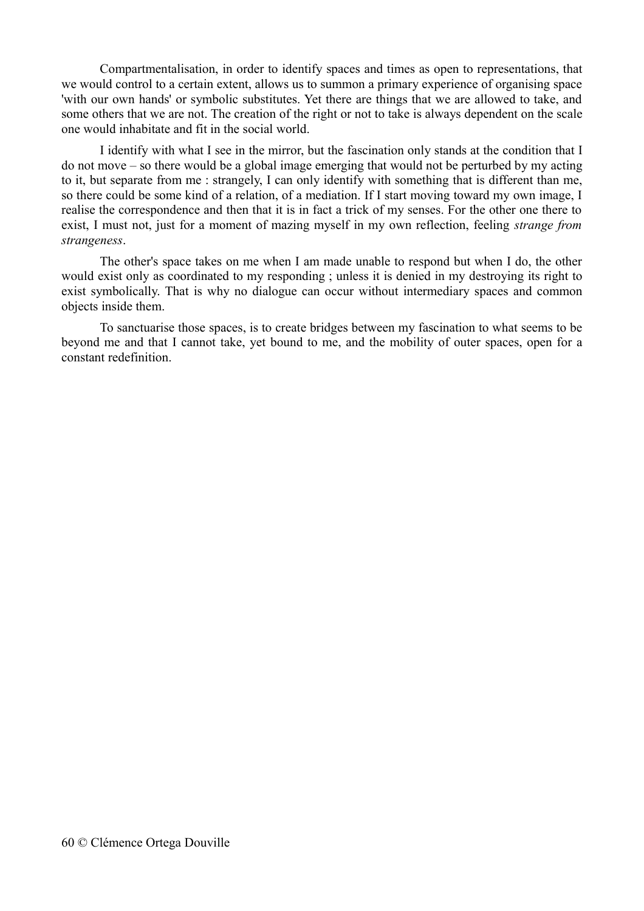Compartmentalisation, in order to identify spaces and times as open to representations, that we would control to a certain extent, allows us to summon a primary experience of organising space 'with our own hands' or symbolic substitutes. Yet there are things that we are allowed to take, and some others that we are not. The creation of the right or not to take is always dependent on the scale one would inhabitate and fit in the social world.

I identify with what I see in the mirror, but the fascination only stands at the condition that I do not move – so there would be a global image emerging that would not be perturbed by my acting to it, but separate from me : strangely, I can only identify with something that is different than me, so there could be some kind of a relation, of a mediation. If I start moving toward my own image, I realise the correspondence and then that it is in fact a trick of my senses. For the other one there to exist, I must not, just for a moment of mazing myself in my own reflection, feeling *strange from strangeness*.

The other's space takes on me when I am made unable to respond but when I do, the other would exist only as coordinated to my responding ; unless it is denied in my destroying its right to exist symbolically. That is why no dialogue can occur without intermediary spaces and common objects inside them.

To sanctuarise those spaces, is to create bridges between my fascination to what seems to be beyond me and that I cannot take, yet bound to me, and the mobility of outer spaces, open for a constant redefinition.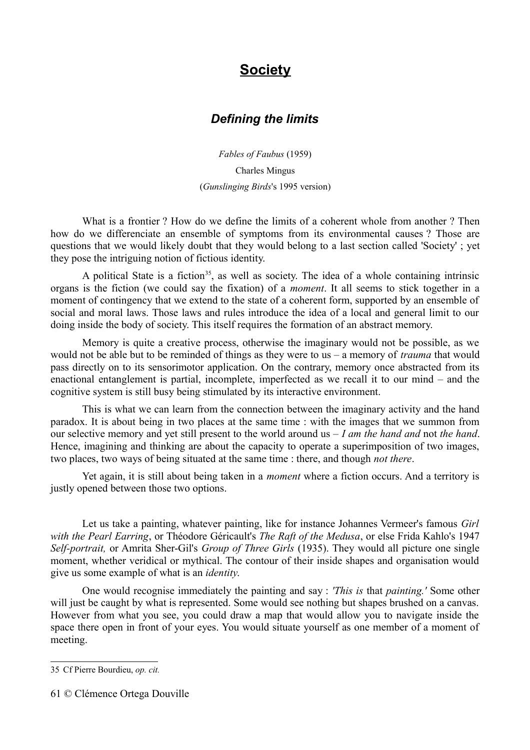# **Society**

## *Defining the limits*

*Fables of Faubus* (1959)

Charles Mingus

(*Gunslinging Birds*'s 1995 version)

What is a frontier ? How do we define the limits of a coherent whole from another ? Then how do we differenciate an ensemble of symptoms from its environmental causes ? Those are questions that we would likely doubt that they would belong to a last section called 'Society' ; yet they pose the intriguing notion of fictious identity.

A political State is a fiction[35], as well as society. The idea of a whole containing intrinsic organs is the fiction (we could say the fixation) of a *moment*. It all seems to stick together in a moment of contingency that we extend to the state of a coherent form, supported by an ensemble of social and moral laws. Those laws and rules introduce the idea of a local and general limit to our doing inside the body of society. This itself requires the formation of an abstract memory.

Memory is quite a creative process, otherwise the imaginary would not be possible, as we would not be able but to be reminded of things as they were to us – a memory of *trauma* that would pass directly on to its sensorimotor application. On the contrary, memory once abstracted from its enactional entanglement is partial, incomplete, imperfected as we recall it to our mind – and the cognitive system is still busy being stimulated by its interactive environment.

This is what we can learn from the connection between the imaginary activity and the hand paradox. It is about being in two places at the same time : with the images that we summon from our selective memory and yet still present to the world around us – *I am the hand and* not *the hand*. Hence, imagining and thinking are about the capacity to operate a superimposition of two images, two places, two ways of being situated at the same time : there, and though *not there*.

Yet again, it is still about being taken in a *moment* where a fiction occurs. And a territory is justly opened between those two options.

Let us take a painting, whatever painting, like for instance Johannes Vermeer's famous *Girl with the Pearl Earring*, or Théodore Géricault's *The Raft of the Medusa*, or else Frida Kahlo's 1947 *Self-portrait,* or Amrita Sher-Gil's *Group of Three Girls* (1935). They would all picture one single moment, whether veridical or mythical. The contour of their inside shapes and organisation would give us some example of what is an *identity*.

One would recognise immediately the painting and say : *'This is* that *painting.'* Some other will just be caught by what is represented. Some would see nothing but shapes brushed on a canvas. However from what you see, you could draw a map that would allow you to navigate inside the space there open in front of your eyes. You would situate yourself as one member of a moment of meeting.

---

35 Cf Pierre Bourdieu, *op. cit.*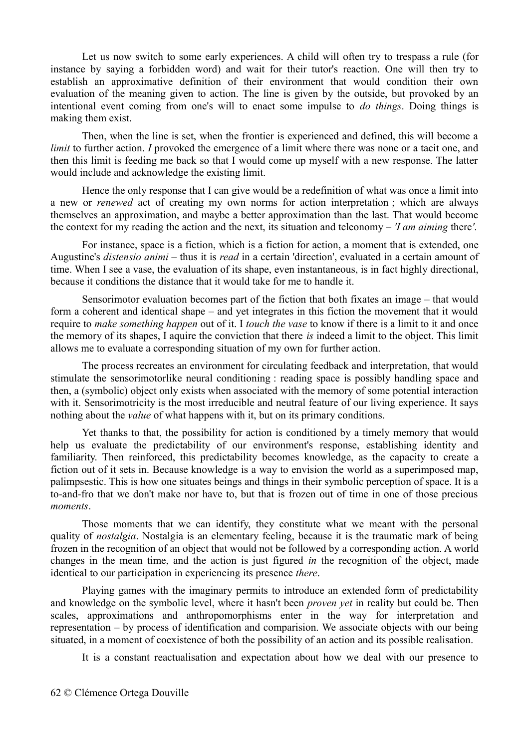Let us now switch to some early experiences. A child will often try to trespass a rule (for instance by saying a forbidden word) and wait for their tutor's reaction. One will then try to establish an approximative definition of their environment that would condition their own evaluation of the meaning given to action. The line is given by the outside, but provoked by an intentional event coming from one's will to enact some impulse to *do things*. Doing things is making them exist.

Then, when the line is set, when the frontier is experienced and defined, this will become a *limit* to further action. *I* provoked the emergence of a limit where there was none or a tacit one, and then this limit is feeding me back so that I would come up myself with a new response. The latter would include and acknowledge the existing limit.

Hence the only response that I can give would be a redefinition of what was once a limit into a new or *renewed* act of creating my own norms for action interpretation ; which are always themselves an approximation, and maybe a better approximation than the last. That would become the context for my reading the action and the next, its situation and teleonomy – *'I am aiming* there*'*.

For instance, space is a fiction, which is a fiction for action, a moment that is extended, one Augustine's *distensio animi* – thus it is *read* in a certain 'direction', evaluated in a certain amount of time. When I see a vase, the evaluation of its shape, even instantaneous, is in fact highly directional, because it conditions the distance that it would take for me to handle it.

Sensorimotor evaluation becomes part of the fiction that both fixates an image – that would form a coherent and identical shape – and yet integrates in this fiction the movement that it would require to *make something happen* out of it. I *touch the vase* to know if there is a limit to it and once the memory of its shapes, I aquire the conviction that there *is* indeed a limit to the object. This limit allows me to evaluate a corresponding situation of my own for further action.

The process recreates an environment for circulating feedback and interpretation, that would stimulate the sensorimotorlike neural conditioning : reading space is possibly handling space and then, a (symbolic) object only exists when associated with the memory of some potential interaction with it. Sensorimotricity is the most irreducible and neutral feature of our living experience. It says nothing about the *value* of what happens with it, but on its primary conditions.

Yet thanks to that, the possibility for action is conditioned by a timely memory that would help us evaluate the predictability of our environment's response, establishing identity and familiarity. Then reinforced, this predictability becomes knowledge, as the capacity to create a fiction out of it sets in. Because knowledge is a way to envision the world as a superimposed map, palimpsestic. This is how one situates beings and things in their symbolic perception of space. It is a to-and-fro that we don't make nor have to, but that is frozen out of time in one of those precious *moments*.

Those moments that we can identify, they constitute what we meant with the personal quality of *nostalgia*. Nostalgia is an elementary feeling, because it is the traumatic mark of being frozen in the recognition of an object that would not be followed by a corresponding action. A world changes in the mean time, and the action is just figured *in* the recognition of the object, made identical to our participation in experiencing its presence *there*.

Playing games with the imaginary permits to introduce an extended form of predictability and knowledge on the symbolic level, where it hasn't been *proven yet* in reality but could be. Then scales, approximations and anthropomorphisms enter in the way for interpretation and representation – by process of identification and comparision. We associate objects with our being situated, in a moment of coexistence of both the possibility of an action and its possible realisation.

It is a constant reactualisation and expectation about how we deal with our presence to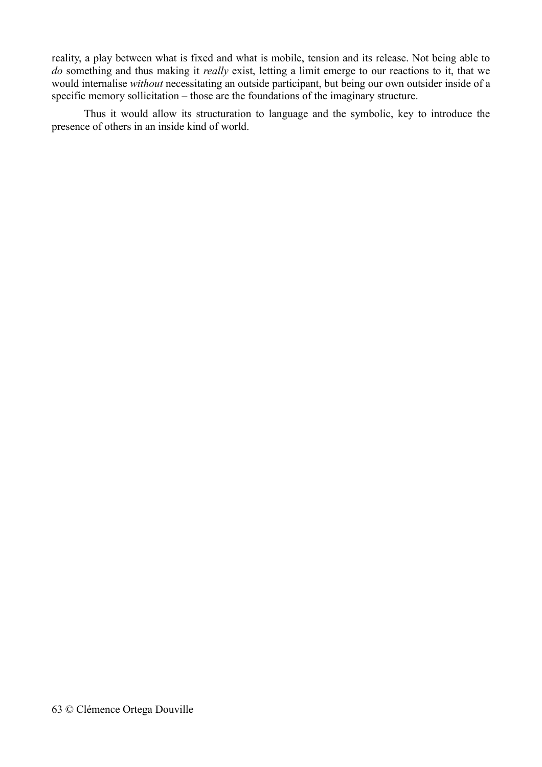reality, a play between what is fixed and what is mobile, tension and its release. Not being able to *do* something and thus making it *really* exist, letting a limit emerge to our reactions to it, that we would internalise *without* necessitating an outside participant, but being our own outsider inside of a specific memory sollicitation – those are the foundations of the imaginary structure.

Thus it would allow its structuration to language and the symbolic, key to introduce the presence of others in an inside kind of world.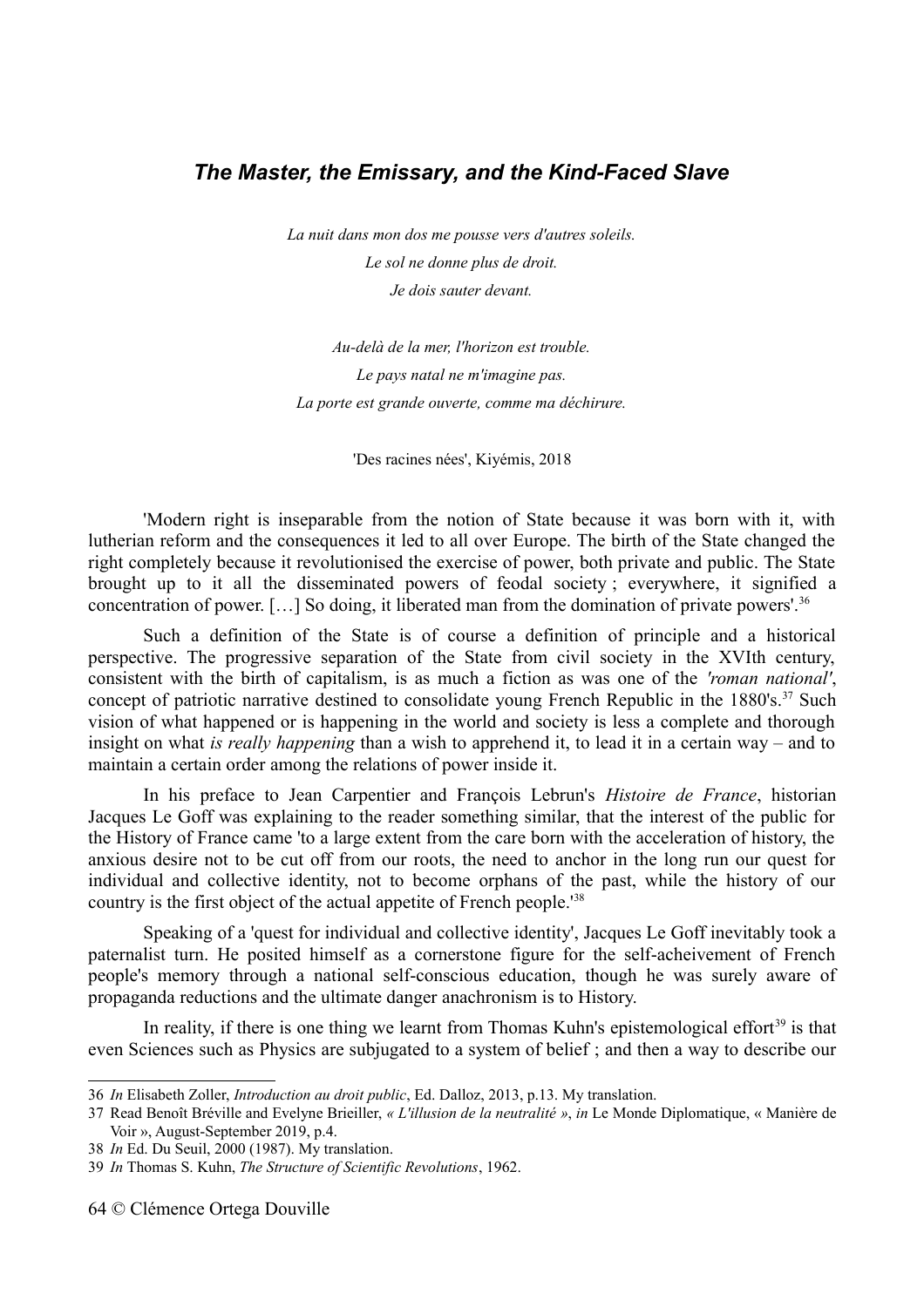## *The Master, the Emissary, and the Kind-Faced Slave*

*La nuit dans mon dos me pousse vers d'autres soleils.*
*Le sol ne donne plus de droit.*
*Je dois sauter devant.*

*Au-delà de la mer, l'horizon est trouble.*
*Le pays natal ne m'imagine pas.*
*La porte est grande ouverte, comme ma déchirure.*

'Des racines nées', Kiyémis, 2018

'Modern right is inseparable from the notion of State because it was born with it, with lutherian reform and the consequences it led to all over Europe. The birth of the State changed the right completely because it revolutionised the exercise of power, both private and public. The State brought up to it all the disseminated powers of feodal society ; everywhere, it signified a concentration of power. […] So doing, it liberated man from the domination of private powers'.[36]

Such a definition of the State is of course a definition of principle and a historical perspective. The progressive separation of the State from civil society in the XVIth century, consistent with the birth of capitalism, is as much a fiction as was one of the *'roman national'*, concept of patriotic narrative destined to consolidate young French Republic in the 1880's.[37] Such vision of what happened or is happening in the world and society is less a complete and thorough insight on what *is really happening* than a wish to apprehend it, to lead it in a certain way – and to maintain a certain order among the relations of power inside it.

In his preface to Jean Carpentier and François Lebrun's *Histoire de France*, historian Jacques Le Goff was explaining to the reader something similar, that the interest of the public for the History of France came 'to a large extent from the care born with the acceleration of history, the anxious desire not to be cut off from our roots, the need to anchor in the long run our quest for individual and collective identity, not to become orphans of the past, while the history of our country is the first object of the actual appetite of French people.'[38]

Speaking of a 'quest for individual and collective identity', Jacques Le Goff inevitably took a paternalist turn. He posited himself as a cornerstone figure for the self-acheivement of French people's memory through a national self-conscious education, though he was surely aware of propaganda reductions and the ultimate danger anachronism is to History.

In reality, if there is one thing we learnt from Thomas Kuhn's epistemological effort[39] is that even Sciences such as Physics are subjugated to a system of belief ; and then a way to describe our

---

36 *In* Elisabeth Zoller, *Introduction au droit public*, Ed. Dalloz, 2013, p.13. My translation.

37 Read Benoît Bréville and Evelyne Brieiller, *« L'illusion de la neutralité »*, *in* Le Monde Diplomatique, « Manière de Voir », August-September 2019, p.4.

38 *In* Ed. Du Seuil, 2000 (1987). My translation.

39 *In* Thomas S. Kuhn, *The Structure of Scientific Revolutions*, 1962.

© Clémence Ortega Douville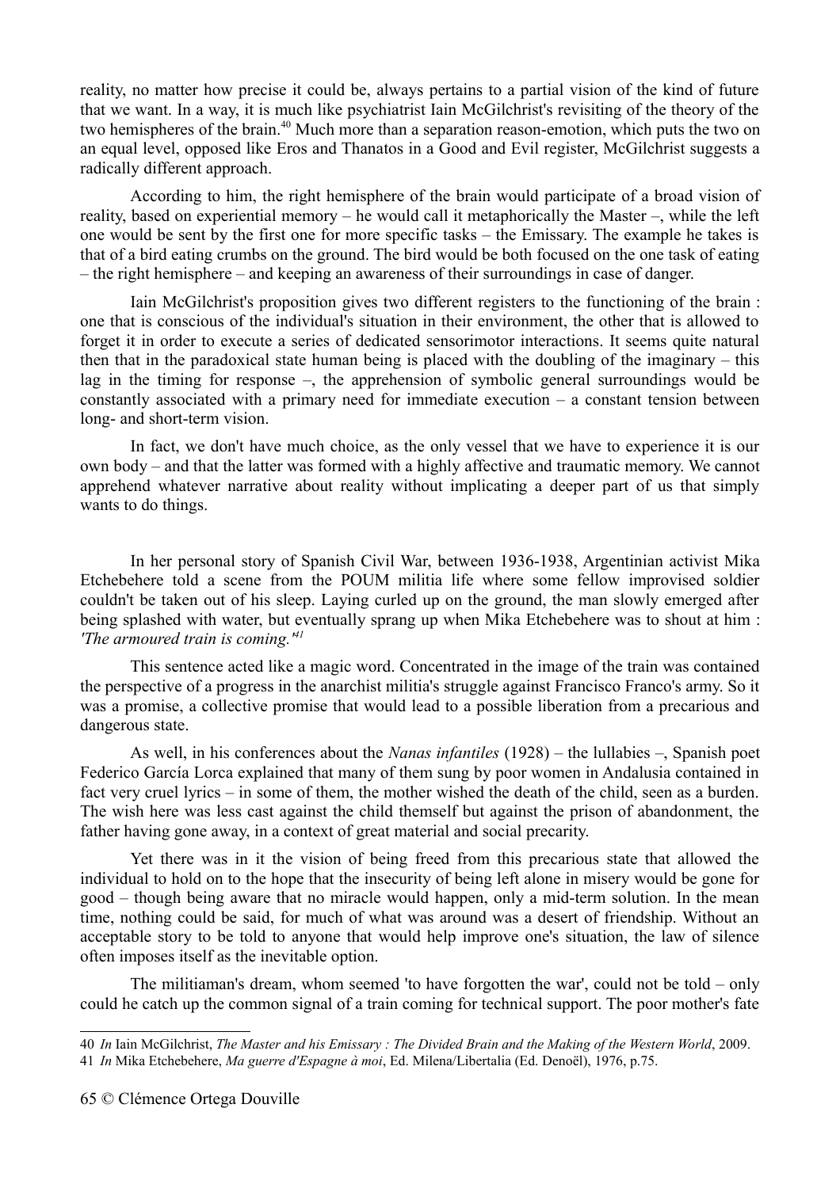reality, no matter how precise it could be, always pertains to a partial vision of the kind of future that we want. In a way, it is much like psychiatrist Iain McGilchrist's revisiting of the theory of the two hemispheres of the brain.[40] Much more than a separation reason-emotion, which puts the two on an equal level, opposed like Eros and Thanatos in a Good and Evil register, McGilchrist suggests a radically different approach.

According to him, the right hemisphere of the brain would participate of a broad vision of reality, based on experiential memory – he would call it metaphorically the Master –, while the left one would be sent by the first one for more specific tasks – the Emissary. The example he takes is that of a bird eating crumbs on the ground. The bird would be both focused on the one task of eating – the right hemisphere – and keeping an awareness of their surroundings in case of danger.

Iain McGilchrist's proposition gives two different registers to the functioning of the brain : one that is conscious of the individual's situation in their environment, the other that is allowed to forget it in order to execute a series of dedicated sensorimotor interactions. It seems quite natural then that in the paradoxical state human being is placed with the doubling of the imaginary – this lag in the timing for response –, the apprehension of symbolic general surroundings would be constantly associated with a primary need for immediate execution – a constant tension between long- and short-term vision.

In fact, we don't have much choice, as the only vessel that we have to experience it is our own body – and that the latter was formed with a highly affective and traumatic memory. We cannot apprehend whatever narrative about reality without implicating a deeper part of us that simply wants to do things.

In her personal story of Spanish Civil War, between 1936-1938, Argentinian activist Mika Etchebehere told a scene from the POUM militia life where some fellow improvised soldier couldn't be taken out of his sleep. Laying curled up on the ground, the man slowly emerged after being splashed with water, but eventually sprang up when Mika Etchebehere was to shout at him : *'The armoured train is coming.'*[41]

This sentence acted like a magic word. Concentrated in the image of the train was contained the perspective of a progress in the anarchist militia's struggle against Francisco Franco's army. So it was a promise, a collective promise that would lead to a possible liberation from a precarious and dangerous state.

As well, in his conferences about the *Nanas infantiles* (1928) – the lullabies –, Spanish poet Federico García Lorca explained that many of them sung by poor women in Andalusia contained in fact very cruel lyrics – in some of them, the mother wished the death of the child, seen as a burden. The wish here was less cast against the child themself but against the prison of abandonment, the father having gone away, in a context of great material and social precarity.

Yet there was in it the vision of being freed from this precarious state that allowed the individual to hold on to the hope that the insecurity of being left alone in misery would be gone for good – though being aware that no miracle would happen, only a mid-term solution. In the mean time, nothing could be said, for much of what was around was a desert of friendship. Without an acceptable story to be told to anyone that would help improve one's situation, the law of silence often imposes itself as the inevitable option.

The militiaman's dream, whom seemed 'to have forgotten the war', could not be told – only could he catch up the common signal of a train coming for technical support. The poor mother's fate

---

40 *In* Iain McGilchrist, *The Master and his Emissary : The Divided Brain and the Making of the Western World*, 2009.

41 *In* Mika Etchebehere, *Ma guerre d'Espagne à moi*, Ed. Milena/Libertalia (Ed. Denoël), 1976, p.75.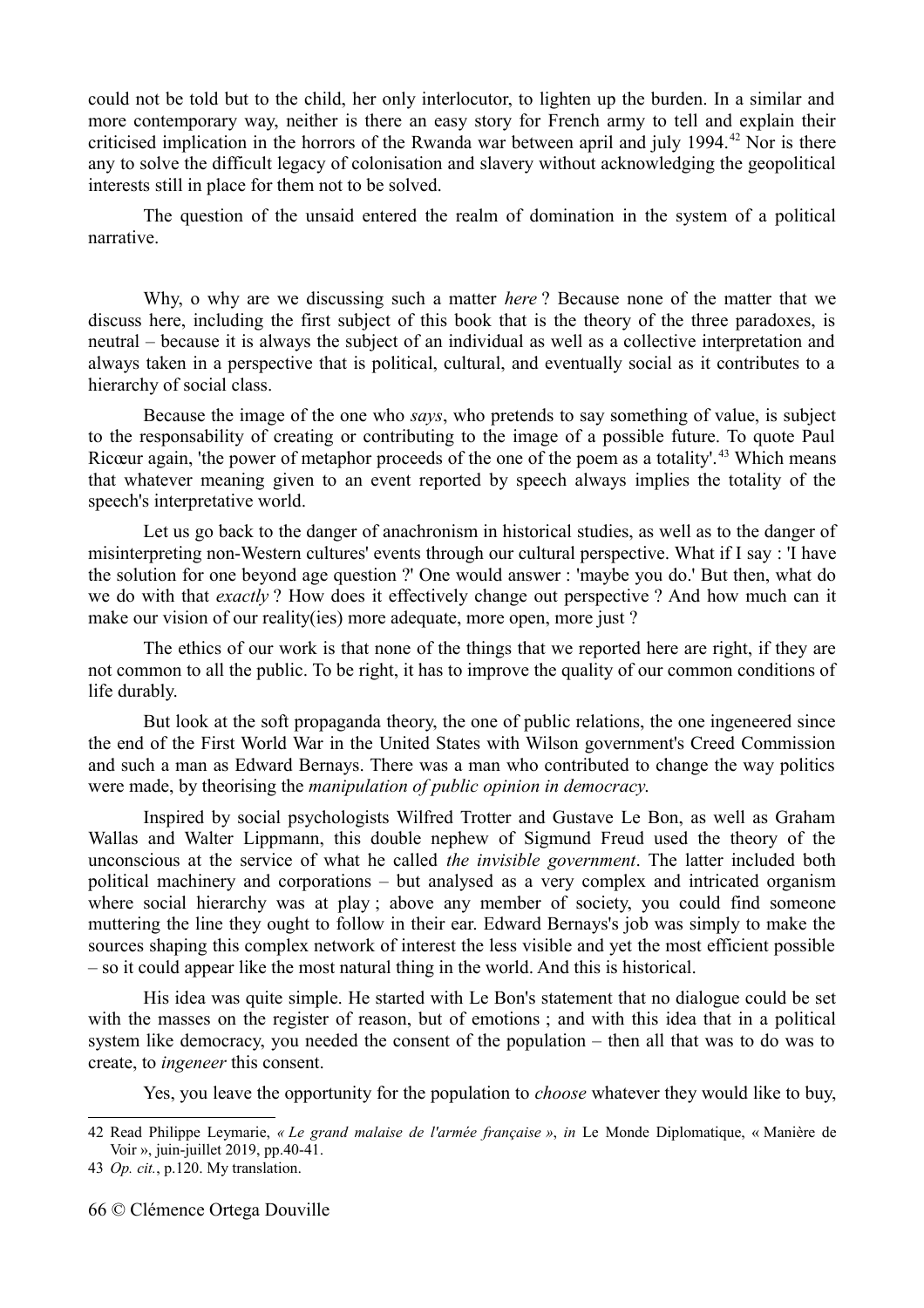could not be told but to the child, her only interlocutor, to lighten up the burden. In a similar and more contemporary way, neither is there an easy story for French army to tell and explain their criticised implication in the horrors of the Rwanda war between april and july 1994.[42] Nor is there any to solve the difficult legacy of colonisation and slavery without acknowledging the geopolitical interests still in place for them not to be solved.

The question of the unsaid entered the realm of domination in the system of a political narrative.

Why, o why are we discussing such a matter *here* ? Because none of the matter that we discuss here, including the first subject of this book that is the theory of the three paradoxes, is neutral – because it is always the subject of an individual as well as a collective interpretation and always taken in a perspective that is political, cultural, and eventually social as it contributes to a hierarchy of social class.

Because the image of the one who *says*, who pretends to say something of value, is subject to the responsability of creating or contributing to the image of a possible future. To quote Paul Ricœur again, 'the power of metaphor proceeds of the one of the poem as a totality'.[43] Which means that whatever meaning given to an event reported by speech always implies the totality of the speech's interpretative world.

Let us go back to the danger of anachronism in historical studies, as well as to the danger of misinterpreting non-Western cultures' events through our cultural perspective. What if I say : 'I have the solution for one beyond age question ?' One would answer : 'maybe you do.' But then, what do we do with that *exactly* ? How does it effectively change out perspective ? And how much can it make our vision of our reality(ies) more adequate, more open, more just ?

The ethics of our work is that none of the things that we reported here are right, if they are not common to all the public. To be right, it has to improve the quality of our common conditions of life durably.

But look at the soft propaganda theory, the one of public relations, the one ingeneered since the end of the First World War in the United States with Wilson government's Creed Commission and such a man as Edward Bernays. There was a man who contributed to change the way politics were made, by theorising the *manipulation of public opinion in democracy.*

Inspired by social psychologists Wilfred Trotter and Gustave Le Bon, as well as Graham Wallas and Walter Lippmann, this double nephew of Sigmund Freud used the theory of the unconscious at the service of what he called *the invisible government*. The latter included both political machinery and corporations – but analysed as a very complex and intricated organism where social hierarchy was at play ; above any member of society, you could find someone muttering the line they ought to follow in their ear. Edward Bernays's job was simply to make the sources shaping this complex network of interest the less visible and yet the most efficient possible – so it could appear like the most natural thing in the world. And this is historical.

His idea was quite simple. He started with Le Bon's statement that no dialogue could be set with the masses on the register of reason, but of emotions ; and with this idea that in a political system like democracy, you needed the consent of the population – then all that was to do was to create, to *ingeneer* this consent.

Yes, you leave the opportunity for the population to *choose* whatever they would like to buy,

---

42 Read Philippe Leymarie, *« Le grand malaise de l'armée française »*, *in* Le Monde Diplomatique, « Manière de Voir », juin-juillet 2019, pp.40-41.

43 *Op. cit.*, p.120. My translation.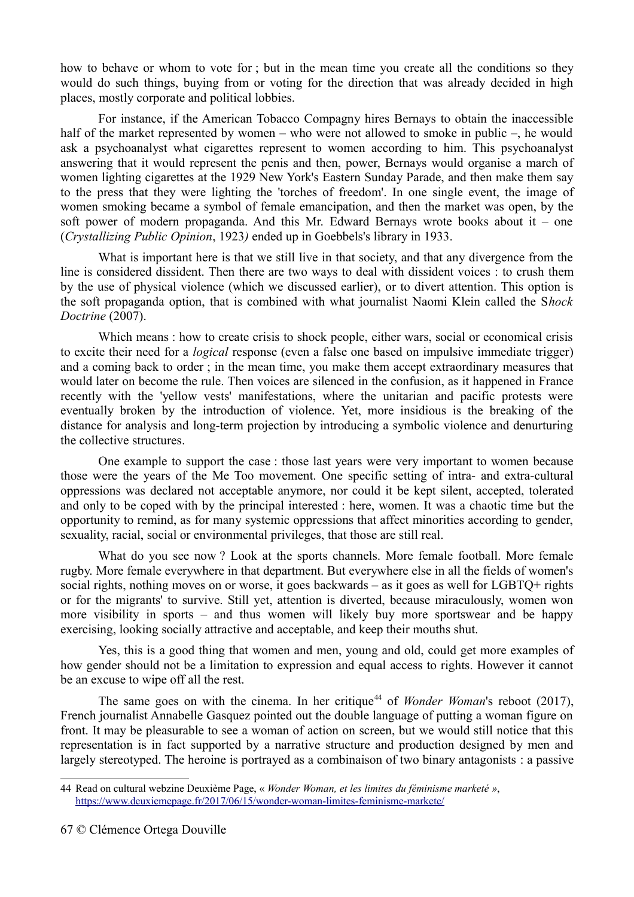how to behave or whom to vote for ; but in the mean time you create all the conditions so they would do such things, buying from or voting for the direction that was already decided in high places, mostly corporate and political lobbies.

For instance, if the American Tobacco Compagny hires Bernays to obtain the inaccessible half of the market represented by women – who were not allowed to smoke in public –, he would ask a psychoanalyst what cigarettes represent to women according to him. This psychoanalyst answering that it would represent the penis and then, power, Bernays would organise a march of women lighting cigarettes at the 1929 New York's Eastern Sunday Parade, and then make them say to the press that they were lighting the 'torches of freedom'. In one single event, the image of women smoking became a symbol of female emancipation, and then the market was open, by the soft power of modern propaganda. And this Mr. Edward Bernays wrote books about it – one (*Crystallizing Public Opinion*, 1923*)* ended up in Goebbels's library in 1933.

What is important here is that we still live in that society, and that any divergence from the line is considered dissident. Then there are two ways to deal with dissident voices : to crush them by the use of physical violence (which we discussed earlier), or to divert attention. This option is the soft propaganda option, that is combined with what journalist Naomi Klein called the S*hock Doctrine* (2007).

Which means : how to create crisis to shock people, either wars, social or economical crisis to excite their need for a *logical* response (even a false one based on impulsive immediate trigger) and a coming back to order ; in the mean time, you make them accept extraordinary measures that would later on become the rule. Then voices are silenced in the confusion, as it happened in France recently with the 'yellow vests' manifestations, where the unitarian and pacific protests were eventually broken by the introduction of violence. Yet, more insidious is the breaking of the distance for analysis and long-term projection by introducing a symbolic violence and denurturing the collective structures.

One example to support the case : those last years were very important to women because those were the years of the Me Too movement. One specific setting of intra- and extra-cultural oppressions was declared not acceptable anymore, nor could it be kept silent, accepted, tolerated and only to be coped with by the principal interested : here, women. It was a chaotic time but the opportunity to remind, as for many systemic oppressions that affect minorities according to gender, sexuality, racial, social or environmental privileges, that those are still real.

What do you see now ? Look at the sports channels. More female football. More female rugby. More female everywhere in that department. But everywhere else in all the fields of women's social rights, nothing moves on or worse, it goes backwards – as it goes as well for LGBTQ+ rights or for the migrants' to survive. Still yet, attention is diverted, because miraculously, women won more visibility in sports – and thus women will likely buy more sportswear and be happy exercising, looking socially attractive and acceptable, and keep their mouths shut.

Yes, this is a good thing that women and men, young and old, could get more examples of how gender should not be a limitation to expression and equal access to rights. However it cannot be an excuse to wipe off all the rest.

The same goes on with the cinema. In her critique[44] of *Wonder Woman*'s reboot (2017), French journalist Annabelle Gasquez pointed out the double language of putting a woman figure on front. It may be pleasurable to see a woman of action on screen, but we would still notice that this representation is in fact supported by a narrative structure and production designed by men and largely stereotyped. The heroine is portrayed as a combinaison of two binary antagonists : a passive

---

44 Read on cultural webzine Deuxième Page, « *Wonder Woman, et les limites du féminisme marketé »*, https://www.deuxiemepage.fr/2017/06/15/wonder-woman-limites-feminisme-markete/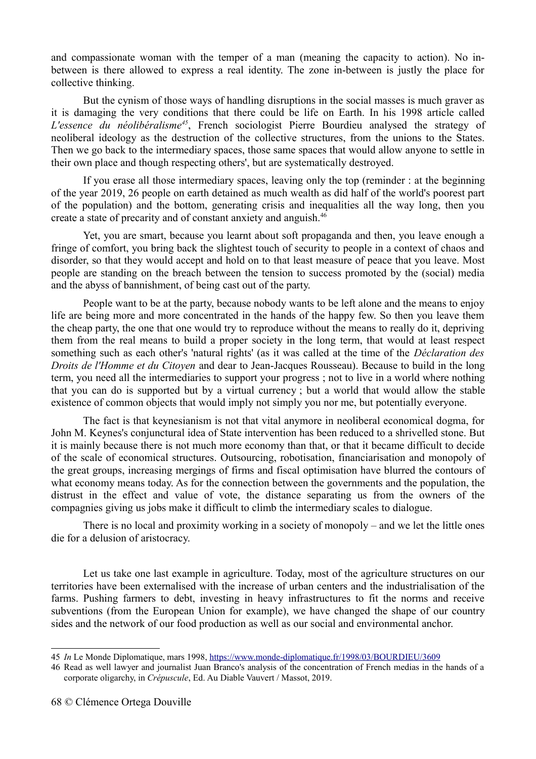and compassionate woman with the temper of a man (meaning the capacity to action). No in-between is there allowed to express a real identity. The zone in-between is justly the place for collective thinking.

But the cynism of those ways of handling disruptions in the social masses is much graver as it is damaging the very conditions that there could be life on Earth. In his 1998 article called *L'essence du néolibéralisme*[45], French sociologist Pierre Bourdieu analysed the strategy of neoliberal ideology as the destruction of the collective structures, from the unions to the States. Then we go back to the intermediary spaces, those same spaces that would allow anyone to settle in their own place and though respecting others', but are systematically destroyed.

If you erase all those intermediary spaces, leaving only the top (reminder : at the beginning of the year 2019, 26 people on earth detained as much wealth as did half of the world's poorest part of the population) and the bottom, generating crisis and inequalities all the way long, then you create a state of precarity and of constant anxiety and anguish.[46]

Yet, you are smart, because you learnt about soft propaganda and then, you leave enough a fringe of comfort, you bring back the slightest touch of security to people in a context of chaos and disorder, so that they would accept and hold on to that least measure of peace that you leave. Most people are standing on the breach between the tension to success promoted by the (social) media and the abyss of bannishment, of being cast out of the party.

People want to be at the party, because nobody wants to be left alone and the means to enjoy life are being more and more concentrated in the hands of the happy few. So then you leave them the cheap party, the one that one would try to reproduce without the means to really do it, depriving them from the real means to build a proper society in the long term, that would at least respect something such as each other's 'natural rights' (as it was called at the time of the *Déclaration des Droits de l'Homme et du Citoyen* and dear to Jean-Jacques Rousseau). Because to build in the long term, you need all the intermediaries to support your progress ; not to live in a world where nothing that you can do is supported but by a virtual currency ; but a world that would allow the stable existence of common objects that would imply not simply you nor me, but potentially everyone.

The fact is that keynesianism is not that vital anymore in neoliberal economical dogma, for John M. Keynes's conjunctural idea of State intervention has been reduced to a shrivelled stone. But it is mainly because there is not much more economy than that, or that it became difficult to decide of the scale of economical structures. Outsourcing, robotisation, financiarisation and monopoly of the great groups, increasing mergings of firms and fiscal optimisation have blurred the contours of what economy means today. As for the connection between the governments and the population, the distrust in the effect and value of vote, the distance separating us from the owners of the compagnies giving us jobs make it difficult to climb the intermediary scales to dialogue.

There is no local and proximity working in a society of monopoly – and we let the little ones die for a delusion of aristocracy.

Let us take one last example in agriculture. Today, most of the agriculture structures on our territories have been externalised with the increase of urban centers and the industrialisation of the farms. Pushing farmers to debt, investing in heavy infrastructures to fit the norms and receive subventions (from the European Union for example), we have changed the shape of our country sides and the network of our food production as well as our social and environmental anchor.

---

45 *In* Le Monde Diplomatique, mars 1998, https://www.monde-diplomatique.fr/1998/03/BOURDIEU/3609

46 Read as well lawyer and journalist Juan Branco's analysis of the concentration of French medias in the hands of a corporate oligarchy, in *Crépuscule*, Ed. Au Diable Vauvert / Massot, 2019.

68 © Clémence Ortega Douville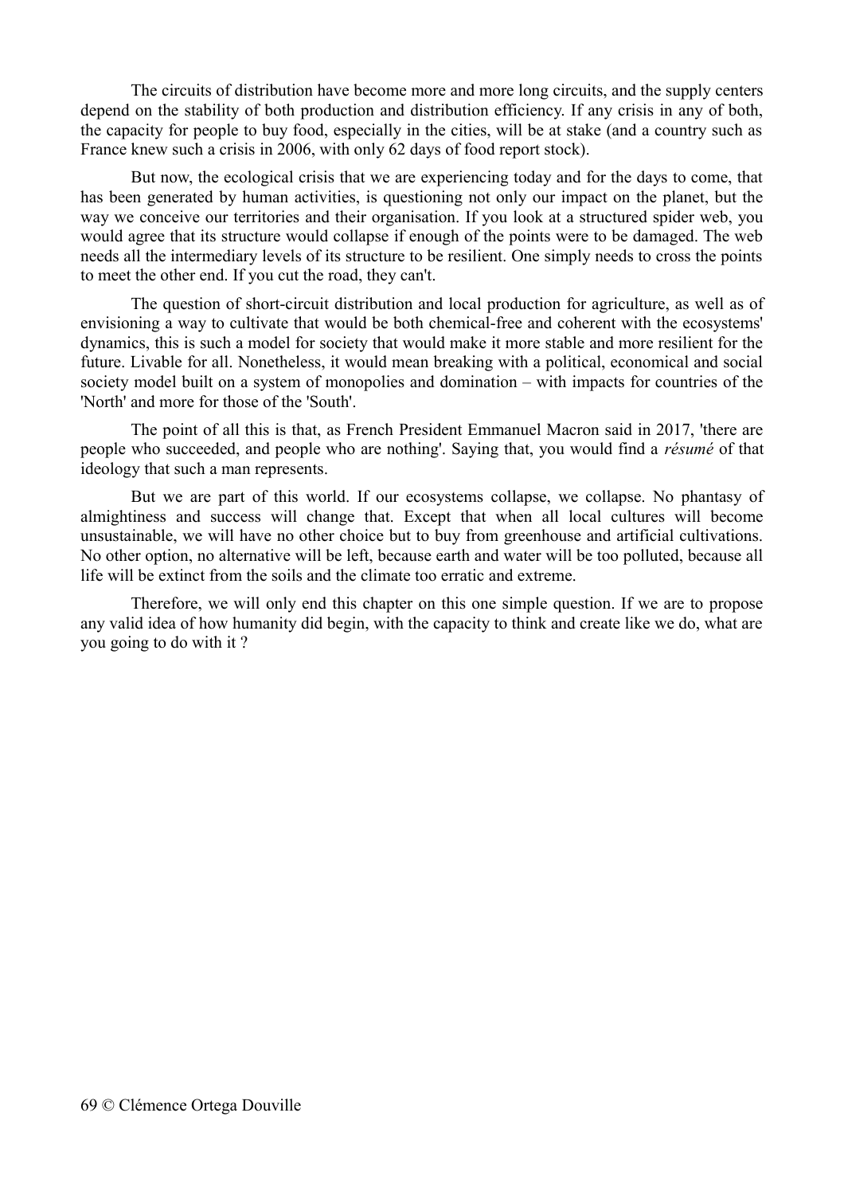The circuits of distribution have become more and more long circuits, and the supply centers depend on the stability of both production and distribution efficiency. If any crisis in any of both, the capacity for people to buy food, especially in the cities, will be at stake (and a country such as France knew such a crisis in 2006, with only 62 days of food report stock).

But now, the ecological crisis that we are experiencing today and for the days to come, that has been generated by human activities, is questioning not only our impact on the planet, but the way we conceive our territories and their organisation. If you look at a structured spider web, you would agree that its structure would collapse if enough of the points were to be damaged. The web needs all the intermediary levels of its structure to be resilient. One simply needs to cross the points to meet the other end. If you cut the road, they can't.

The question of short-circuit distribution and local production for agriculture, as well as of envisioning a way to cultivate that would be both chemical-free and coherent with the ecosystems' dynamics, this is such a model for society that would make it more stable and more resilient for the future. Livable for all. Nonetheless, it would mean breaking with a political, economical and social society model built on a system of monopolies and domination – with impacts for countries of the 'North' and more for those of the 'South'.

The point of all this is that, as French President Emmanuel Macron said in 2017, 'there are people who succeeded, and people who are nothing'. Saying that, you would find a *résumé* of that ideology that such a man represents.

But we are part of this world. If our ecosystems collapse, we collapse. No phantasy of almightiness and success will change that. Except that when all local cultures will become unsustainable, we will have no other choice but to buy from greenhouse and artificial cultivations. No other option, no alternative will be left, because earth and water will be too polluted, because all life will be extinct from the soils and the climate too erratic and extreme.

Therefore, we will only end this chapter on this one simple question. If we are to propose any valid idea of how humanity did begin, with the capacity to think and create like we do, what are you going to do with it ?

© Clémence Ortega Douville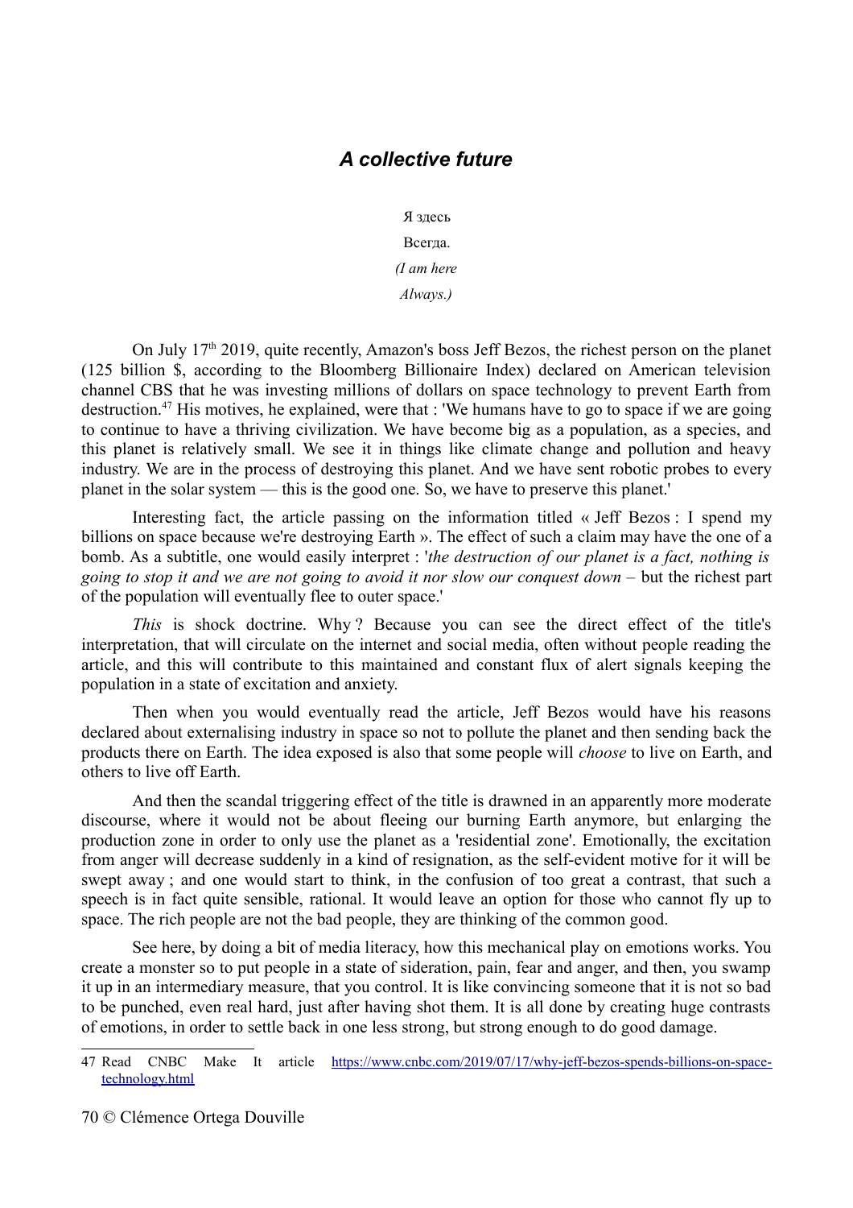## *A collective future*

Я здесь

Всегда.

*(I am here*

*Always.)*

On July 17th 2019, quite recently, Amazon's boss Jeff Bezos, the richest person on the planet (125 billion $, according to the Bloomberg Billionaire Index) declared on American television channel CBS that he was investing millions of dollars on space technology to prevent Earth from destruction.[47] His motives, he explained, were that : 'We humans have to go to space if we are going to continue to have a thriving civilization. We have become big as a population, as a species, and this planet is relatively small. We see it in things like climate change and pollution and heavy industry. We are in the process of destroying this planet. And we have sent robotic probes to every planet in the solar system — this is the good one. So, we have to preserve this planet.'

Interesting fact, the article passing on the information titled « Jeff Bezos : I spend my billions on space because we're destroying Earth ». The effect of such a claim may have the one of a bomb. As a subtitle, one would easily interpret : '*the destruction of our planet is a fact, nothing is going to stop it and we are not going to avoid it nor slow our conquest down* – but the richest part of the population will eventually flee to outer space.'

*This* is shock doctrine. Why ? Because you can see the direct effect of the title's interpretation, that will circulate on the internet and social media, often without people reading the article, and this will contribute to this maintained and constant flux of alert signals keeping the population in a state of excitation and anxiety.

Then when you would eventually read the article, Jeff Bezos would have his reasons declared about externalising industry in space so not to pollute the planet and then sending back the products there on Earth. The idea exposed is also that some people will *choose* to live on Earth, and others to live off Earth.

And then the scandal triggering effect of the title is drawned in an apparently more moderate discourse, where it would not be about fleeing our burning Earth anymore, but enlarging the production zone in order to only use the planet as a 'residential zone'. Emotionally, the excitation from anger will decrease suddenly in a kind of resignation, as the self-evident motive for it will be swept away ; and one would start to think, in the confusion of too great a contrast, that such a speech is in fact quite sensible, rational. It would leave an option for those who cannot fly up to space. The rich people are not the bad people, they are thinking of the common good.

See here, by doing a bit of media literacy, how this mechanical play on emotions works. You create a monster so to put people in a state of sideration, pain, fear and anger, and then, you swamp it up in an intermediary measure, that you control. It is like convincing someone that it is not so bad to be punched, even real hard, just after having shot them. It is all done by creating huge contrasts of emotions, in order to settle back in one less strong, but strong enough to do good damage.

---

47 Read CNBC Make It article https://www.cnbc.com/2019/07/17/why-jeff-bezos-spends-billions-on-space-technology.html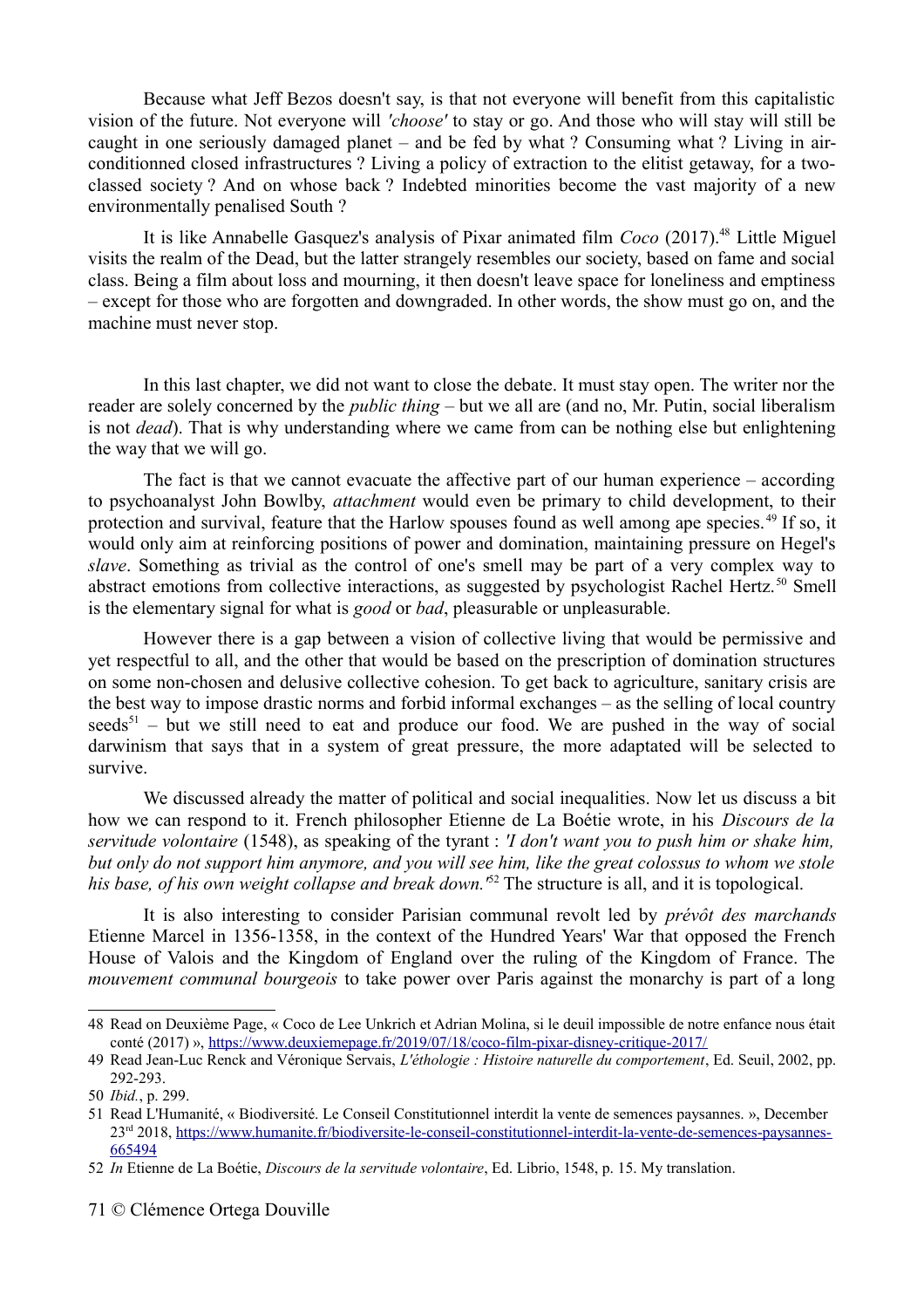Because what Jeff Bezos doesn't say, is that not everyone will benefit from this capitalistic vision of the future. Not everyone will *'choose'* to stay or go. And those who will stay will still be caught in one seriously damaged planet – and be fed by what ? Consuming what ? Living in air-conditionned closed infrastructures ? Living a policy of extraction to the elitist getaway, for a two-classed society ? And on whose back ? Indebted minorities become the vast majority of a new environmentally penalised South ?

It is like Annabelle Gasquez's analysis of Pixar animated film *Coco* (2017).[48] Little Miguel visits the realm of the Dead, but the latter strangely resembles our society, based on fame and social class. Being a film about loss and mourning, it then doesn't leave space for loneliness and emptiness – except for those who are forgotten and downgraded. In other words, the show must go on, and the machine must never stop.

In this last chapter, we did not want to close the debate. It must stay open. The writer nor the reader are solely concerned by the *public thing* – but we all are (and no, Mr. Putin, social liberalism is not *dead*). That is why understanding where we came from can be nothing else but enlightening the way that we will go.

The fact is that we cannot evacuate the affective part of our human experience – according to psychoanalyst John Bowlby, *attachment* would even be primary to child development, to their protection and survival, feature that the Harlow spouses found as well among ape species.[49] If so, it would only aim at reinforcing positions of power and domination, maintaining pressure on Hegel's *slave*. Something as trivial as the control of one's smell may be part of a very complex way to abstract emotions from collective interactions, as suggested by psychologist Rachel Hertz.[50] Smell is the elementary signal for what is *good* or *bad*, pleasurable or unpleasurable.

However there is a gap between a vision of collective living that would be permissive and yet respectful to all, and the other that would be based on the prescription of domination structures on some non-chosen and delusive collective cohesion. To get back to agriculture, sanitary crisis are the best way to impose drastic norms and forbid informal exchanges – as the selling of local country seeds[51] – but we still need to eat and produce our food. We are pushed in the way of social darwinism that says that in a system of great pressure, the more adaptated will be selected to survive.

We discussed already the matter of political and social inequalities. Now let us discuss a bit how we can respond to it. French philosopher Etienne de La Boétie wrote, in his *Discours de la servitude volontaire* (1548), as speaking of the tyrant : *'I don't want you to push him or shake him, but only do not support him anymore, and you will see him, like the great colossus to whom we stole his base, of his own weight collapse and break down.'*[52] The structure is all, and it is topological.

It is also interesting to consider Parisian communal revolt led by *prévôt des marchands* Etienne Marcel in 1356-1358, in the context of the Hundred Years' War that opposed the French House of Valois and the Kingdom of England over the ruling of the Kingdom of France. The *mouvement communal bourgeois* to take power over Paris against the monarchy is part of a long

---

48 Read on Deuxième Page, « Coco de Lee Unkrich et Adrian Molina, si le deuil impossible de notre enfance nous était conté (2017) », https://www.deuxiemepage.fr/2019/07/18/coco-film-pixar-disney-critique-2017/

49 Read Jean-Luc Renck and Véronique Servais, *L'éthologie : Histoire naturelle du comportement*, Ed. Seuil, 2002, pp. 292-293.

50 *Ibid.*, p. 299.

51 Read L'Humanité, « Biodiversité. Le Conseil Constitutionnel interdit la vente de semences paysannes. », December 23rd 2018, https://www.humanite.fr/biodiversite-le-conseil-constitutionnel-interdit-la-vente-de-semences-paysannes-665494

52 *In* Etienne de La Boétie, *Discours de la servitude volontaire*, Ed. Librio, 1548, p. 15. My translation.

© Clémence Ortega Douville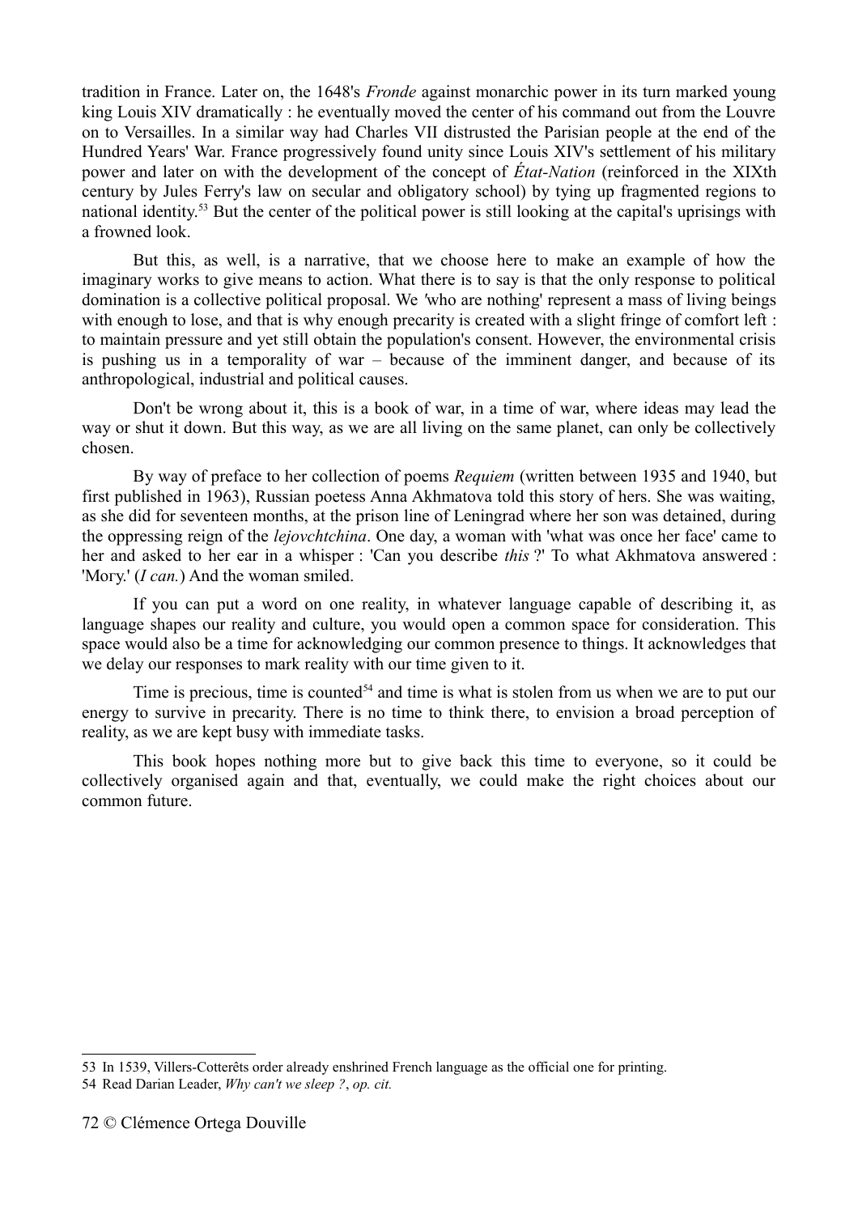tradition in France. Later on, the 1648's *Fronde* against monarchic power in its turn marked young king Louis XIV dramatically : he eventually moved the center of his command out from the Louvre on to Versailles. In a similar way had Charles VII distrusted the Parisian people at the end of the Hundred Years' War. France progressively found unity since Louis XIV's settlement of his military power and later on with the development of the concept of *État-Nation* (reinforced in the XIXth century by Jules Ferry's law on secular and obligatory school) by tying up fragmented regions to national identity.[53] But the center of the political power is still looking at the capital's uprisings with a frowned look.

But this, as well, is a narrative, that we choose here to make an example of how the imaginary works to give means to action. What there is to say is that the only response to political domination is a collective political proposal. We 'who are nothing' represent a mass of living beings with enough to lose, and that is why enough precarity is created with a slight fringe of comfort left : to maintain pressure and yet still obtain the population's consent. However, the environmental crisis is pushing us in a temporality of war – because of the imminent danger, and because of its anthropological, industrial and political causes.

Don't be wrong about it, this is a book of war, in a time of war, where ideas may lead the way or shut it down. But this way, as we are all living on the same planet, can only be collectively chosen.

By way of preface to her collection of poems *Requiem* (written between 1935 and 1940, but first published in 1963), Russian poetess Anna Akhmatova told this story of hers. She was waiting, as she did for seventeen months, at the prison line of Leningrad where her son was detained, during the oppressing reign of the *lejovchtchina*. One day, a woman with 'what was once her face' came to her and asked to her ear in a whisper : 'Can you describe *this* ?' To what Akhmatova answered : 'Mory.' (*I can.*) And the woman smiled.

If you can put a word on one reality, in whatever language capable of describing it, as language shapes our reality and culture, you would open a common space for consideration. This space would also be a time for acknowledging our common presence to things. It acknowledges that we delay our responses to mark reality with our time given to it.

Time is precious, time is counted[54] and time is what is stolen from us when we are to put our energy to survive in precarity. There is no time to think there, to envision a broad perception of reality, as we are kept busy with immediate tasks.

This book hopes nothing more but to give back this time to everyone, so it could be collectively organised again and that, eventually, we could make the right choices about our common future.

---

53 In 1539, Villers-Cotterêts order already enshrined French language as the official one for printing.

54 Read Darian Leader, *Why can't we sleep ?*, *op. cit.*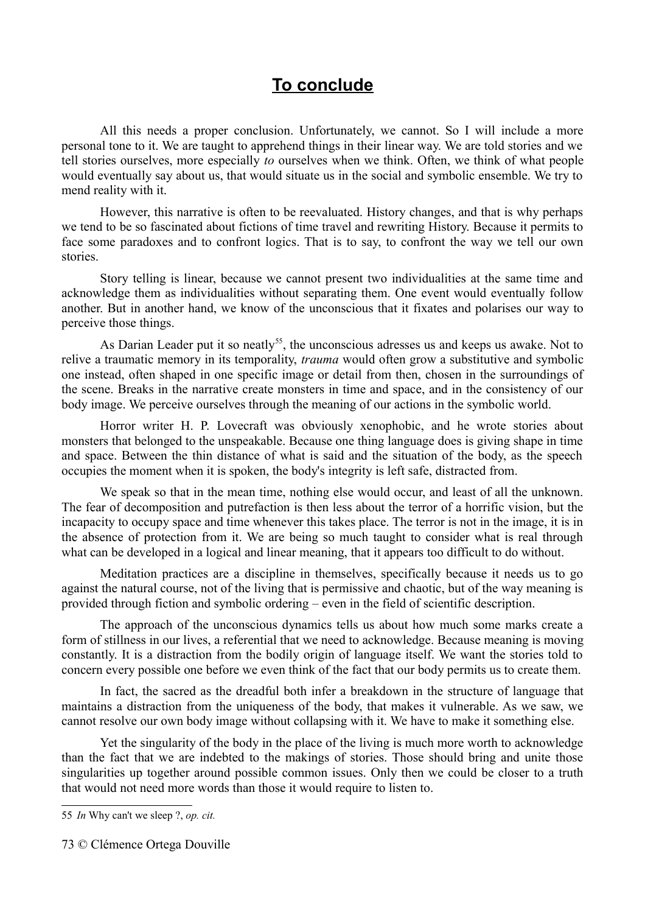# To conclude

All this needs a proper conclusion. Unfortunately, we cannot. So I will include a more personal tone to it. We are taught to apprehend things in their linear way. We are told stories and we tell stories ourselves, more especially *to* ourselves when we think. Often, we think of what people would eventually say about us, that would situate us in the social and symbolic ensemble. We try to mend reality with it.

However, this narrative is often to be reevaluated. History changes, and that is why perhaps we tend to be so fascinated about fictions of time travel and rewriting History. Because it permits to face some paradoxes and to confront logics. That is to say, to confront the way we tell our own stories.

Story telling is linear, because we cannot present two individualities at the same time and acknowledge them as individualities without separating them. One event would eventually follow another. But in another hand, we know of the unconscious that it fixates and polarises our way to perceive those things.

As Darian Leader put it so neatly[55], the unconscious adresses us and keeps us awake. Not to relive a traumatic memory in its temporality, *trauma* would often grow a substitutive and symbolic one instead, often shaped in one specific image or detail from then, chosen in the surroundings of the scene. Breaks in the narrative create monsters in time and space, and in the consistency of our body image. We perceive ourselves through the meaning of our actions in the symbolic world.

Horror writer H. P. Lovecraft was obviously xenophobic, and he wrote stories about monsters that belonged to the unspeakable. Because one thing language does is giving shape in time and space. Between the thin distance of what is said and the situation of the body, as the speech occupies the moment when it is spoken, the body's integrity is left safe, distracted from.

We speak so that in the mean time, nothing else would occur, and least of all the unknown. The fear of decomposition and putrefaction is then less about the terror of a horrific vision, but the incapacity to occupy space and time whenever this takes place. The terror is not in the image, it is in the absence of protection from it. We are being so much taught to consider what is real through what can be developed in a logical and linear meaning, that it appears too difficult to do without.

Meditation practices are a discipline in themselves, specifically because it needs us to go against the natural course, not of the living that is permissive and chaotic, but of the way meaning is provided through fiction and symbolic ordering – even in the field of scientific description.

The approach of the unconscious dynamics tells us about how much some marks create a form of stillness in our lives, a referential that we need to acknowledge. Because meaning is moving constantly. It is a distraction from the bodily origin of language itself. We want the stories told to concern every possible one before we even think of the fact that our body permits us to create them.

In fact, the sacred as the dreadful both infer a breakdown in the structure of language that maintains a distraction from the uniqueness of the body, that makes it vulnerable. As we saw, we cannot resolve our own body image without collapsing with it. We have to make it something else.

Yet the singularity of the body in the place of the living is much more worth to acknowledge than the fact that we are indebted to the makings of stories. Those should bring and unite those singularities up together around possible common issues. Only then we could be closer to a truth that would not need more words than those it would require to listen to.

---

55 *In* Why can't we sleep ?, *op. cit.*

© Clémence Ortega Douville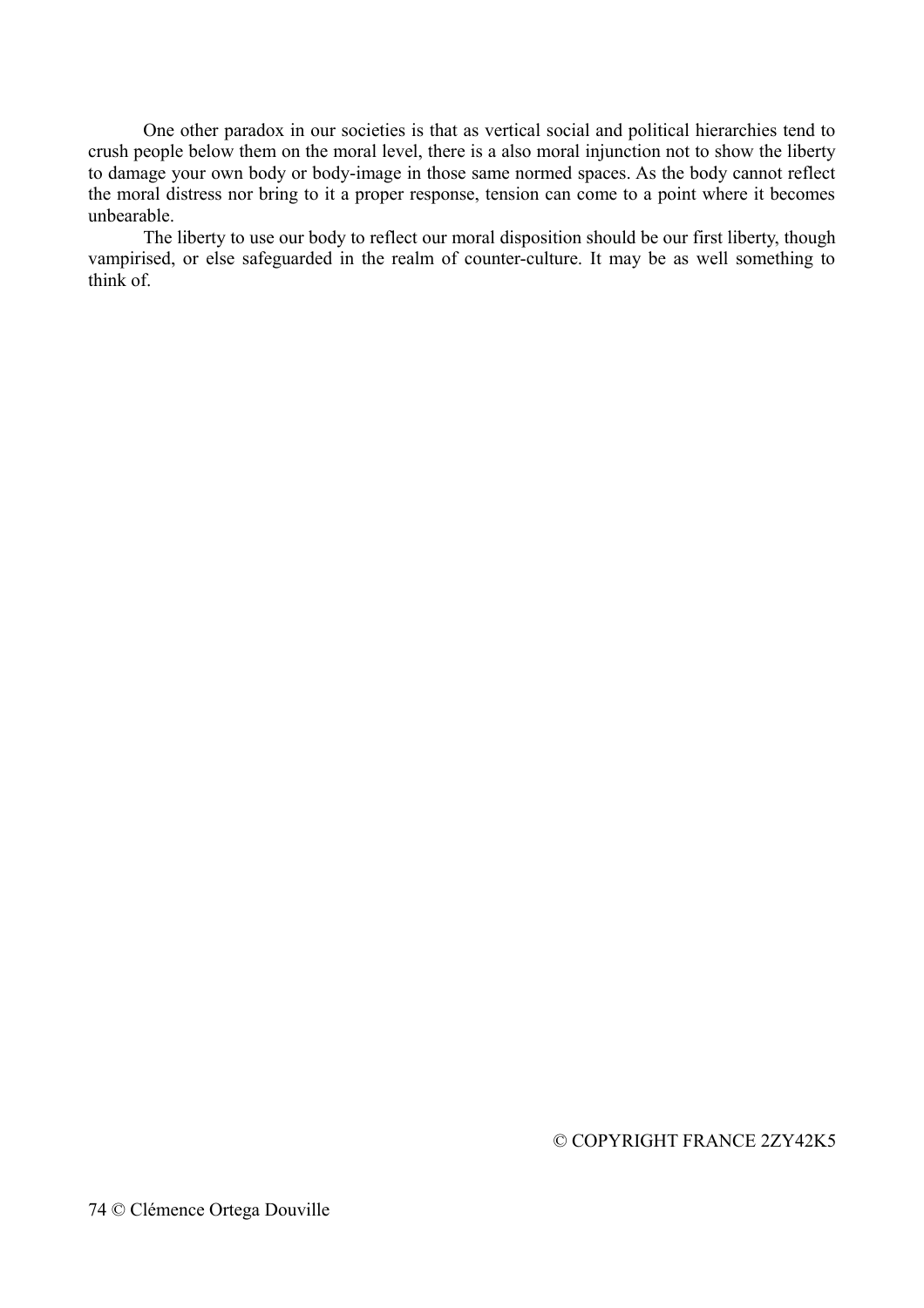One other paradox in our societies is that as vertical social and political hierarchies tend to crush people below them on the moral level, there is a also moral injunction not to show the liberty to damage your own body or body-image in those same normed spaces. As the body cannot reflect the moral distress nor bring to it a proper response, tension can come to a point where it becomes unbearable.

The liberty to use our body to reflect our moral disposition should be our first liberty, though vampirised, or else safeguarded in the realm of counter-culture. It may be as well something to think of.

© COPYRIGHT FRANCE 2ZY42K5